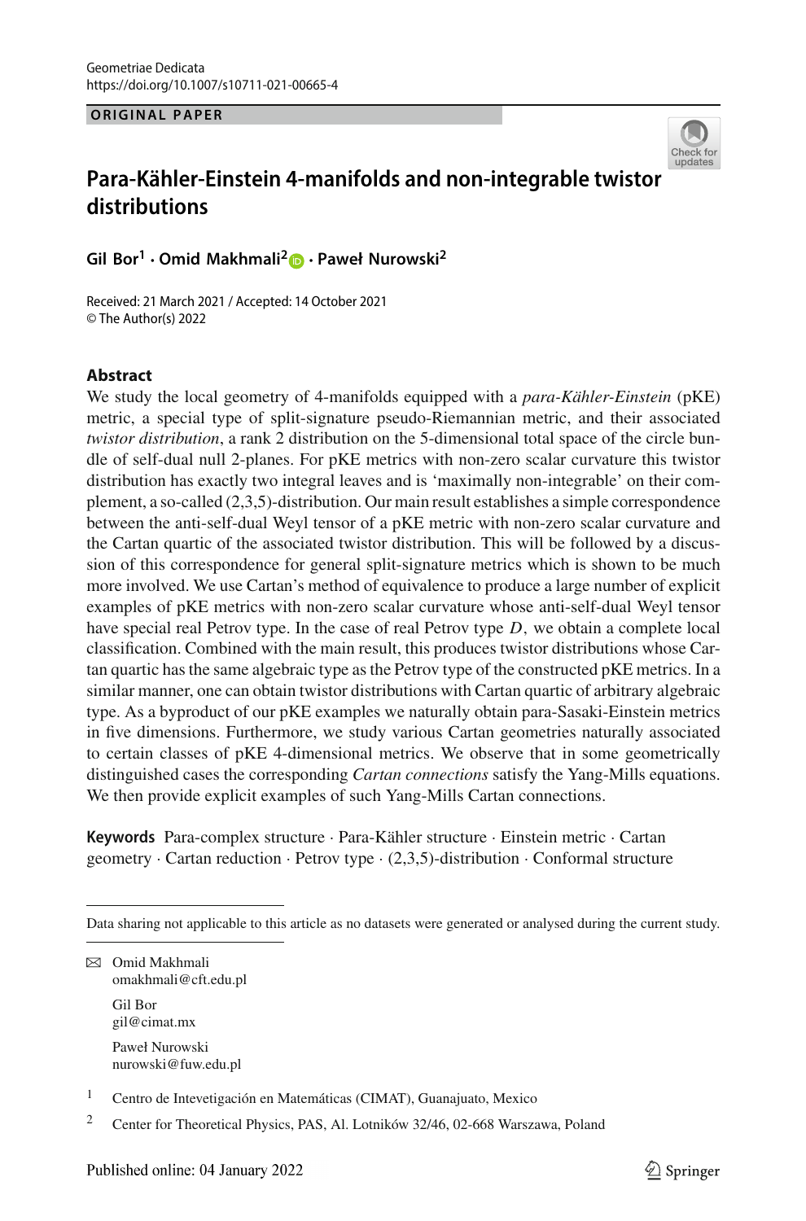Geometriae Dedicata
https://doi.org/10.1007/s10711-021-00665-4

**ORIGINAL PAPER**

# Para-Kähler-Einstein 4-manifolds and non-integrable twistor distributions

**Gil Bor[1] · Omid Makhmali[2] · Paweł Nurowski[2]**

Received: 21 March 2021 / Accepted: 14 October 2021
© The Author(s) 2022

## Abstract

We study the local geometry of 4-manifolds equipped with a *para-Kähler-Einstein* (pKE) metric, a special type of split-signature pseudo-Riemannian metric, and their associated *twistor distribution*, a rank 2 distribution on the 5-dimensional total space of the circle bundle of self-dual null 2-planes. For pKE metrics with non-zero scalar curvature this twistor distribution has exactly two integral leaves and is 'maximally non-integrable' on their complement, a so-called (2,3,5)-distribution. Our main result establishes a simple correspondence between the anti-self-dual Weyl tensor of a pKE metric with non-zero scalar curvature and the Cartan quartic of the associated twistor distribution. This will be followed by a discussion of this correspondence for general split-signature metrics which is shown to be much more involved. We use Cartan's method of equivalence to produce a large number of explicit examples of pKE metrics with non-zero scalar curvature whose anti-self-dual Weyl tensor have special real Petrov type. In the case of real Petrov type $D$, we obtain a complete local classification. Combined with the main result, this produces twistor distributions whose Cartan quartic has the same algebraic type as the Petrov type of the constructed pKE metrics. In a similar manner, one can obtain twistor distributions with Cartan quartic of arbitrary algebraic type. As a byproduct of our pKE examples we naturally obtain para-Sasaki-Einstein metrics in five dimensions. Furthermore, we study various Cartan geometries naturally associated to certain classes of pKE 4-dimensional metrics. We observe that in some geometrically distinguished cases the corresponding *Cartan connections* satisfy the Yang-Mills equations. We then provide explicit examples of such Yang-Mills Cartan connections.

**Keywords** Para-complex structure · Para-Kähler structure · Einstein metric · Cartan geometry · Cartan reduction · Petrov type · (2,3,5)-distribution · Conformal structure

Data sharing not applicable to this article as no datasets were generated or analysed during the current study.

✉ Omid Makhmali
omakhmali@cft.edu.pl

Gil Bor
gil@cimat.mx

Paweł Nurowski
nurowski@fuw.edu.pl

[1] Centro de Intevetigación en Matemáticas (CIMAT), Guanajuato, Mexico

[2] Center for Theoretical Physics, PAS, Al. Lotników 32/46, 02-668 Warszawa, Poland

Published online: 04 January 2022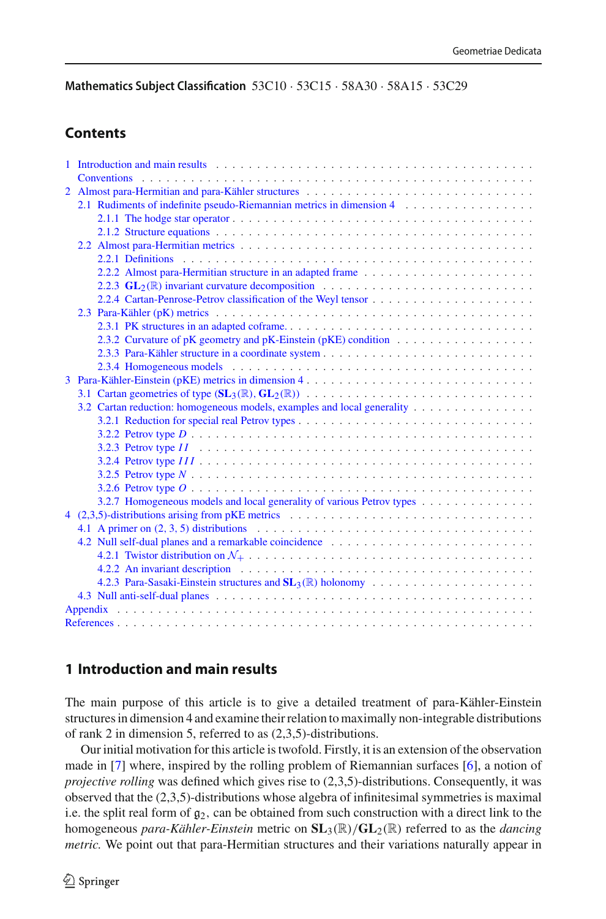**Mathematics Subject Classification** 53C10 · 53C15 · 58A30 · 58A15 · 53C29

## Contents

- 1 Introduction and main results
  - Conventions
- 2 Almost para-Hermitian and para-Kähler structures
  - 2.1 Rudiments of indefinite pseudo-Riemannian metrics in dimension 4
    - 2.1.1 The hodge star operator
    - 2.1.2 Structure equations
  - 2.2 Almost para-Hermitian metrics
    - 2.2.1 Definitions
    - 2.2.2 Almost para-Hermitian structure in an adapted frame
    - 2.2.3 $\mathbf{GL}_2(\mathbb{R})$ invariant curvature decomposition
    - 2.2.4 Cartan-Penrose-Petrov classification of the Weyl tensor
  - 2.3 Para-Kähler (pK) metrics
    - 2.3.1 PK structures in an adapted coframe.
    - 2.3.2 Curvature of pK geometry and pK-Einstein (pKE) condition
    - 2.3.3 Para-Kähler structure in a coordinate system
    - 2.3.4 Homogeneous models
- 3 Para-Kähler-Einstein (pKE) metrics in dimension 4
  - 3.1 Cartan geometries of type $(\mathbf{SL}_3(\mathbb{R}), \mathbf{GL}_2(\mathbb{R}))$
  - 3.2 Cartan reduction: homogeneous models, examples and local generality
    - 3.2.1 Reduction for special real Petrov types
    - 3.2.2 Petrov type $D$
    - 3.2.3 Petrov type $II$
    - 3.2.4 Petrov type $III$
    - 3.2.5 Petrov type $N$
    - 3.2.6 Petrov type $O$
    - 3.2.7 Homogeneous models and local generality of various Petrov types
- 4 (2,3,5)-distributions arising from pKE metrics
  - 4.1 A primer on $(2, 3, 5)$ distributions
  - 4.2 Null self-dual planes and a remarkable coincidence
    - 4.2.1 Twistor distribution on $\mathcal{N}_+$
    - 4.2.2 An invariant description
    - 4.2.3 Para-Sasaki-Einstein structures and $\mathbf{SL}_3(\mathbb{R})$ holonomy
  - 4.3 Null anti-self-dual planes
- Appendix
- References

## 1 Introduction and main results

The main purpose of this article is to give a detailed treatment of para-Kähler-Einstein structures in dimension 4 and examine their relation to maximally non-integrable distributions of rank 2 in dimension 5, referred to as (2,3,5)-distributions.

Our initial motivation for this article is twofold. Firstly, it is an extension of the observation made in [7] where, inspired by the rolling problem of Riemannian surfaces [6], a notion of *projective rolling* was defined which gives rise to (2,3,5)-distributions. Consequently, it was observed that the (2,3,5)-distributions whose algebra of infinitesimal symmetries is maximal i.e. the split real form of $\mathfrak{g}_2$, can be obtained from such construction with a direct link to the homogeneous *para-Kähler-Einstein* metric on $\mathbf{SL}_3(\mathbb{R})/\mathbf{GL}_2(\mathbb{R})$ referred to as the *dancing metric.* We point out that para-Hermitian structures and their variations naturally appear in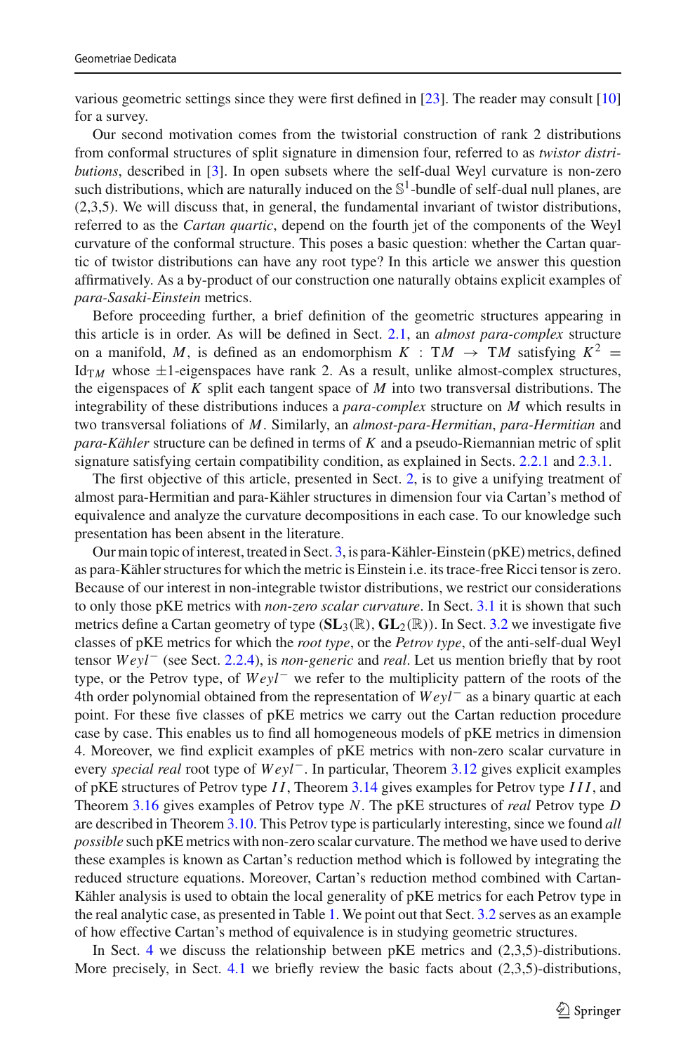various geometric settings since they were first defined in [23]. The reader may consult [10] for a survey.

Our second motivation comes from the twistorial construction of rank 2 distributions from conformal structures of split signature in dimension four, referred to as *twistor distributions*, described in [3]. In open subsets where the self-dual Weyl curvature is non-zero such distributions, which are naturally induced on the $\mathbb{S}^1$-bundle of self-dual null planes, are (2,3,5). We will discuss that, in general, the fundamental invariant of twistor distributions, referred to as the *Cartan quartic*, depend on the fourth jet of the components of the Weyl curvature of the conformal structure. This poses a basic question: whether the Cartan quartic of twistor distributions can have any root type? In this article we answer this question affirmatively. As a by-product of our construction one naturally obtains explicit examples of *para-Sasaki-Einstein* metrics.

Before proceeding further, a brief definition of the geometric structures appearing in this article is in order. As will be defined in Sect. 2.1, an *almost para-complex* structure on a manifold, $M$, is defined as an endomorphism $K : \mathrm{T}M \to \mathrm{T}M$ satisfying $K^2 = \mathrm{Id}_{\mathrm{T}M}$ whose $\pm 1$-eigenspaces have rank 2. As a result, unlike almost-complex structures, the eigenspaces of $K$ split each tangent space of $M$ into two transversal distributions. The integrability of these distributions induces a *para-complex* structure on $M$ which results in two transversal foliations of $M$. Similarly, an *almost-para-Hermitian*, *para-Hermitian* and *para-Kähler* structure can be defined in terms of $K$ and a pseudo-Riemannian metric of split signature satisfying certain compatibility condition, as explained in Sects. 2.2.1 and 2.3.1.

The first objective of this article, presented in Sect. 2, is to give a unifying treatment of almost para-Hermitian and para-Kähler structures in dimension four via Cartan's method of equivalence and analyze the curvature decompositions in each case. To our knowledge such presentation has been absent in the literature.

Our main topic of interest, treated in Sect. 3, is para-Kähler-Einstein (pKE) metrics, defined as para-Kähler structures for which the metric is Einstein i.e. its trace-free Ricci tensor is zero. Because of our interest in non-integrable twistor distributions, we restrict our considerations to only those pKE metrics with *non-zero scalar curvature*. In Sect. 3.1 it is shown that such metrics define a Cartan geometry of type $(\mathbf{SL}_3(\mathbb{R}), \mathbf{GL}_2(\mathbb{R}))$. In Sect. 3.2 we investigate five classes of pKE metrics for which the *root type*, or the *Petrov type*, of the anti-self-dual Weyl tensor $Weyl^-$ (see Sect. 2.2.4), is *non-generic* and *real*. Let us mention briefly that by root type, or the Petrov type, of $Weyl^-$ we refer to the multiplicity pattern of the roots of the 4th order polynomial obtained from the representation of $Weyl^-$ as a binary quartic at each point. For these five classes of pKE metrics we carry out the Cartan reduction procedure case by case. This enables us to find all homogeneous models of pKE metrics in dimension 4. Moreover, we find explicit examples of pKE metrics with non-zero scalar curvature in every *special real* root type of $Weyl^-$. In particular, Theorem 3.12 gives explicit examples of pKE structures of Petrov type $II$, Theorem 3.14 gives examples for Petrov type $III$, and Theorem 3.16 gives examples of Petrov type $N$. The pKE structures of *real* Petrov type $D$ are described in Theorem 3.10. This Petrov type is particularly interesting, since we found *all possible* such pKE metrics with non-zero scalar curvature. The method we have used to derive these examples is known as Cartan's reduction method which is followed by integrating the reduced structure equations. Moreover, Cartan's reduction method combined with Cartan-Kähler analysis is used to obtain the local generality of pKE metrics for each Petrov type in the real analytic case, as presented in Table 1. We point out that Sect. 3.2 serves as an example of how effective Cartan's method of equivalence is in studying geometric structures.

In Sect. 4 we discuss the relationship between pKE metrics and (2,3,5)-distributions. More precisely, in Sect. 4.1 we briefly review the basic facts about (2,3,5)-distributions,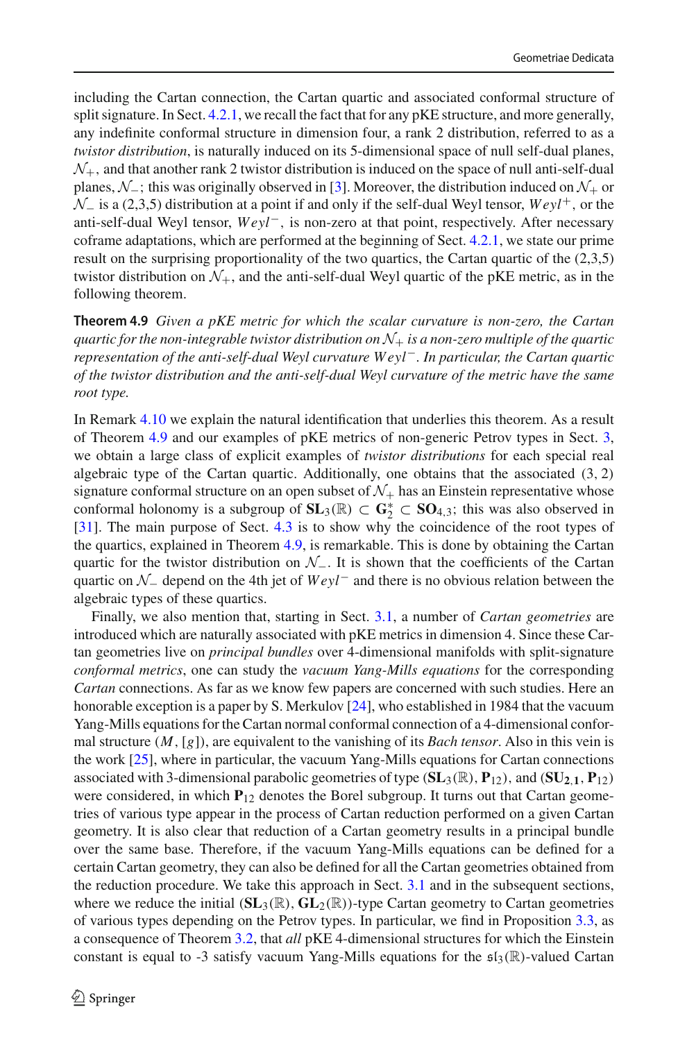including the Cartan connection, the Cartan quartic and associated conformal structure of split signature. In Sect. 4.2.1, we recall the fact that for any pKE structure, and more generally, any indefinite conformal structure in dimension four, a rank 2 distribution, referred to as a *twistor distribution*, is naturally induced on its 5-dimensional space of null self-dual planes, $\mathcal{N}_+$, and that another rank 2 twistor distribution is induced on the space of null anti-self-dual planes, $\mathcal{N}_-$; this was originally observed in [3]. Moreover, the distribution induced on $\mathcal{N}_+$ or $\mathcal{N}_-$ is a (2,3,5) distribution at a point if and only if the self-dual Weyl tensor, $Weyl^+$, or the anti-self-dual Weyl tensor, $Weyl^-$, is non-zero at that point, respectively. After necessary coframe adaptations, which are performed at the beginning of Sect. 4.2.1, we state our prime result on the surprising proportionality of the two quartics, the Cartan quartic of the (2,3,5) twistor distribution on $\mathcal{N}_+$, and the anti-self-dual Weyl quartic of the pKE metric, as in the following theorem.

**Theorem 4.9** *Given a pKE metric for which the scalar curvature is non-zero, the Cartan quartic for the non-integrable twistor distribution on $\mathcal{N}_+$ is a non-zero multiple of the quartic representation of the anti-self-dual Weyl curvature $Weyl^-$. In particular, the Cartan quartic of the twistor distribution and the anti-self-dual Weyl curvature of the metric have the same root type.*

In Remark 4.10 we explain the natural identification that underlies this theorem. As a result of Theorem 4.9 and our examples of pKE metrics of non-generic Petrov types in Sect. 3, we obtain a large class of explicit examples of *twistor distributions* for each special real algebraic type of the Cartan quartic. Additionally, one obtains that the associated (3, 2) signature conformal structure on an open subset of $\mathcal{N}_+$ has an Einstein representative whose conformal holonomy is a subgroup of $\mathbf{SL}_3(\mathbb{R}) \subset \mathbf{G}_2^* \subset \mathbf{SO}_{4,3}$; this was also observed in [31]. The main purpose of Sect. 4.3 is to show why the coincidence of the root types of the quartics, explained in Theorem 4.9, is remarkable. This is done by obtaining the Cartan quartic for the twistor distribution on $\mathcal{N}_-$. It is shown that the coefficients of the Cartan quartic on $\mathcal{N}_-$ depend on the 4th jet of $Weyl^-$ and there is no obvious relation between the algebraic types of these quartics.

Finally, we also mention that, starting in Sect. 3.1, a number of *Cartan geometries* are introduced which are naturally associated with pKE metrics in dimension 4. Since these Cartan geometries live on *principal bundles* over 4-dimensional manifolds with split-signature *conformal metrics*, one can study the *vacuum Yang-Mills equations* for the corresponding *Cartan* connections. As far as we know few papers are concerned with such studies. Here an honorable exception is a paper by S. Merkulov [24], who established in 1984 that the vacuum Yang-Mills equations for the Cartan normal conformal connection of a 4-dimensional conformal structure $(M, [g])$, are equivalent to the vanishing of its *Bach tensor*. Also in this vein is the work [25], where in particular, the vacuum Yang-Mills equations for Cartan connections associated with 3-dimensional parabolic geometries of type $(\mathbf{SL}_3(\mathbb{R}), \mathbf{P}_{12})$, and $(\mathbf{SU}_{\mathbf{2,1}}, \mathbf{P}_{12})$ were considered, in which $\mathbf{P}_{12}$ denotes the Borel subgroup. It turns out that Cartan geometries of various type appear in the process of Cartan reduction performed on a given Cartan geometry. It is also clear that reduction of a Cartan geometry results in a principal bundle over the same base. Therefore, if the vacuum Yang-Mills equations can be defined for a certain Cartan geometry, they can also be defined for all the Cartan geometries obtained from the reduction procedure. We take this approach in Sect. 3.1 and in the subsequent sections, where we reduce the initial $(\mathbf{SL}_3(\mathbb{R}), \mathbf{GL}_2(\mathbb{R}))$-type Cartan geometry to Cartan geometries of various types depending on the Petrov types. In particular, we find in Proposition 3.3, as a consequence of Theorem 3.2, that *all* pKE 4-dimensional structures for which the Einstein constant is equal to -3 satisfy vacuum Yang-Mills equations for the $\mathfrak{sl}_3(\mathbb{R})$-valued Cartan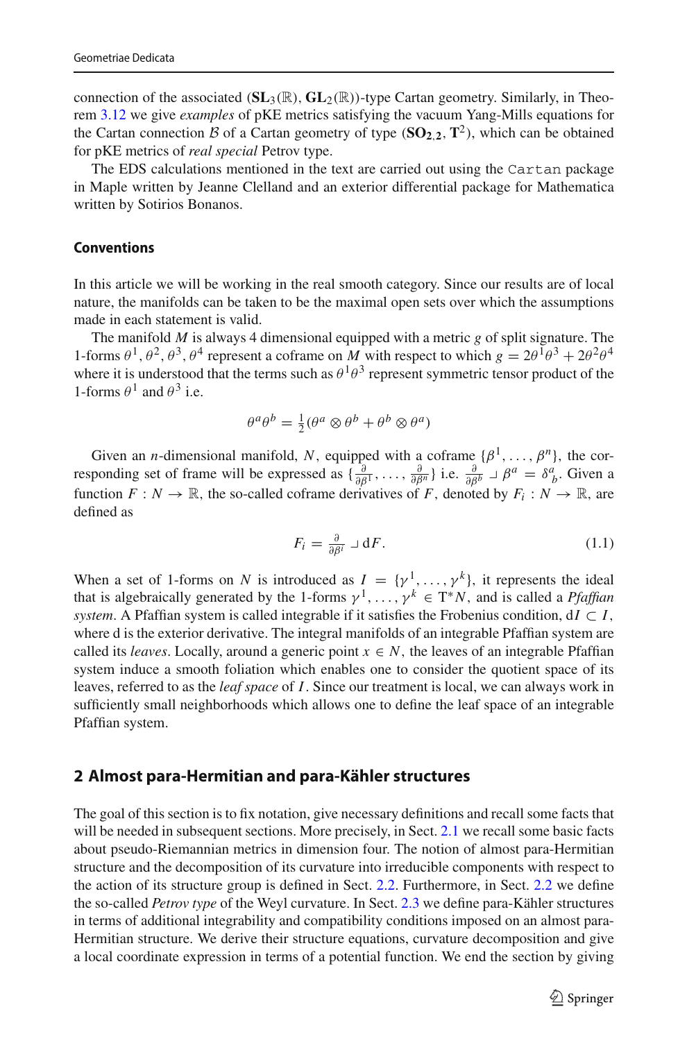connection of the associated $(\mathbf{SL}_3(\mathbb{R}), \mathbf{GL}_2(\mathbb{R}))$-type Cartan geometry. Similarly, in Theorem 3.12 we give *examples* of pKE metrics satisfying the vacuum Yang-Mills equations for the Cartan connection $\mathcal{B}$ of a Cartan geometry of type $(\mathbf{SO_{2,2}}, \mathbf{T}^2)$, which can be obtained for pKE metrics of *real special* Petrov type.

The EDS calculations mentioned in the text are carried out using the `Cartan` package in Maple written by Jeanne Clelland and an exterior differential package for Mathematica written by Sotirios Bonanos.

### Conventions

In this article we will be working in the real smooth category. Since our results are of local nature, the manifolds can be taken to be the maximal open sets over which the assumptions made in each statement is valid.

The manifold $M$ is always 4 dimensional equipped with a metric $g$ of split signature. The 1-forms $\theta^1, \theta^2, \theta^3, \theta^4$ represent a coframe on $M$ with respect to which $g = 2\theta^1\theta^3 + 2\theta^2\theta^4$ where it is understood that the terms such as $\theta^1\theta^3$ represent symmetric tensor product of the 1-forms $\theta^1$ and $\theta^3$ i.e.

$$\theta^a\theta^b = \tfrac{1}{2}(\theta^a \otimes \theta^b + \theta^b \otimes \theta^a)$$

Given an $n$-dimensional manifold, $N$, equipped with a coframe $\{\beta^1, \ldots, \beta^n\}$, the corresponding set of frame will be expressed as $\{\frac{\partial}{\partial \beta^1}, \ldots, \frac{\partial}{\partial \beta^n}\}$ i.e. $\frac{\partial}{\partial \beta^b} \lrcorner\, \beta^a = \delta^a_{\ b}$. Given a function $F : N \to \mathbb{R}$, the so-called coframe derivatives of $F$, denoted by $F_i : N \to \mathbb{R}$, are defined as

$$F_i = \tfrac{\partial}{\partial \beta^i} \lrcorner\, \mathrm{d}F. \tag{1.1}$$

When a set of 1-forms on $N$ is introduced as $I = \{\gamma^1, \ldots, \gamma^k\}$, it represents the ideal that is algebraically generated by the 1-forms $\gamma^1, \ldots, \gamma^k \in \mathrm{T}^*N$, and is called a *Pfaffian system*. A Pfaffian system is called integrable if it satisfies the Frobenius condition, $\mathrm{d}I \subset I$, where d is the exterior derivative. The integral manifolds of an integrable Pfaffian system are called its *leaves*. Locally, around a generic point $x \in N$, the leaves of an integrable Pfaffian system induce a smooth foliation which enables one to consider the quotient space of its leaves, referred to as the *leaf space* of $I$. Since our treatment is local, we can always work in sufficiently small neighborhoods which allows one to define the leaf space of an integrable Pfaffian system.

## 2 Almost para-Hermitian and para-Kähler structures

The goal of this section is to fix notation, give necessary definitions and recall some facts that will be needed in subsequent sections. More precisely, in Sect. 2.1 we recall some basic facts about pseudo-Riemannian metrics in dimension four. The notion of almost para-Hermitian structure and the decomposition of its curvature into irreducible components with respect to the action of its structure group is defined in Sect. 2.2. Furthermore, in Sect. 2.2 we define the so-called *Petrov type* of the Weyl curvature. In Sect. 2.3 we define para-Kähler structures in terms of additional integrability and compatibility conditions imposed on an almost para-Hermitian structure. We derive their structure equations, curvature decomposition and give a local coordinate expression in terms of a potential function. We end the section by giving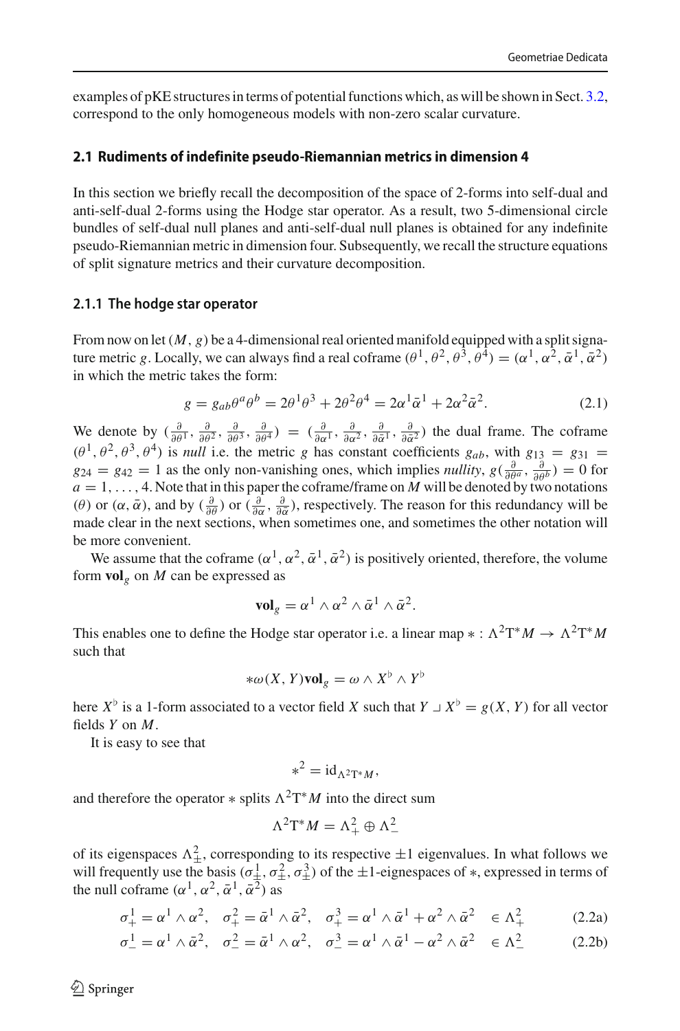examples of pKE structures in terms of potential functions which, as will be shown in Sect. 3.2, correspond to the only homogeneous models with non-zero scalar curvature.

## 2.1 Rudiments of indefinite pseudo-Riemannian metrics in dimension 4

In this section we briefly recall the decomposition of the space of 2-forms into self-dual and anti-self-dual 2-forms using the Hodge star operator. As a result, two 5-dimensional circle bundles of self-dual null planes and anti-self-dual null planes is obtained for any indefinite pseudo-Riemannian metric in dimension four. Subsequently, we recall the structure equations of split signature metrics and their curvature decomposition.

### 2.1.1 The hodge star operator

From now on let $(M, g)$ be a 4-dimensional real oriented manifold equipped with a split signature metric $g$. Locally, we can always find a real coframe $(\theta^1, \theta^2, \theta^3, \theta^4) = (\alpha^1, \alpha^2, \bar{\alpha}^1, \bar{\alpha}^2)$ in which the metric takes the form:

$$g = g_{ab}\theta^a\theta^b = 2\theta^1\theta^3 + 2\theta^2\theta^4 = 2\alpha^1\bar{\alpha}^1 + 2\alpha^2\bar{\alpha}^2. \tag{2.1}$$

We denote by $(\frac{\partial}{\partial\theta^1}, \frac{\partial}{\partial\theta^2}, \frac{\partial}{\partial\theta^3}, \frac{\partial}{\partial\theta^4}) = (\frac{\partial}{\partial\alpha^1}, \frac{\partial}{\partial\alpha^2}, \frac{\partial}{\partial\bar{\alpha}^1}, \frac{\partial}{\partial\bar{\alpha}^2})$ the dual frame. The coframe $(\theta^1, \theta^2, \theta^3, \theta^4)$ is *null* i.e. the metric $g$ has constant coefficients $g_{ab}$, with $g_{13} = g_{31} = g_{24} = g_{42} = 1$ as the only non-vanishing ones, which implies *nullity*, $g(\frac{\partial}{\partial\theta^a}, \frac{\partial}{\partial\theta^b}) = 0$ for $a = 1, \ldots, 4$. Note that in this paper the coframe/frame on $M$ will be denoted by two notations $(\theta)$ or $(\alpha, \bar{\alpha})$, and by $(\frac{\partial}{\partial\theta})$ or $(\frac{\partial}{\partial\alpha}, \frac{\partial}{\partial\bar{\alpha}})$, respectively. The reason for this redundancy will be made clear in the next sections, when sometimes one, and sometimes the other notation will be more convenient.

We assume that the coframe $(\alpha^1, \alpha^2, \bar{\alpha}^1, \bar{\alpha}^2)$ is positively oriented, therefore, the volume form $\mathbf{vol}_g$ on $M$ can be expressed as

$$\mathbf{vol}_g = \alpha^1 \wedge \alpha^2 \wedge \bar{\alpha}^1 \wedge \bar{\alpha}^2.$$

This enables one to define the Hodge star operator i.e. a linear map $* : \Lambda^2 \mathrm{T}^* M \to \Lambda^2 \mathrm{T}^* M$ such that

$$*\omega(X, Y)\mathbf{vol}_g = \omega \wedge X^\flat \wedge Y^\flat$$

here $X^\flat$ is a 1-form associated to a vector field $X$ such that $Y \lrcorner X^\flat = g(X, Y)$ for all vector fields $Y$ on $M$.

It is easy to see that

$$*^2 = \mathrm{id}_{\Lambda^2 \mathrm{T}^* M},$$

and therefore the operator $*$ splits $\Lambda^2 \mathrm{T}^* M$ into the direct sum

$$\Lambda^2 \mathrm{T}^* M = \Lambda^2_+ \oplus \Lambda^2_-$$

of its eigenspaces $\Lambda^2_\pm$, corresponding to its respective $\pm 1$ eigenvalues. In what follows we will frequently use the basis $(\sigma^1_\pm, \sigma^2_\pm, \sigma^3_\pm)$ of the $\pm 1$-eignespaces of $*$, expressed in terms of the null coframe $(\alpha^1, \alpha^2, \bar{\alpha}^1, \bar{\alpha}^2)$ as

$$\sigma^1_+ = \alpha^1 \wedge \alpha^2, \quad \sigma^2_+ = \bar{\alpha}^1 \wedge \bar{\alpha}^2, \quad \sigma^3_+ = \alpha^1 \wedge \bar{\alpha}^1 + \alpha^2 \wedge \bar{\alpha}^2 \quad \in \Lambda^2_+ \tag{2.2a}$$

$$\sigma^1_- = \alpha^1 \wedge \bar{\alpha}^2, \quad \sigma^2_- = \bar{\alpha}^1 \wedge \alpha^2, \quad \sigma^3_- = \alpha^1 \wedge \bar{\alpha}^1 - \alpha^2 \wedge \bar{\alpha}^2 \quad \in \Lambda^2_- \tag{2.2b}$$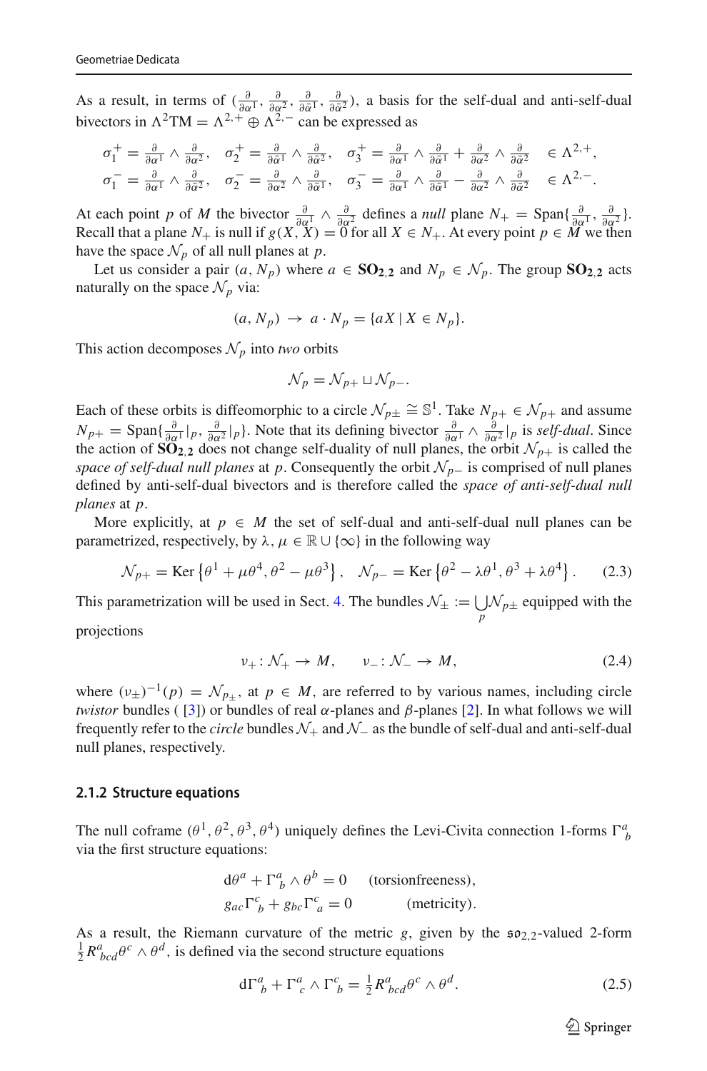As a result, in terms of $(\frac{\partial}{\partial \alpha^1}, \frac{\partial}{\partial \alpha^2}, \frac{\partial}{\partial \bar{\alpha}^1}, \frac{\partial}{\partial \bar{\alpha}^2})$, a basis for the self-dual and anti-self-dual bivectors in $\Lambda^2 \mathrm{TM} = \Lambda^{2,+} \oplus \Lambda^{2,-}$ can be expressed as

$$
\begin{aligned}
\sigma_1^+ &= \tfrac{\partial}{\partial \alpha^1} \wedge \tfrac{\partial}{\partial \alpha^2}, \quad \sigma_2^+ = \tfrac{\partial}{\partial \bar{\alpha}^1} \wedge \tfrac{\partial}{\partial \bar{\alpha}^2}, \quad \sigma_3^+ = \tfrac{\partial}{\partial \alpha^1} \wedge \tfrac{\partial}{\partial \bar{\alpha}^1} + \tfrac{\partial}{\partial \alpha^2} \wedge \tfrac{\partial}{\partial \bar{\alpha}^2} \quad \in \Lambda^{2,+},\\
\sigma_1^- &= \tfrac{\partial}{\partial \alpha^1} \wedge \tfrac{\partial}{\partial \bar{\alpha}^2}, \quad \sigma_2^- = \tfrac{\partial}{\partial \alpha^2} \wedge \tfrac{\partial}{\partial \bar{\alpha}^1}, \quad \sigma_3^- = \tfrac{\partial}{\partial \alpha^1} \wedge \tfrac{\partial}{\partial \bar{\alpha}^1} - \tfrac{\partial}{\partial \alpha^2} \wedge \tfrac{\partial}{\partial \bar{\alpha}^2} \quad \in \Lambda^{2,-}.
\end{aligned}
$$

At each point $p$ of $M$ the bivector $\frac{\partial}{\partial \alpha^1} \wedge \frac{\partial}{\partial \alpha^2}$ defines a *null* plane $N_+ = \mathrm{Span}\{\frac{\partial}{\partial \alpha^1}, \frac{\partial}{\partial \alpha^2}\}$. Recall that a plane $N_+$ is null if $g(X, X) = 0$ for all $X \in N_+$. At every point $p \in M$ we then have the space $\mathcal{N}_p$ of all null planes at $p$.

Let us consider a pair $(a, N_p)$ where $a \in \mathbf{SO_{2,2}}$ and $N_p \in \mathcal{N}_p$. The group $\mathbf{SO_{2,2}}$ acts naturally on the space $\mathcal{N}_p$ via:

$$
(a, N_p) \;\to\; a \cdot N_p = \{aX \mid X \in N_p\}.
$$

This action decomposes $\mathcal{N}_p$ into *two* orbits

$$
\mathcal{N}_p = \mathcal{N}_{p+} \sqcup \mathcal{N}_{p-}.
$$

Each of these orbits is diffeomorphic to a circle $\mathcal{N}_{p\pm} \cong \mathbb{S}^1$. Take $N_{p+} \in \mathcal{N}_{p+}$ and assume $N_{p+} = \mathrm{Span}\{\frac{\partial}{\partial \alpha^1}|_p, \frac{\partial}{\partial \alpha^2}|_p\}$. Note that its defining bivector $\frac{\partial}{\partial \alpha^1} \wedge \frac{\partial}{\partial \alpha^2}|_p$ is *self-dual*. Since the action of $\mathbf{SO_{2,2}}$ does not change self-duality of null planes, the orbit $\mathcal{N}_{p+}$ is called the *space of self-dual null planes* at $p$. Consequently the orbit $\mathcal{N}_{p-}$ is comprised of null planes defined by anti-self-dual bivectors and is therefore called the *space of anti-self-dual null planes* at $p$.

More explicitly, at $p \in M$ the set of self-dual and anti-self-dual null planes can be parametrized, respectively, by $\lambda, \mu \in \mathbb{R} \cup \{\infty\}$ in the following way

$$
\mathcal{N}_{p+} = \mathrm{Ker}\left\{\theta^1 + \mu\theta^4, \theta^2 - \mu\theta^3\right\}, \quad \mathcal{N}_{p-} = \mathrm{Ker}\left\{\theta^2 - \lambda\theta^1, \theta^3 + \lambda\theta^4\right\}. \tag{2.3}
$$

This parametrization will be used in Sect. 4. The bundles $\mathcal{N}_\pm := \bigcup_p \mathcal{N}_{p\pm}$ equipped with the projections

$$
\nu_+ \colon \mathcal{N}_+ \to M, \qquad \nu_- \colon \mathcal{N}_- \to M, \tag{2.4}
$$

where $(\nu_\pm)^{-1}(p) = \mathcal{N}_{p_\pm}$, at $p \in M$, are referred to by various names, including circle *twistor* bundles ( [3]) or bundles of real $\alpha$-planes and $\beta$-planes [2]. In what follows we will frequently refer to the *circle* bundles $\mathcal{N}_+$ and $\mathcal{N}_-$ as the bundle of self-dual and anti-self-dual null planes, respectively.

### 2.1.2 Structure equations

The null coframe $(\theta^1, \theta^2, \theta^3, \theta^4)$ uniquely defines the Levi-Civita connection 1-forms $\Gamma^a{}_b$ via the first structure equations:

$$
\begin{aligned}
\mathrm{d}\theta^a + \Gamma^a{}_b \wedge \theta^b &= 0 \qquad \text{(torsionfreeness)},\\
g_{ac}\Gamma^c{}_b + g_{bc}\Gamma^c{}_a &= 0 \qquad \text{(metricity)}.
\end{aligned}
$$

As a result, the Riemann curvature of the metric $g$, given by the $\mathfrak{so}_{2,2}$-valued 2-form $\frac{1}{2}R^a{}_{bcd}\theta^c \wedge \theta^d$, is defined via the second structure equations

$$
\mathrm{d}\Gamma^a{}_b + \Gamma^a{}_c \wedge \Gamma^c{}_b = \tfrac{1}{2}R^a{}_{bcd}\theta^c \wedge \theta^d. \tag{2.5}
$$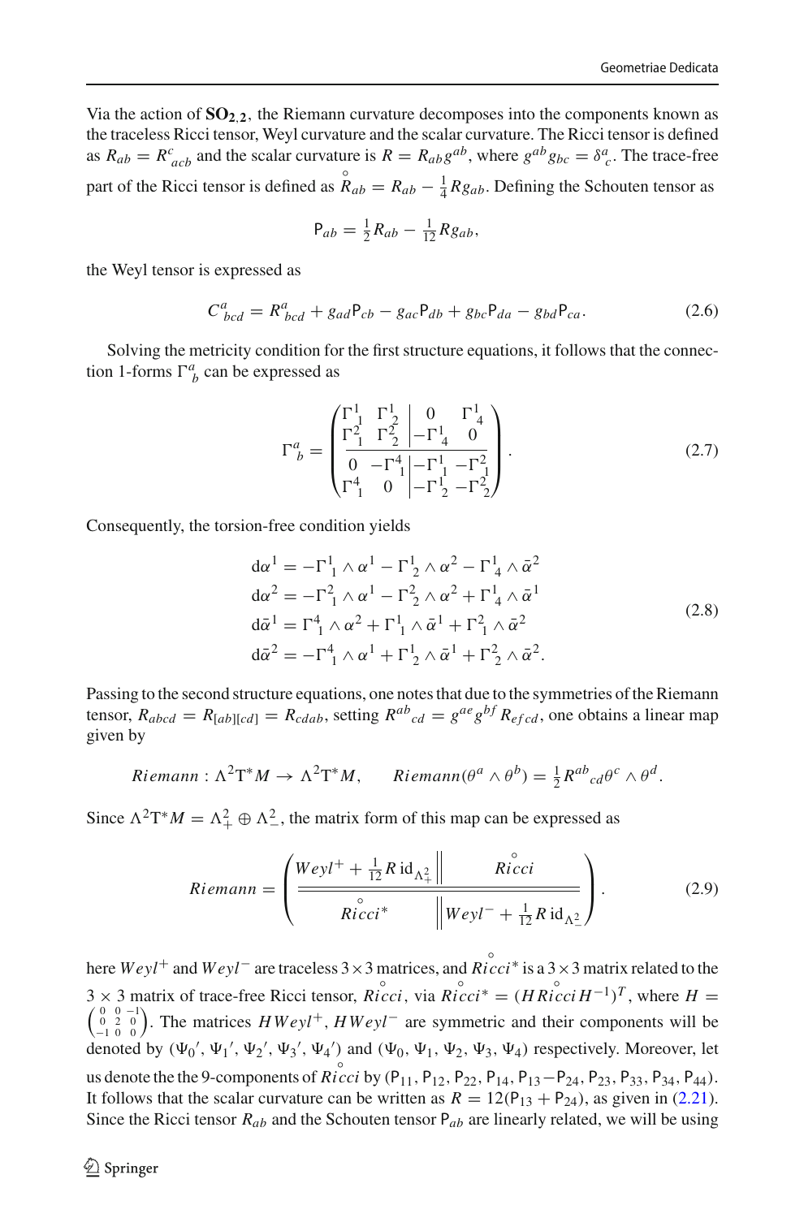Via the action of $\mathbf{SO_{2,2}}$, the Riemann curvature decomposes into the components known as the traceless Ricci tensor, Weyl curvature and the scalar curvature. The Ricci tensor is defined as $R_{ab} = R^c{}_{acb}$ and the scalar curvature is $R = R_{ab}g^{ab}$, where $g^{ab}g_{bc} = \delta^a{}_c$. The trace-free part of the Ricci tensor is defined as $\overset{\circ}{R}_{ab} = R_{ab} - \frac{1}{4}Rg_{ab}$. Defining the Schouten tensor as

$$\mathsf{P}_{ab} = \tfrac{1}{2}R_{ab} - \tfrac{1}{12}Rg_{ab},$$

the Weyl tensor is expressed as

$$C^a{}_{bcd} = R^a{}_{bcd} + g_{ad}\mathsf{P}_{cb} - g_{ac}\mathsf{P}_{db} + g_{bc}\mathsf{P}_{da} - g_{bd}\mathsf{P}_{ca}. \tag{2.6}$$

Solving the metricity condition for the first structure equations, it follows that the connection 1-forms $\Gamma^a{}_b$ can be expressed as

$$\Gamma^a{}_b = \left(\begin{array}{cc|cc} \Gamma^1{}_1 & \Gamma^1{}_2 & 0 & \Gamma^1{}_4 \\ \Gamma^2{}_1 & \Gamma^2{}_2 & -\Gamma^1{}_4 & 0 \\ \hline 0 & -\Gamma^4{}_1 & -\Gamma^1{}_1 & -\Gamma^2{}_1 \\ \Gamma^4{}_1 & 0 & -\Gamma^1{}_2 & -\Gamma^2{}_2 \end{array}\right). \tag{2.7}$$

Consequently, the torsion-free condition yields

$$\begin{aligned}
\mathrm{d}\alpha^1 &= -\Gamma^1{}_1 \wedge \alpha^1 - \Gamma^1{}_2 \wedge \alpha^2 - \Gamma^1{}_4 \wedge \bar{\alpha}^2 \\
\mathrm{d}\alpha^2 &= -\Gamma^2{}_1 \wedge \alpha^1 - \Gamma^2{}_2 \wedge \alpha^2 + \Gamma^1{}_4 \wedge \bar{\alpha}^1 \\
\mathrm{d}\bar{\alpha}^1 &= \Gamma^4{}_1 \wedge \alpha^2 + \Gamma^1{}_1 \wedge \bar{\alpha}^1 + \Gamma^2{}_1 \wedge \bar{\alpha}^2 \\
\mathrm{d}\bar{\alpha}^2 &= -\Gamma^4{}_1 \wedge \alpha^1 + \Gamma^1{}_2 \wedge \bar{\alpha}^1 + \Gamma^2{}_2 \wedge \bar{\alpha}^2.
\end{aligned} \tag{2.8}$$

Passing to the second structure equations, one notes that due to the symmetries of the Riemann tensor, $R_{abcd} = R_{[ab][cd]} = R_{cdab}$, setting $R^{ab}{}_{cd} = g^{ae}g^{bf}R_{efcd}$, one obtains a linear map given by

$$Riemann : \Lambda^2\mathrm{T}^*M \to \Lambda^2\mathrm{T}^*M, \qquad Riemann(\theta^a \wedge \theta^b) = \tfrac{1}{2}R^{ab}{}_{cd}\theta^c \wedge \theta^d.$$

Since $\Lambda^2\mathrm{T}^*M = \Lambda^2_+ \oplus \Lambda^2_-$, the matrix form of this map can be expressed as

$$Riemann = \left(\begin{array}{c||c} Weyl^+ + \frac{1}{12}R\,\mathrm{id}_{\Lambda^2_+} & \overset{\circ}{Ricci} \\ \hline\hline \overset{\circ}{Ricci}{}^* & Weyl^- + \frac{1}{12}R\,\mathrm{id}_{\Lambda^2_-} \end{array}\right). \tag{2.9}$$

here $Weyl^+$ and $Weyl^-$ are traceless $3\times3$ matrices, and $\overset{\circ}{Ricci}{}^*$ is a $3\times3$ matrix related to the $3\times3$ matrix of trace-free Ricci tensor, $\overset{\circ}{Ricci}$, via $\overset{\circ}{Ricci}{}^* = (H\overset{\circ}{Ricci}H^{-1})^T$, where $H = \left(\begin{smallmatrix} 0 & 0 & -1 \\ 0 & 2 & 0 \\ -1 & 0 & 0 \end{smallmatrix}\right)$. The matrices $HWeyl^+$, $HWeyl^-$ are symmetric and their components will be denoted by $(\Psi_0{}', \Psi_1{}', \Psi_2{}', \Psi_3{}', \Psi_4{}')$ and $(\Psi_0, \Psi_1, \Psi_2, \Psi_3, \Psi_4)$ respectively. Moreover, let us denote the the 9-components of $\overset{\circ}{Ricci}$ by $(\mathsf{P}_{11}, \mathsf{P}_{12}, \mathsf{P}_{22}, \mathsf{P}_{14}, \mathsf{P}_{13}-\mathsf{P}_{24}, \mathsf{P}_{23}, \mathsf{P}_{33}, \mathsf{P}_{34}, \mathsf{P}_{44})$. It follows that the scalar curvature can be written as $R = 12(\mathsf{P}_{13} + \mathsf{P}_{24})$, as given in (2.21). Since the Ricci tensor $R_{ab}$ and the Schouten tensor $\mathsf{P}_{ab}$ are linearly related, we will be using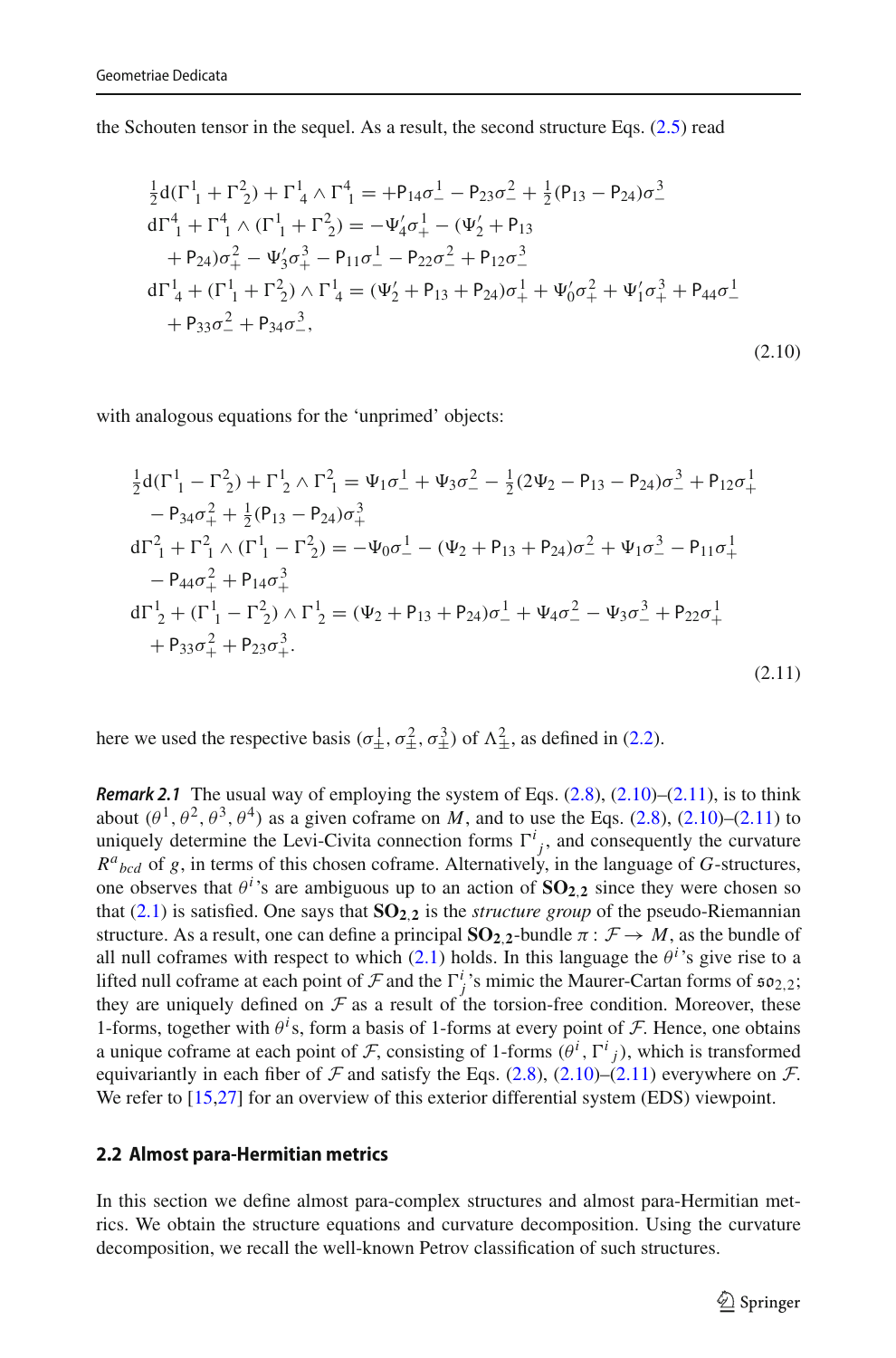the Schouten tensor in the sequel. As a result, the second structure Eqs. (2.5) read

$$
\begin{aligned}
&\tfrac{1}{2}\mathrm{d}(\Gamma^1{}_1+\Gamma^2{}_2)+\Gamma^1{}_4\wedge\Gamma^4{}_1=+\mathsf{P}_{14}\sigma^1_- -\mathsf{P}_{23}\sigma^2_- +\tfrac{1}{2}(\mathsf{P}_{13}-\mathsf{P}_{24})\sigma^3_-\\
&\mathrm{d}\Gamma^4{}_1+\Gamma^4{}_1\wedge(\Gamma^1{}_1+\Gamma^2{}_2)=-\Psi'_4\sigma^1_+ -(\Psi'_2+\mathsf{P}_{13}\\
&\quad+\mathsf{P}_{24})\sigma^2_+ -\Psi'_3\sigma^3_+ -\mathsf{P}_{11}\sigma^1_- -\mathsf{P}_{22}\sigma^2_- +\mathsf{P}_{12}\sigma^3_-\\
&\mathrm{d}\Gamma^1{}_4+(\Gamma^1{}_1+\Gamma^2{}_2)\wedge\Gamma^1{}_4=(\Psi'_2+\mathsf{P}_{13}+\mathsf{P}_{24})\sigma^1_+ +\Psi'_0\sigma^2_+ +\Psi'_1\sigma^3_+ +\mathsf{P}_{44}\sigma^1_-\\
&\quad+\mathsf{P}_{33}\sigma^2_- +\mathsf{P}_{34}\sigma^3_-,
\end{aligned}
\tag{2.10}
$$

with analogous equations for the 'unprimed' objects:

$$
\begin{aligned}
&\tfrac{1}{2}\mathrm{d}(\Gamma^1{}_1-\Gamma^2{}_2)+\Gamma^1{}_2\wedge\Gamma^2{}_1=\Psi_1\sigma^1_- +\Psi_3\sigma^2_- -\tfrac{1}{2}(2\Psi_2-\mathsf{P}_{13}-\mathsf{P}_{24})\sigma^3_- +\mathsf{P}_{12}\sigma^1_+\\
&\quad-\mathsf{P}_{34}\sigma^2_+ +\tfrac{1}{2}(\mathsf{P}_{13}-\mathsf{P}_{24})\sigma^3_+\\
&\mathrm{d}\Gamma^2{}_1+\Gamma^2{}_1\wedge(\Gamma^1{}_1-\Gamma^2{}_2)=-\Psi_0\sigma^1_- -(\Psi_2+\mathsf{P}_{13}+\mathsf{P}_{24})\sigma^2_- +\Psi_1\sigma^3_- -\mathsf{P}_{11}\sigma^1_+\\
&\quad-\mathsf{P}_{44}\sigma^2_+ +\mathsf{P}_{14}\sigma^3_+\\
&\mathrm{d}\Gamma^1{}_2+(\Gamma^1{}_1-\Gamma^2{}_2)\wedge\Gamma^1{}_2=(\Psi_2+\mathsf{P}_{13}+\mathsf{P}_{24})\sigma^1_- +\Psi_4\sigma^2_- -\Psi_3\sigma^3_- +\mathsf{P}_{22}\sigma^1_+\\
&\quad+\mathsf{P}_{33}\sigma^2_+ +\mathsf{P}_{23}\sigma^3_+.
\end{aligned}
\tag{2.11}
$$

here we used the respective basis $(\sigma^1_\pm,\sigma^2_\pm,\sigma^3_\pm)$ of $\Lambda^2_\pm$, as defined in (2.2).

***Remark 2.1*** The usual way of employing the system of Eqs. (2.8), (2.10)–(2.11), is to think about $(\theta^1,\theta^2,\theta^3,\theta^4)$ as a given coframe on $M$, and to use the Eqs. (2.8), (2.10)–(2.11) to uniquely determine the Levi-Civita connection forms $\Gamma^i{}_j$, and consequently the curvature $R^a{}_{bcd}$ of $g$, in terms of this chosen coframe. Alternatively, in the language of $G$-structures, one observes that $\theta^i$'s are ambiguous up to an action of $\mathbf{SO_{2,2}}$ since they were chosen so that (2.1) is satisfied. One says that $\mathbf{SO_{2,2}}$ is the *structure group* of the pseudo-Riemannian structure. As a result, one can define a principal $\mathbf{SO_{2,2}}$-bundle $\pi:\mathcal{F}\to M$, as the bundle of all null coframes with respect to which (2.1) holds. In this language the $\theta^i$'s give rise to a lifted null coframe at each point of $\mathcal{F}$ and the $\Gamma^i_j$'s mimic the Maurer-Cartan forms of $\mathfrak{so}_{2,2}$; they are uniquely defined on $\mathcal{F}$ as a result of the torsion-free condition. Moreover, these 1-forms, together with $\theta^i$s, form a basis of 1-forms at every point of $\mathcal{F}$. Hence, one obtains a unique coframe at each point of $\mathcal{F}$, consisting of 1-forms $(\theta^i,\Gamma^i{}_j)$, which is transformed equivariantly in each fiber of $\mathcal{F}$ and satisfy the Eqs. (2.8), (2.10)–(2.11) everywhere on $\mathcal{F}$. We refer to [15,27] for an overview of this exterior differential system (EDS) viewpoint.

### 2.2 Almost para-Hermitian metrics

In this section we define almost para-complex structures and almost para-Hermitian metrics. We obtain the structure equations and curvature decomposition. Using the curvature decomposition, we recall the well-known Petrov classification of such structures.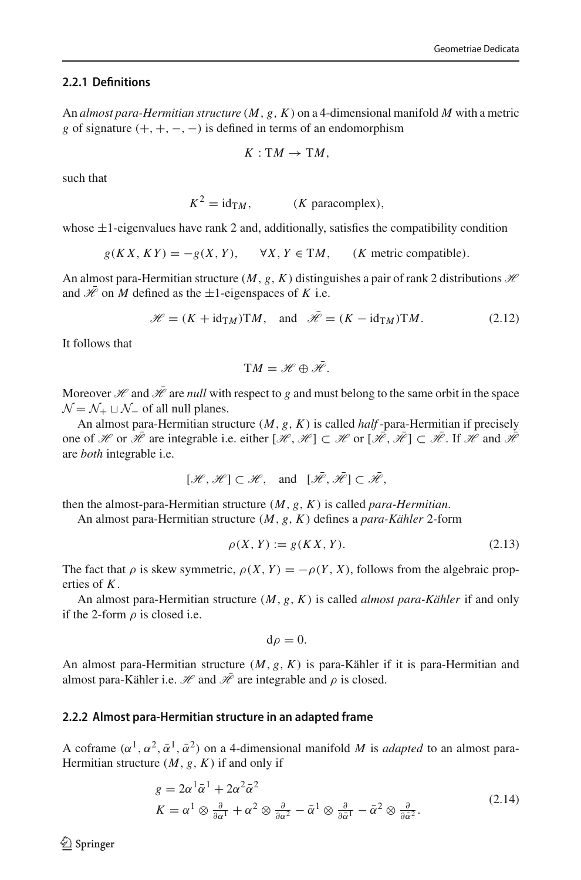#### 2.2.1 Definitions

An *almost para-Hermitian structure* $(M, g, K)$ on a 4-dimensional manifold $M$ with a metric $g$ of signature $(+, +, -, -)$ is defined in terms of an endomorphism

$$K : \mathrm{T}M \to \mathrm{T}M,$$

such that

$$K^2 = \mathrm{id}_{\mathrm{T}M}, \qquad (K \text{ paracomplex}),$$

whose $\pm 1$-eigenvalues have rank 2 and, additionally, satisfies the compatibility condition

$$g(KX, KY) = -g(X, Y), \qquad \forall X, Y \in \mathrm{T}M, \qquad (K \text{ metric compatible}).$$

An almost para-Hermitian structure $(M, g, K)$ distinguishes a pair of rank 2 distributions $\mathscr{H}$ and $\bar{\mathscr{H}}$ on $M$ defined as the $\pm 1$-eigenspaces of $K$ i.e.

$$\mathscr{H} = (K + \mathrm{id}_{\mathrm{T}M})\mathrm{T}M, \quad \text{and} \quad \bar{\mathscr{H}} = (K - \mathrm{id}_{\mathrm{T}M})\mathrm{T}M. \tag{2.12}$$

It follows that

$$\mathrm{T}M = \mathscr{H} \oplus \bar{\mathscr{H}}.$$

Moreover $\mathscr{H}$ and $\bar{\mathscr{H}}$ are *null* with respect to $g$ and must belong to the same orbit in the space $\mathcal{N} = \mathcal{N}_+ \sqcup \mathcal{N}_-$ of all null planes.

An almost para-Hermitian structure $(M, g, K)$ is called *half*-para-Hermitian if precisely one of $\mathscr{H}$ or $\bar{\mathscr{H}}$ are integrable i.e. either $[\mathscr{H}, \mathscr{H}] \subset \mathscr{H}$ or $[\bar{\mathscr{H}}, \bar{\mathscr{H}}] \subset \bar{\mathscr{H}}$. If $\mathscr{H}$ and $\bar{\mathscr{H}}$ are *both* integrable i.e.

$$[\mathscr{H}, \mathscr{H}] \subset \mathscr{H}, \quad \text{and} \quad [\bar{\mathscr{H}}, \bar{\mathscr{H}}] \subset \bar{\mathscr{H}},$$

then the almost-para-Hermitian structure $(M, g, K)$ is called *para-Hermitian*.

An almost para-Hermitian structure $(M, g, K)$ defines a *para-Kähler* 2-form

$$\rho(X, Y) := g(KX, Y). \tag{2.13}$$

The fact that $\rho$ is skew symmetric, $\rho(X, Y) = -\rho(Y, X)$, follows from the algebraic properties of $K$.

An almost para-Hermitian structure $(M, g, K)$ is called *almost para-Kähler* if and only if the 2-form $\rho$ is closed i.e.

$$\mathrm{d}\rho = 0.$$

An almost para-Hermitian structure $(M, g, K)$ is para-Kähler if it is para-Hermitian and almost para-Kähler i.e. $\mathscr{H}$ and $\bar{\mathscr{H}}$ are integrable and $\rho$ is closed.

#### 2.2.2 Almost para-Hermitian structure in an adapted frame

A coframe $(\alpha^1, \alpha^2, \bar{\alpha}^1, \bar{\alpha}^2)$ on a 4-dimensional manifold $M$ is *adapted* to an almost para-Hermitian structure $(M, g, K)$ if and only if

$$\begin{aligned} g &= 2\alpha^1\bar{\alpha}^1 + 2\alpha^2\bar{\alpha}^2 \\ K &= \alpha^1 \otimes \tfrac{\partial}{\partial\alpha^1} + \alpha^2 \otimes \tfrac{\partial}{\partial\alpha^2} - \bar{\alpha}^1 \otimes \tfrac{\partial}{\partial\bar{\alpha}^1} - \bar{\alpha}^2 \otimes \tfrac{\partial}{\partial\bar{\alpha}^2}. \end{aligned} \tag{2.14}$$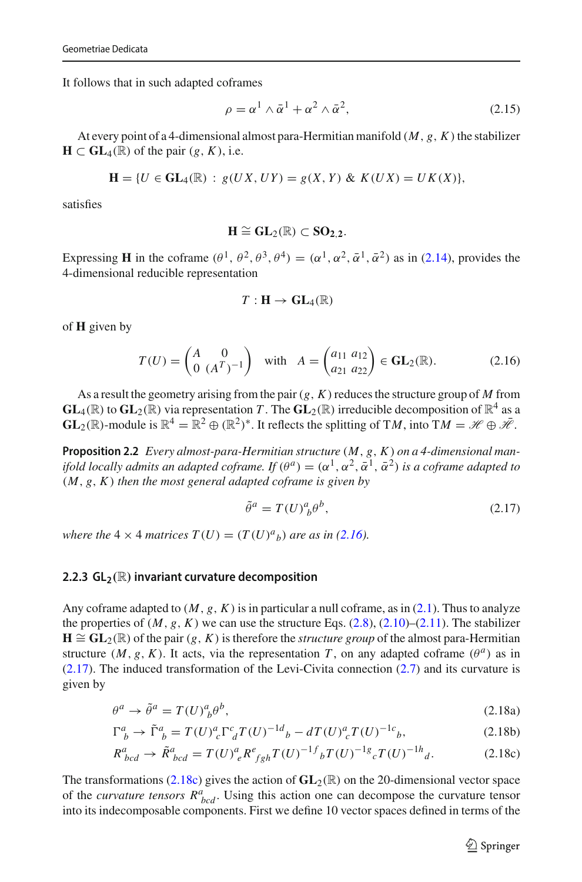It follows that in such adapted coframes

$$\rho = \alpha^1 \wedge \bar{\alpha}^1 + \alpha^2 \wedge \bar{\alpha}^2, \tag{2.15}$$

At every point of a 4-dimensional almost para-Hermitian manifold $(M, g, K)$ the stabilizer $\mathbf{H} \subset \mathbf{GL}_4(\mathbb{R})$ of the pair $(g, K)$, i.e.

$$\mathbf{H} = \{U \in \mathbf{GL}_4(\mathbb{R}) \ : \ g(UX, UY) = g(X, Y) \ \& \ K(UX) = UK(X)\},$$

satisfies

$$\mathbf{H} \cong \mathbf{GL}_2(\mathbb{R}) \subset \mathbf{SO_{2,2}}.$$

Expressing $\mathbf{H}$ in the coframe $(\theta^1, \theta^2, \theta^3, \theta^4) = (\alpha^1, \alpha^2, \bar{\alpha}^1, \bar{\alpha}^2)$ as in (2.14), provides the 4-dimensional reducible representation

$$T : \mathbf{H} \to \mathbf{GL}_4(\mathbb{R})$$

of $\mathbf{H}$ given by

$$T(U) = \begin{pmatrix} A & 0 \\ 0 & (A^T)^{-1} \end{pmatrix} \quad \text{with} \quad A = \begin{pmatrix} a_{11} & a_{12} \\ a_{21} & a_{22} \end{pmatrix} \in \mathbf{GL}_2(\mathbb{R}). \tag{2.16}$$

As a result the geometry arising from the pair $(g, K)$ reduces the structure group of $M$ from $\mathbf{GL}_4(\mathbb{R})$ to $\mathbf{GL}_2(\mathbb{R})$ via representation $T$. The $\mathbf{GL}_2(\mathbb{R})$ irreducible decomposition of $\mathbb{R}^4$ as a $\mathbf{GL}_2(\mathbb{R})$-module is $\mathbb{R}^4 = \mathbb{R}^2 \oplus (\mathbb{R}^2)^*$. It reflects the splitting of $\mathrm{T}M$, into $\mathrm{T}M = \mathscr{H} \oplus \bar{\mathscr{H}}$.

**Proposition 2.2** *Every almost-para-Hermitian structure $(M, g, K)$ on a 4-dimensional manifold locally admits an adapted coframe. If $(\theta^a) = (\alpha^1, \alpha^2, \bar{\alpha}^1, \bar{\alpha}^2)$ is a coframe adapted to $(M, g, K)$ then the most general adapted coframe is given by*

$$\tilde{\theta}^a = T(U)^a{}_b\theta^b, \tag{2.17}$$

*where the $4 \times 4$ matrices $T(U) = (T(U)^a{}_b)$ are as in (2.16).*

### 2.2.3 $\mathbf{GL_2}(\mathbb{R})$ invariant curvature decomposition

Any coframe adapted to $(M, g, K)$ is in particular a null coframe, as in (2.1). Thus to analyze the properties of $(M, g, K)$ we can use the structure Eqs. (2.8), (2.10)–(2.11). The stabilizer $\mathbf{H} \cong \mathbf{GL}_2(\mathbb{R})$ of the pair $(g, K)$ is therefore the *structure group* of the almost para-Hermitian structure $(M, g, K)$. It acts, via the representation $T$, on any adapted coframe $(\theta^a)$ as in (2.17). The induced transformation of the Levi-Civita connection (2.7) and its curvature is given by

$$\theta^a \to \tilde{\theta}^a = T(U)^a{}_b\theta^b, \tag{2.18a}$$

$$\Gamma^a{}_b \to \tilde{\Gamma}^a{}_b = T(U)^a{}_c\Gamma^c{}_d T(U)^{-1d}{}_b - dT(U)^a{}_c T(U)^{-1c}{}_b, \tag{2.18b}$$

$$R^a{}_{bcd} \to \tilde{R}^a{}_{bcd} = T(U)^a{}_e R^e{}_{fgh} T(U)^{-1f}{}_b T(U)^{-1g}{}_c T(U)^{-1h}{}_d. \tag{2.18c}$$

The transformations (2.18c) gives the action of $\mathbf{GL}_2(\mathbb{R})$ on the 20-dimensional vector space of the *curvature tensors* $R^a{}_{bcd}$. Using this action one can decompose the curvature tensor into its indecomposable components. First we define 10 vector spaces defined in terms of the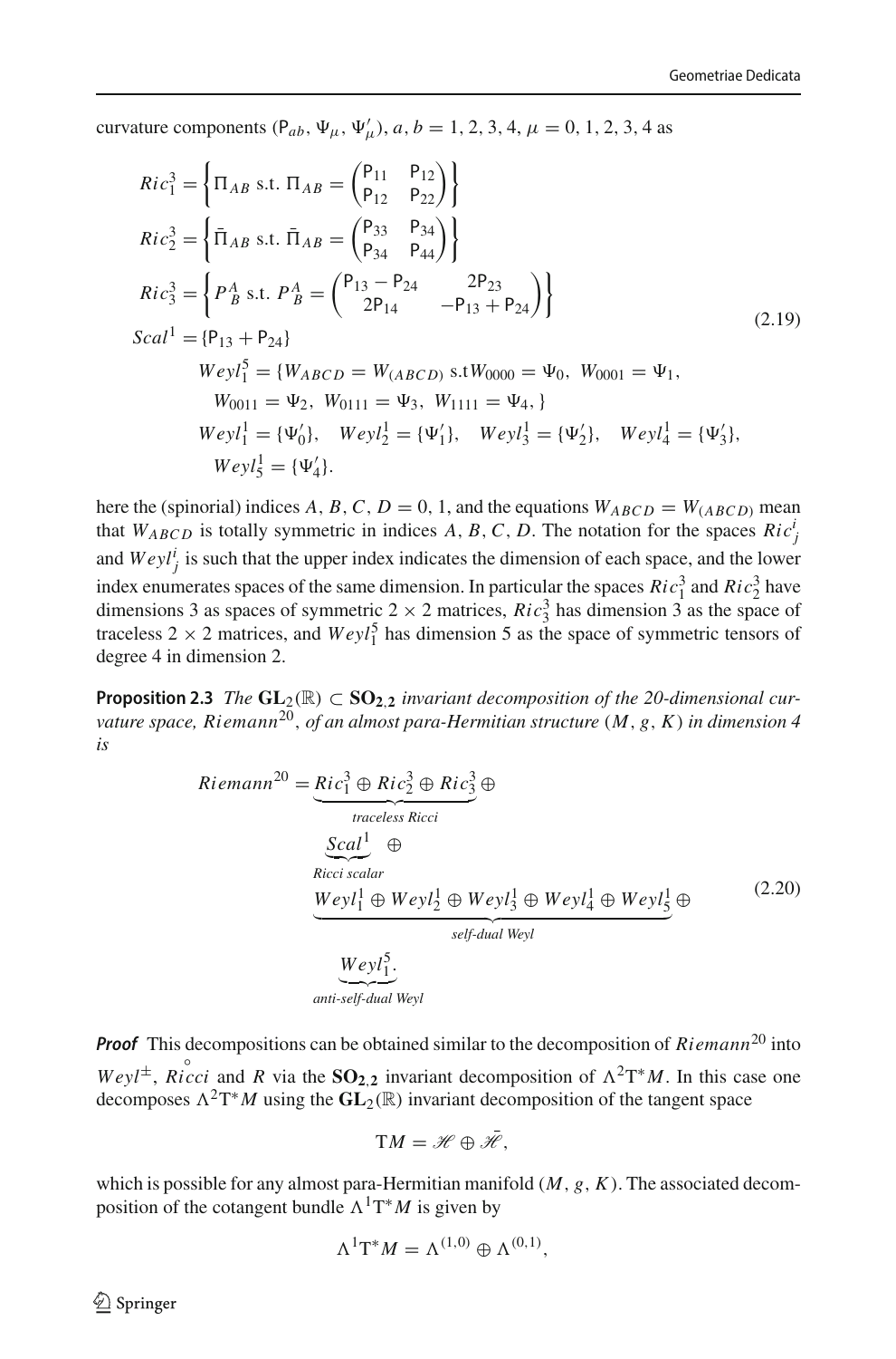curvature components $(\mathsf{P}_{ab}, \Psi_\mu, \Psi'_\mu)$, $a, b = 1, 2, 3, 4$, $\mu = 0, 1, 2, 3, 4$ as

$$
\begin{aligned}
Ric^3_1 &= \left\{ \Pi_{AB} \text{ s.t. } \Pi_{AB} = \begin{pmatrix} \mathsf{P}_{11} & \mathsf{P}_{12} \\ \mathsf{P}_{12} & \mathsf{P}_{22} \end{pmatrix} \right\} \\
Ric^3_2 &= \left\{ \bar{\Pi}_{AB} \text{ s.t. } \bar{\Pi}_{AB} = \begin{pmatrix} \mathsf{P}_{33} & \mathsf{P}_{34} \\ \mathsf{P}_{34} & \mathsf{P}_{44} \end{pmatrix} \right\} \\
Ric^3_3 &= \left\{ P^A{}_B \text{ s.t. } P^A{}_B = \begin{pmatrix} \mathsf{P}_{13} - \mathsf{P}_{24} & 2\mathsf{P}_{23} \\ 2\mathsf{P}_{14} & -\mathsf{P}_{13} + \mathsf{P}_{24} \end{pmatrix} \right\} \\
Scal^1 &= \{\mathsf{P}_{13} + \mathsf{P}_{24}\} \\
&\quad Weyl^5_1 = \{W_{ABCD} = W_{(ABCD)} \text{ s.t} W_{0000} = \Psi_0,\ W_{0001} = \Psi_1, \\
&\quad\ W_{0011} = \Psi_2,\ W_{0111} = \Psi_3,\ W_{1111} = \Psi_4, \} \\
&\quad Weyl^1_1 = \{\Psi'_0\}, \quad Weyl^1_2 = \{\Psi'_1\}, \quad Weyl^1_3 = \{\Psi'_2\}, \quad Weyl^1_4 = \{\Psi'_3\}, \\
&\quad\ Weyl^1_5 = \{\Psi'_4\}.
\end{aligned}
\tag{2.19}
$$

here the (spinorial) indices $A, B, C, D = 0, 1$, and the equations $W_{ABCD} = W_{(ABCD)}$ mean that $W_{ABCD}$ is totally symmetric in indices $A, B, C, D$. The notation for the spaces $Ric^i_j$ and $Weyl^i_j$ is such that the upper index indicates the dimension of each space, and the lower index enumerates spaces of the same dimension. In particular the spaces $Ric^3_1$ and $Ric^3_2$ have dimensions 3 as spaces of symmetric $2 \times 2$ matrices, $Ric^3_3$ has dimension 3 as the space of traceless $2 \times 2$ matrices, and $Weyl^5_1$ has dimension 5 as the space of symmetric tensors of degree 4 in dimension 2.

**Proposition 2.3** *The $\mathbf{GL}_2(\mathbb{R}) \subset \mathbf{SO}_{2,2}$ invariant decomposition of the 20-dimensional curvature space, $Riemann^{20}$, of an almost para-Hermitian structure $(M, g, K)$ in dimension 4 is*

$$
\begin{aligned}
Riemann^{20} = &\underbrace{Ric^3_1 \oplus Ric^3_2 \oplus Ric^3_3}_{\text{traceless Ricci}} \oplus \\
&\underbrace{Scal^1}_{\text{Ricci scalar}} \oplus \\
&\underbrace{Weyl^1_1 \oplus Weyl^1_2 \oplus Weyl^1_3 \oplus Weyl^1_4 \oplus Weyl^1_5}_{\text{self-dual Weyl}} \oplus \\
&\underbrace{Weyl^5_1}_{\text{anti-self-dual Weyl}}.
\end{aligned}
\tag{2.20}
$$

***Proof*** This decompositions can be obtained similar to the decomposition of $Riemann^{20}$ into $Weyl^{\pm}$, $\overset{\circ}{Ricci}$ and $R$ via the $\mathbf{SO}_{2,2}$ invariant decomposition of $\Lambda^2 \mathrm{T}^* M$. In this case one decomposes $\Lambda^2 \mathrm{T}^* M$ using the $\mathbf{GL}_2(\mathbb{R})$ invariant decomposition of the tangent space

$$
\mathrm{T}M = \mathscr{H} \oplus \bar{\mathscr{H}},
$$

which is possible for any almost para-Hermitian manifold $(M, g, K)$. The associated decomposition of the cotangent bundle $\Lambda^1 \mathrm{T}^* M$ is given by

$$
\Lambda^1 \mathrm{T}^* M = \Lambda^{(1,0)} \oplus \Lambda^{(0,1)},
$$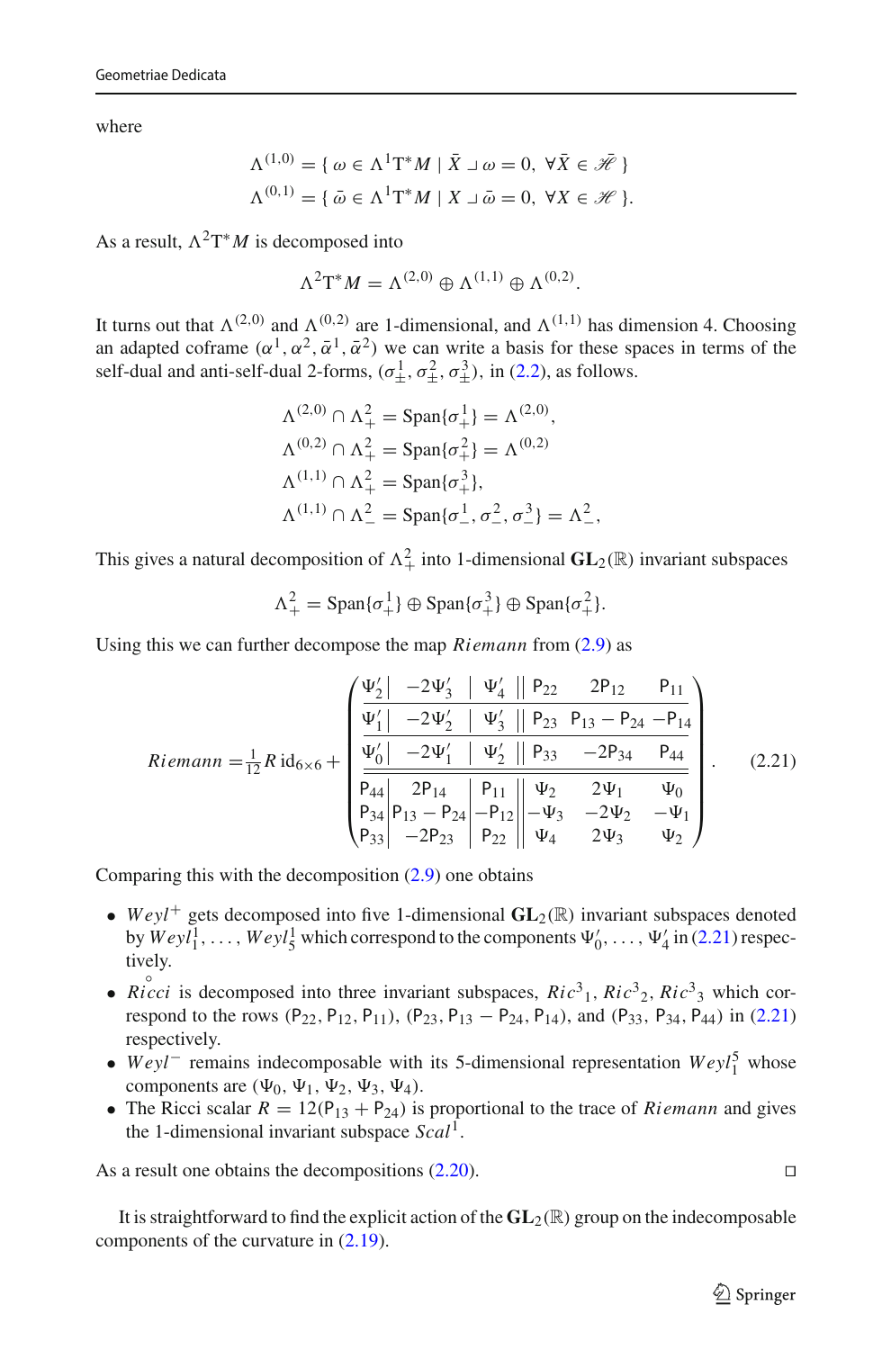where

$$\Lambda^{(1,0)} = \{\, \omega \in \Lambda^1 \mathrm{T}^* M \mid \bar{X} \lrcorner \omega = 0,\ \forall \bar{X} \in \bar{\mathscr{H}} \,\}$$

$$\Lambda^{(0,1)} = \{\, \bar{\omega} \in \Lambda^1 \mathrm{T}^* M \mid X \lrcorner \bar{\omega} = 0,\ \forall X \in \mathscr{H} \,\}.$$

As a result, $\Lambda^2 \mathrm{T}^* M$ is decomposed into

$$\Lambda^2 \mathrm{T}^* M = \Lambda^{(2,0)} \oplus \Lambda^{(1,1)} \oplus \Lambda^{(0,2)}.$$

It turns out that $\Lambda^{(2,0)}$ and $\Lambda^{(0,2)}$ are 1-dimensional, and $\Lambda^{(1,1)}$ has dimension 4. Choosing an adapted coframe $(\alpha^1, \alpha^2, \bar{\alpha}^1, \bar{\alpha}^2)$ we can write a basis for these spaces in terms of the self-dual and anti-self-dual 2-forms, $(\sigma^1_\pm, \sigma^2_\pm, \sigma^3_\pm)$, in (2.2), as follows.

$$\begin{aligned}
\Lambda^{(2,0)} \cap \Lambda^2_+ &= \mathrm{Span}\{\sigma^1_+\} = \Lambda^{(2,0)}, \\
\Lambda^{(0,2)} \cap \Lambda^2_+ &= \mathrm{Span}\{\sigma^2_+\} = \Lambda^{(0,2)} \\
\Lambda^{(1,1)} \cap \Lambda^2_+ &= \mathrm{Span}\{\sigma^3_+\}, \\
\Lambda^{(1,1)} \cap \Lambda^2_- &= \mathrm{Span}\{\sigma^1_-, \sigma^2_-, \sigma^3_-\} = \Lambda^2_-,
\end{aligned}$$

This gives a natural decomposition of $\Lambda^2_+$ into 1-dimensional $\mathbf{GL}_2(\mathbb{R})$ invariant subspaces

$$\Lambda^2_+ = \mathrm{Span}\{\sigma^1_+\} \oplus \mathrm{Span}\{\sigma^3_+\} \oplus \mathrm{Span}\{\sigma^2_+\}.$$

Using this we can further decompose the map *Riemann* from (2.9) as

$$\mathit{Riemann} = \tfrac{1}{12} R\, \mathrm{id}_{6\times 6} + \left(\begin{array}{c|c|c||ccc}
\Psi_2' & -2\Psi_3' & \Psi_4' & \mathsf{P}_{22} & 2\mathsf{P}_{12} & \mathsf{P}_{11} \\ \hline
\Psi_1' & -2\Psi_2' & \Psi_3' & \mathsf{P}_{23} & \mathsf{P}_{13} - \mathsf{P}_{24} & -\mathsf{P}_{14} \\ \hline
\Psi_0' & -2\Psi_1' & \Psi_2' & \mathsf{P}_{33} & -2\mathsf{P}_{34} & \mathsf{P}_{44} \\ \hline\hline
\mathsf{P}_{44} & 2\mathsf{P}_{14} & \mathsf{P}_{11} & \Psi_2 & 2\Psi_1 & \Psi_0 \\
\mathsf{P}_{34} & \mathsf{P}_{13} - \mathsf{P}_{24} & -\mathsf{P}_{12} & -\Psi_3 & -2\Psi_2 & -\Psi_1 \\
\mathsf{P}_{33} & -2\mathsf{P}_{23} & \mathsf{P}_{22} & \Psi_4 & 2\Psi_3 & \Psi_2
\end{array}\right). \tag{2.21}$$

Comparing this with the decomposition (2.9) one obtains

- $\mathit{Weyl}^+$ gets decomposed into five 1-dimensional $\mathbf{GL}_2(\mathbb{R})$ invariant subspaces denoted by $\mathit{Weyl}^1_1, \ldots, \mathit{Weyl}^1_5$ which correspond to the components $\Psi_0', \ldots, \Psi_4'$ in (2.21) respectively.
- $\mathring{\mathit{Ricci}}$ is decomposed into three invariant subspaces, $\mathit{Ric}^3{}_1$, $\mathit{Ric}^3{}_2$, $\mathit{Ric}^3{}_3$ which correspond to the rows $(\mathsf{P}_{22}, \mathsf{P}_{12}, \mathsf{P}_{11})$, $(\mathsf{P}_{23}, \mathsf{P}_{13} - \mathsf{P}_{24}, \mathsf{P}_{14})$, and $(\mathsf{P}_{33}, \mathsf{P}_{34}, \mathsf{P}_{44})$ in (2.21) respectively.
- $\mathit{Weyl}^-$ remains indecomposable with its 5-dimensional representation $\mathit{Weyl}^5_1$ whose components are $(\Psi_0, \Psi_1, \Psi_2, \Psi_3, \Psi_4)$.
- The Ricci scalar $R = 12(\mathsf{P}_{13} + \mathsf{P}_{24})$ is proportional to the trace of *Riemann* and gives the 1-dimensional invariant subspace $\mathit{Scal}^1$.

As a result one obtains the decompositions (2.20). □

It is straightforward to find the explicit action of the $\mathbf{GL}_2(\mathbb{R})$ group on the indecomposable components of the curvature in (2.19).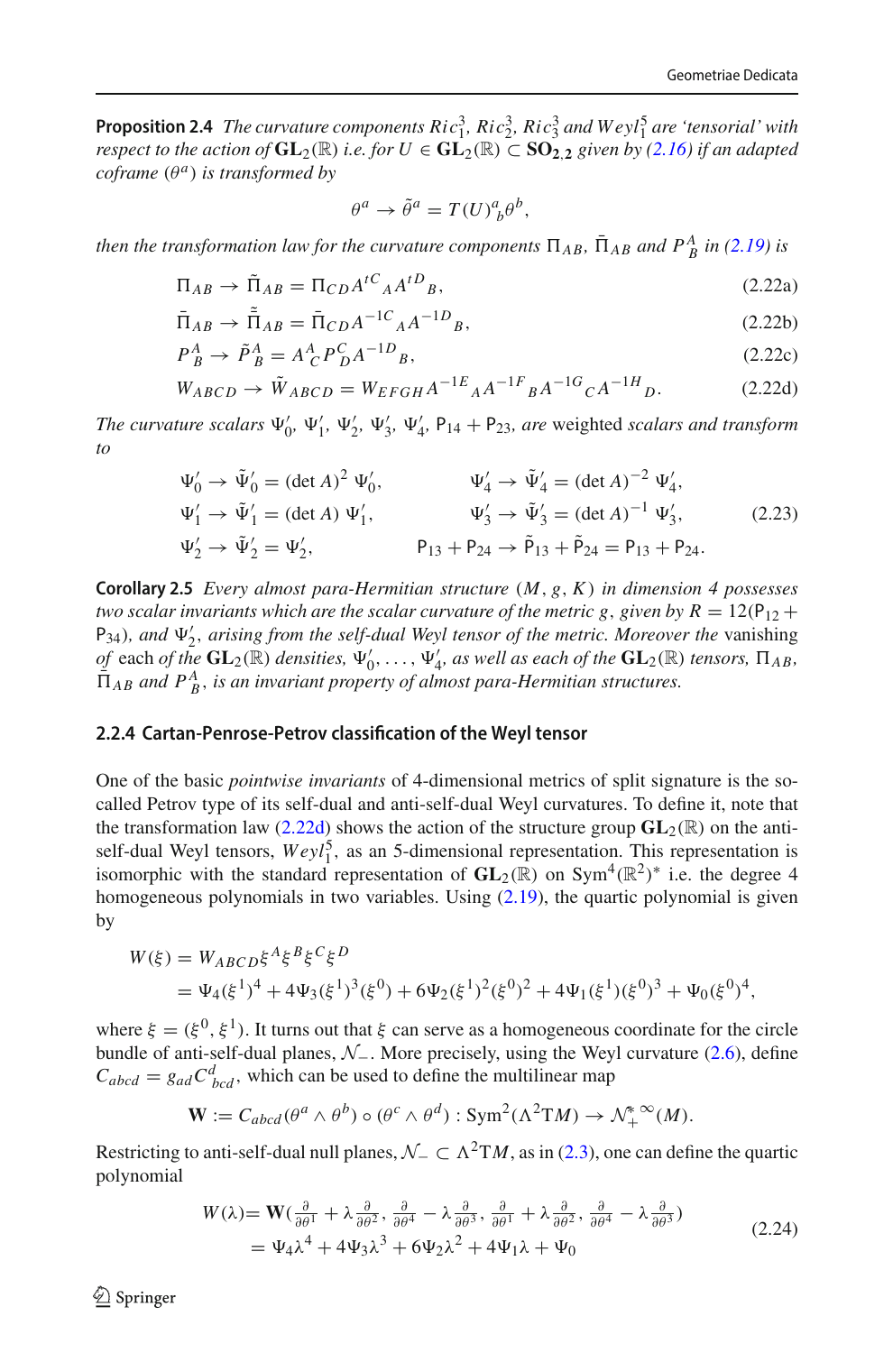**Proposition 2.4** *The curvature components $Ric^3_1$, $Ric^3_2$, $Ric^3_3$ and $Weyl^5_1$ are 'tensorial' with respect to the action of $\mathbf{GL}_2(\mathbb{R})$ i.e. for $U \in \mathbf{GL}_2(\mathbb{R}) \subset \mathbf{SO}_{2,2}$ given by (2.16) if an adapted coframe $(\theta^a)$ is transformed by*

$$\theta^a \to \tilde{\theta}^a = T(U)^a{}_b\theta^b,$$

*then the transformation law for the curvature components $\Pi_{AB}$, $\bar{\Pi}_{AB}$ and $P^A_B$ in (2.19) is*

$$\Pi_{AB} \to \tilde{\Pi}_{AB} = \Pi_{CD}A^{tC}{}_A A^{tD}{}_B, \tag{2.22a}$$

$$\bar{\Pi}_{AB} \to \tilde{\bar{\Pi}}_{AB} = \bar{\Pi}_{CD}A^{-1C}{}_A A^{-1D}{}_B, \tag{2.22b}$$

$$P^A_B \to \tilde{P}^A_B = A^A_C P^C_D A^{-1D}{}_B, \tag{2.22c}$$

$$W_{ABCD} \to \tilde{W}_{ABCD} = W_{EFGH}A^{-1E}{}_A A^{-1F}{}_B A^{-1G}{}_C A^{-1H}{}_D. \tag{2.22d}$$

*The curvature scalars $\Psi'_0$, $\Psi'_1$, $\Psi'_2$, $\Psi'_3$, $\Psi'_4$, $\mathsf{P}_{14} + \mathsf{P}_{23}$, are* weighted *scalars and transform to*

$$\begin{aligned}
&\Psi'_0 \to \tilde{\Psi}'_0 = (\det A)^2\, \Psi'_0, &&\Psi'_4 \to \tilde{\Psi}'_4 = (\det A)^{-2}\, \Psi'_4,\\
&\Psi'_1 \to \tilde{\Psi}'_1 = (\det A)\, \Psi'_1, &&\Psi'_3 \to \tilde{\Psi}'_3 = (\det A)^{-1}\, \Psi'_3,\\
&\Psi'_2 \to \tilde{\Psi}'_2 = \Psi'_2, &&\mathsf{P}_{13} + \mathsf{P}_{24} \to \tilde{\mathsf{P}}_{13} + \tilde{\mathsf{P}}_{24} = \mathsf{P}_{13} + \mathsf{P}_{24}.
\end{aligned} \tag{2.23}$$

**Corollary 2.5** *Every almost para-Hermitian structure $(M, g, K)$ in dimension 4 possesses two scalar invariants which are the scalar curvature of the metric $g$, given by $R = 12(\mathsf{P}_{12} + \mathsf{P}_{34})$, and $\Psi'_2$, arising from the self-dual Weyl tensor of the metric. Moreover the* vanishing *of* each *of the $\mathbf{GL}_2(\mathbb{R})$ densities, $\Psi'_0, \ldots, \Psi'_4$, as well as each of the $\mathbf{GL}_2(\mathbb{R})$ tensors, $\Pi_{AB}$, $\bar{\Pi}_{AB}$ and $P^A_B$, is an invariant property of almost para-Hermitian structures.*

### 2.2.4 Cartan-Penrose-Petrov classification of the Weyl tensor

One of the basic *pointwise invariants* of 4-dimensional metrics of split signature is the so-called Petrov type of its self-dual and anti-self-dual Weyl curvatures. To define it, note that the transformation law (2.22d) shows the action of the structure group $\mathbf{GL}_2(\mathbb{R})$ on the anti-self-dual Weyl tensors, $Weyl^5_1$, as an 5-dimensional representation. This representation is isomorphic with the standard representation of $\mathbf{GL}_2(\mathbb{R})$ on $\mathrm{Sym}^4(\mathbb{R}^2)^*$ i.e. the degree 4 homogeneous polynomials in two variables. Using (2.19), the quartic polynomial is given by

$$\begin{aligned}
W(\xi) &= W_{ABCD}\xi^A\xi^B\xi^C\xi^D\\
&= \Psi_4(\xi^1)^4 + 4\Psi_3(\xi^1)^3(\xi^0) + 6\Psi_2(\xi^1)^2(\xi^0)^2 + 4\Psi_1(\xi^1)(\xi^0)^3 + \Psi_0(\xi^0)^4,
\end{aligned}$$

where $\xi = (\xi^0, \xi^1)$. It turns out that $\xi$ can serve as a homogeneous coordinate for the circle bundle of anti-self-dual planes, $\mathcal{N}_-$. More precisely, using the Weyl curvature (2.6), define $C_{abcd} = g_{ad}C^d{}_{bcd}$, which can be used to define the multilinear map

$$\mathbf{W} := C_{abcd}(\theta^a \wedge \theta^b) \circ (\theta^c \wedge \theta^d) : \mathrm{Sym}^2(\Lambda^2 \mathrm{T}M) \to \mathcal{N}^{*\,\infty}_+(M).$$

Restricting to anti-self-dual null planes, $\mathcal{N}_- \subset \Lambda^2 \mathrm{T}M$, as in (2.3), one can define the quartic polynomial

$$\begin{aligned}
W(\lambda) &= \mathbf{W}\big(\tfrac{\partial}{\partial\theta^1} + \lambda\tfrac{\partial}{\partial\theta^2}, \tfrac{\partial}{\partial\theta^4} - \lambda\tfrac{\partial}{\partial\theta^3}, \tfrac{\partial}{\partial\theta^1} + \lambda\tfrac{\partial}{\partial\theta^2}, \tfrac{\partial}{\partial\theta^4} - \lambda\tfrac{\partial}{\partial\theta^3}\big)\\
&= \Psi_4\lambda^4 + 4\Psi_3\lambda^3 + 6\Psi_2\lambda^2 + 4\Psi_1\lambda + \Psi_0
\end{aligned} \tag{2.24}$$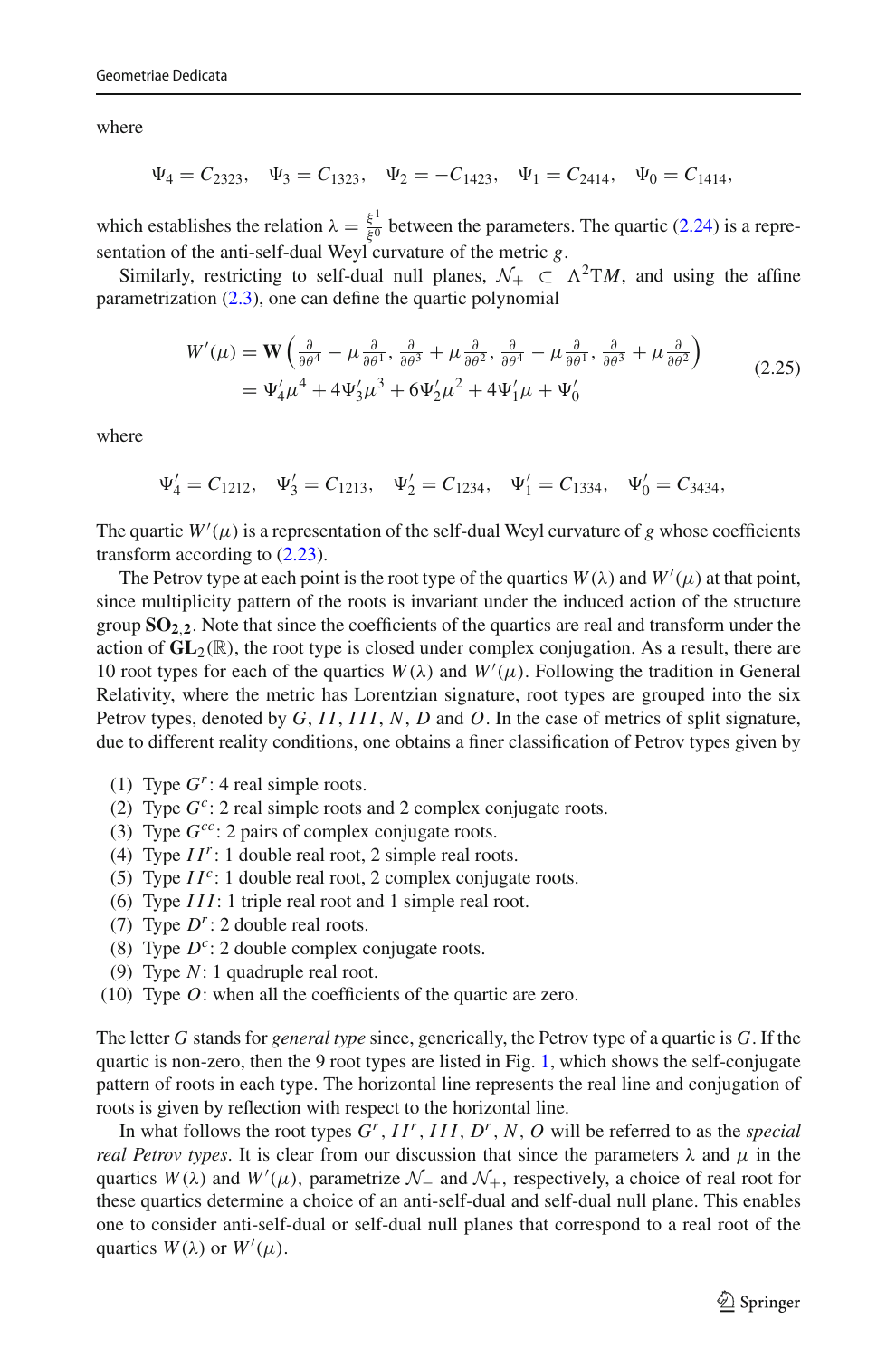where

$$\Psi_4 = C_{2323}, \quad \Psi_3 = C_{1323}, \quad \Psi_2 = -C_{1423}, \quad \Psi_1 = C_{2414}, \quad \Psi_0 = C_{1414},$$

which establishes the relation $\lambda = \frac{\xi^1}{\xi^0}$ between the parameters. The quartic (2.24) is a representation of the anti-self-dual Weyl curvature of the metric $g$.

Similarly, restricting to self-dual null planes, $\mathcal{N}_+ \subset \Lambda^2 \mathrm{T}M$, and using the affine parametrization (2.3), one can define the quartic polynomial

$$\begin{aligned} W'(\mu) &= \mathbf{W}\left(\tfrac{\partial}{\partial\theta^4} - \mu\tfrac{\partial}{\partial\theta^1}, \tfrac{\partial}{\partial\theta^3} + \mu\tfrac{\partial}{\partial\theta^2}, \tfrac{\partial}{\partial\theta^4} - \mu\tfrac{\partial}{\partial\theta^1}, \tfrac{\partial}{\partial\theta^3} + \mu\tfrac{\partial}{\partial\theta^2}\right) \\ &= \Psi'_4\mu^4 + 4\Psi'_3\mu^3 + 6\Psi'_2\mu^2 + 4\Psi'_1\mu + \Psi'_0 \end{aligned} \tag{2.25}$$

where

$$\Psi'_4 = C_{1212}, \quad \Psi'_3 = C_{1213}, \quad \Psi'_2 = C_{1234}, \quad \Psi'_1 = C_{1334}, \quad \Psi'_0 = C_{3434},$$

The quartic $W'(\mu)$ is a representation of the self-dual Weyl curvature of $g$ whose coefficients transform according to (2.23).

The Petrov type at each point is the root type of the quartics $W(\lambda)$ and $W'(\mu)$ at that point, since multiplicity pattern of the roots is invariant under the induced action of the structure group $\mathbf{SO_{2,2}}$. Note that since the coefficients of the quartics are real and transform under the action of $\mathbf{GL}_2(\mathbb{R})$, the root type is closed under complex conjugation. As a result, there are 10 root types for each of the quartics $W(\lambda)$ and $W'(\mu)$. Following the tradition in General Relativity, where the metric has Lorentzian signature, root types are grouped into the six Petrov types, denoted by $G$, $II$, $III$, $N$, $D$ and $O$. In the case of metrics of split signature, due to different reality conditions, one obtains a finer classification of Petrov types given by

1. Type $G^r$: 4 real simple roots.
2. Type $G^c$: 2 real simple roots and 2 complex conjugate roots.
3. Type $G^{cc}$: 2 pairs of complex conjugate roots.
4. Type $II^r$: 1 double real root, 2 simple real roots.
5. Type $II^c$: 1 double real root, 2 complex conjugate roots.
6. Type $III$: 1 triple real root and 1 simple real root.
7. Type $D^r$: 2 double real roots.
8. Type $D^c$: 2 double complex conjugate roots.
9. Type $N$: 1 quadruple real root.
10. Type $O$: when all the coefficients of the quartic are zero.

The letter $G$ stands for *general type* since, generically, the Petrov type of a quartic is $G$. If the quartic is non-zero, then the 9 root types are listed in Fig. 1, which shows the self-conjugate pattern of roots in each type. The horizontal line represents the real line and conjugation of roots is given by reflection with respect to the horizontal line.

In what follows the root types $G^r$, $II^r$, $III$, $D^r$, $N$, $O$ will be referred to as the *special real Petrov types*. It is clear from our discussion that since the parameters $\lambda$ and $\mu$ in the quartics $W(\lambda)$ and $W'(\mu)$, parametrize $\mathcal{N}_-$ and $\mathcal{N}_+$, respectively, a choice of real root for these quartics determine a choice of an anti-self-dual and self-dual null plane. This enables one to consider anti-self-dual or self-dual null planes that correspond to a real root of the quartics $W(\lambda)$ or $W'(\mu)$.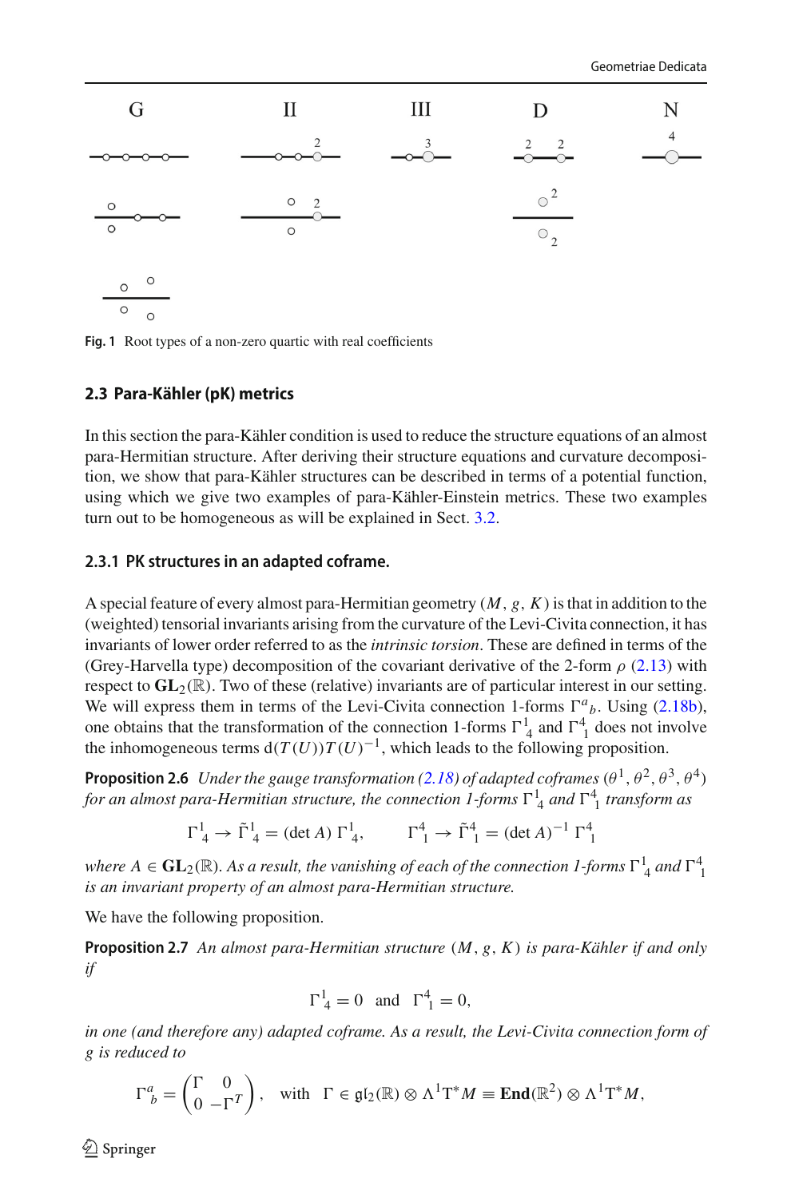Fig. 1 Root types of a non-zero quartic with real coefficients

### 2.3 Para-Kähler (pK) metrics

In this section the para-Kähler condition is used to reduce the structure equations of an almost para-Hermitian structure. After deriving their structure equations and curvature decomposition, we show that para-Kähler structures can be described in terms of a potential function, using which we give two examples of para-Kähler-Einstein metrics. These two examples turn out to be homogeneous as will be explained in Sect. 3.2.

#### 2.3.1 PK structures in an adapted coframe.

A special feature of every almost para-Hermitian geometry $(M, g, K)$ is that in addition to the (weighted) tensorial invariants arising from the curvature of the Levi-Civita connection, it has invariants of lower order referred to as the *intrinsic torsion*. These are defined in terms of the (Grey-Harvella type) decomposition of the covariant derivative of the 2-form $\rho$ (2.13) with respect to $\mathbf{GL}_2(\mathbb{R})$. Two of these (relative) invariants are of particular interest in our setting. We will express them in terms of the Levi-Civita connection 1-forms $\Gamma^a{}_b$. Using (2.18b), one obtains that the transformation of the connection 1-forms $\Gamma^1{}_4$ and $\Gamma^4{}_1$ does not involve the inhomogeneous terms $\mathrm{d}(T(U))T(U)^{-1}$, which leads to the following proposition.

**Proposition 2.6** *Under the gauge transformation (2.18) of adapted coframes $(\theta^1, \theta^2, \theta^3, \theta^4)$ for an almost para-Hermitian structure, the connection 1-forms $\Gamma^1{}_4$ and $\Gamma^4{}_1$ transform as*

$$\Gamma^1{}_4 \to \tilde{\Gamma}^1{}_4 = (\det A)\, \Gamma^1{}_4, \qquad \Gamma^4{}_1 \to \tilde{\Gamma}^4{}_1 = (\det A)^{-1}\, \Gamma^4{}_1$$

*where $A \in \mathbf{GL}_2(\mathbb{R})$. As a result, the vanishing of each of the connection 1-forms $\Gamma^1{}_4$ and $\Gamma^4{}_1$ is an invariant property of an almost para-Hermitian structure.*

We have the following proposition.

**Proposition 2.7** *An almost para-Hermitian structure $(M, g, K)$ is para-Kähler if and only if*

$$\Gamma^1{}_4 = 0 \quad \text{and} \quad \Gamma^4{}_1 = 0,$$

*in one (and therefore any) adapted coframe. As a result, the Levi-Civita connection form of $g$ is reduced to*

$$\Gamma^a{}_b = \begin{pmatrix} \Gamma & 0 \\ 0 & -\Gamma^T \end{pmatrix}, \quad \text{with} \quad \Gamma \in \mathfrak{gl}_2(\mathbb{R}) \otimes \Lambda^1 \mathrm{T}^*M \equiv \mathbf{End}(\mathbb{R}^2) \otimes \Lambda^1 \mathrm{T}^*M,$$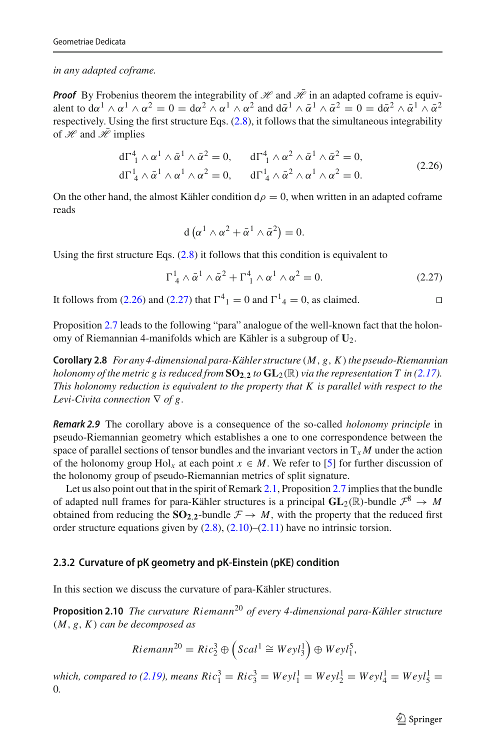*in any adapted coframe.*

***Proof*** By Frobenius theorem the integrability of $\mathscr{H}$ and $\bar{\mathscr{H}}$ in an adapted coframe is equivalent to $\mathrm{d}\alpha^1 \wedge \alpha^1 \wedge \alpha^2 = 0 = \mathrm{d}\alpha^2 \wedge \alpha^1 \wedge \alpha^2$ and $\mathrm{d}\bar{\alpha}^1 \wedge \bar{\alpha}^1 \wedge \bar{\alpha}^2 = 0 = \mathrm{d}\bar{\alpha}^2 \wedge \bar{\alpha}^1 \wedge \bar{\alpha}^2$ respectively. Using the first structure Eqs. (2.8), it follows that the simultaneous integrability of $\mathscr{H}$ and $\bar{\mathscr{H}}$ implies

$$
\begin{aligned}
\mathrm{d}\Gamma^4{}_1 \wedge \alpha^1 \wedge \bar{\alpha}^1 \wedge \bar{\alpha}^2 = 0, \qquad \mathrm{d}\Gamma^4{}_1 \wedge \alpha^2 \wedge \bar{\alpha}^1 \wedge \bar{\alpha}^2 = 0,\\
\mathrm{d}\Gamma^1{}_4 \wedge \bar{\alpha}^1 \wedge \alpha^1 \wedge \alpha^2 = 0, \qquad \mathrm{d}\Gamma^1{}_4 \wedge \bar{\alpha}^2 \wedge \alpha^1 \wedge \alpha^2 = 0.
\end{aligned}
\tag{2.26}
$$

On the other hand, the almost Kähler condition $\mathrm{d}\rho = 0$, when written in an adapted coframe reads

$$
\mathrm{d}\left(\alpha^1 \wedge \alpha^2 + \bar{\alpha}^1 \wedge \bar{\alpha}^2\right) = 0.
$$

Using the first structure Eqs. (2.8) it follows that this condition is equivalent to

$$
\Gamma^1{}_4 \wedge \bar{\alpha}^1 \wedge \bar{\alpha}^2 + \Gamma^4{}_1 \wedge \alpha^1 \wedge \alpha^2 = 0. \tag{2.27}
$$

It follows from (2.26) and (2.27) that $\Gamma^4{}_1 = 0$ and $\Gamma^1{}_4 = 0$, as claimed. □

Proposition 2.7 leads to the following "para" analogue of the well-known fact that the holonomy of Riemannian 4-manifolds which are Kähler is a subgroup of $\mathbf{U}_2$.

**Corollary 2.8** *For any 4-dimensional para-Kähler structure $(M, g, K)$ the pseudo-Riemannian holonomy of the metric $g$ is reduced from $\mathbf{SO}_{2,2}$ to $\mathbf{GL}_2(\mathbb{R})$ via the representation $T$ in (2.17). This holonomy reduction is equivalent to the property that $K$ is parallel with respect to the Levi-Civita connection $\nabla$ of $g$.*

***Remark 2.9*** The corollary above is a consequence of the so-called *holonomy principle* in pseudo-Riemannian geometry which establishes a one to one correspondence between the space of parallel sections of tensor bundles and the invariant vectors in $\mathrm{T}_x M$ under the action of the holonomy group $\mathrm{Hol}_x$ at each point $x \in M$. We refer to [5] for further discussion of the holonomy group of pseudo-Riemannian metrics of split signature.

Let us also point out that in the spirit of Remark 2.1, Proposition 2.7 implies that the bundle of adapted null frames for para-Kähler structures is a principal $\mathbf{GL}_2(\mathbb{R})$-bundle $\mathcal{F}^8 \to M$ obtained from reducing the $\mathbf{SO}_{2,2}$-bundle $\mathcal{F} \to M$, with the property that the reduced first order structure equations given by (2.8), (2.10)–(2.11) have no intrinsic torsion.

### 2.3.2 Curvature of pK geometry and pK-Einstein (pKE) condition

In this section we discuss the curvature of para-Kähler structures.

**Proposition 2.10** *The curvature $Riemann^{20}$ of every 4-dimensional para-Kähler structure $(M, g, K)$ can be decomposed as*

$$
Riemann^{20} = Ric_2^3 \oplus \left(Scal^1 \cong Weyl_3^1\right) \oplus Weyl_1^5,
$$

*which, compared to (2.19), means $Ric_1^3 = Ric_3^3 = Weyl_1^1 = Weyl_2^1 = Weyl_4^1 = Weyl_5^1 = 0$.*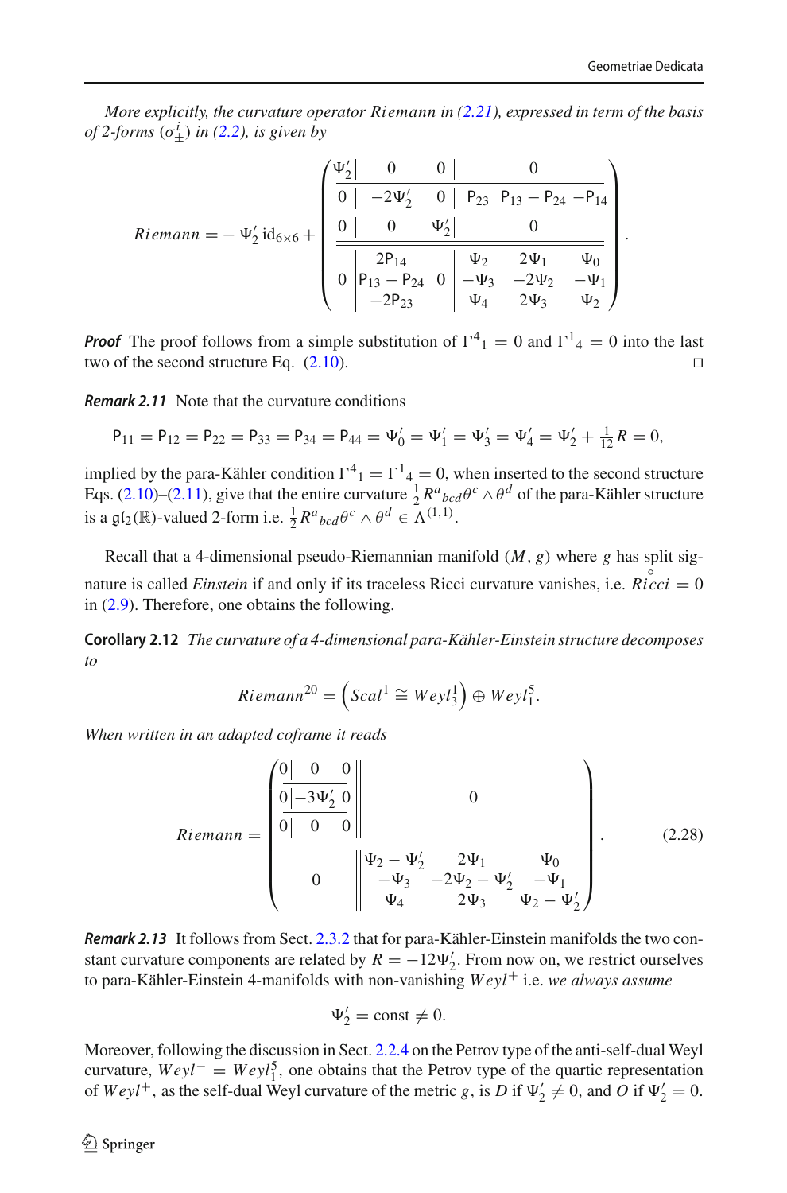*More explicitly, the curvature operator Riemann in (2.21), expressed in term of the basis of 2-forms $(\sigma^i_\pm)$ in (2.2), is given by*

$$
Riemann = -\Psi_2' \,\mathrm{id}_{6\times 6} + \left(\begin{array}{c|c|c||ccc}
\Psi_2' & 0 & 0 & & 0 & \\
\hline
0 & -2\Psi_2' & 0 & \mathsf{P}_{23} & \mathsf{P}_{13}-\mathsf{P}_{24} & -\mathsf{P}_{14} \\
\hline
0 & 0 & \Psi_2' & & 0 & \\
\hline\hline
 & 2\mathsf{P}_{14} & & \Psi_2 & 2\Psi_1 & \Psi_0 \\
0 & \mathsf{P}_{13}-\mathsf{P}_{24} & 0 & -\Psi_3 & -2\Psi_2 & -\Psi_1 \\
 & -2\mathsf{P}_{23} & & \Psi_4 & 2\Psi_3 & \Psi_2
\end{array}\right).
$$

***Proof*** The proof follows from a simple substitution of $\Gamma^4{}_1 = 0$ and $\Gamma^1{}_4 = 0$ into the last two of the second structure Eq. (2.10). □

***Remark 2.11*** Note that the curvature conditions

$$
\mathsf{P}_{11} = \mathsf{P}_{12} = \mathsf{P}_{22} = \mathsf{P}_{33} = \mathsf{P}_{34} = \mathsf{P}_{44} = \Psi_0' = \Psi_1' = \Psi_3' = \Psi_4' = \Psi_2' + \tfrac{1}{12}R = 0,
$$

implied by the para-Kähler condition $\Gamma^4{}_1 = \Gamma^1{}_4 = 0$, when inserted to the second structure Eqs. (2.10)–(2.11), give that the entire curvature $\frac{1}{2}R^a{}_{bcd}\theta^c\wedge\theta^d$ of the para-Kähler structure is a $\mathfrak{gl}_2(\mathbb{R})$-valued 2-form i.e. $\frac{1}{2}R^a{}_{bcd}\theta^c\wedge\theta^d \in \Lambda^{(1,1)}$.

Recall that a 4-dimensional pseudo-Riemannian manifold $(M, g)$ where $g$ has split signature is called *Einstein* if and only if its traceless Ricci curvature vanishes, i.e. $\mathring{Ricci} = 0$ in (2.9). Therefore, one obtains the following.

**Corollary 2.12** *The curvature of a 4-dimensional para-Kähler-Einstein structure decomposes to*

$$
Riemann^{20} = \left(Scal^1 \cong Weyl_3^1\right) \oplus Weyl_1^5.
$$

*When written in an adapted coframe it reads*

$$
Riemann = \left(\begin{array}{c|c|c||ccc}
0 & 0 & 0 & & & \\
\hline
0 & -3\Psi_2' & 0 & & 0 & \\
\hline
0 & 0 & 0 & & & \\
\hline\hline
 & & & \Psi_2-\Psi_2' & 2\Psi_1 & \Psi_0 \\
 & 0 & & -\Psi_3 & -2\Psi_2-\Psi_2' & -\Psi_1 \\
 & & & \Psi_4 & 2\Psi_3 & \Psi_2-\Psi_2'
\end{array}\right). \tag{2.28}
$$

***Remark 2.13*** It follows from Sect. 2.3.2 that for para-Kähler-Einstein manifolds the two constant curvature components are related by $R = -12\Psi_2'$. From now on, we restrict ourselves to para-Kähler-Einstein 4-manifolds with non-vanishing $Weyl^+$ i.e. *we always assume*

$$
\Psi_2' = \mathrm{const} \neq 0.
$$

Moreover, following the discussion in Sect. 2.2.4 on the Petrov type of the anti-self-dual Weyl curvature, $Weyl^- = Weyl_1^5$, one obtains that the Petrov type of the quartic representation of $Weyl^+$, as the self-dual Weyl curvature of the metric $g$, is $D$ if $\Psi_2' \neq 0$, and $O$ if $\Psi_2' = 0$.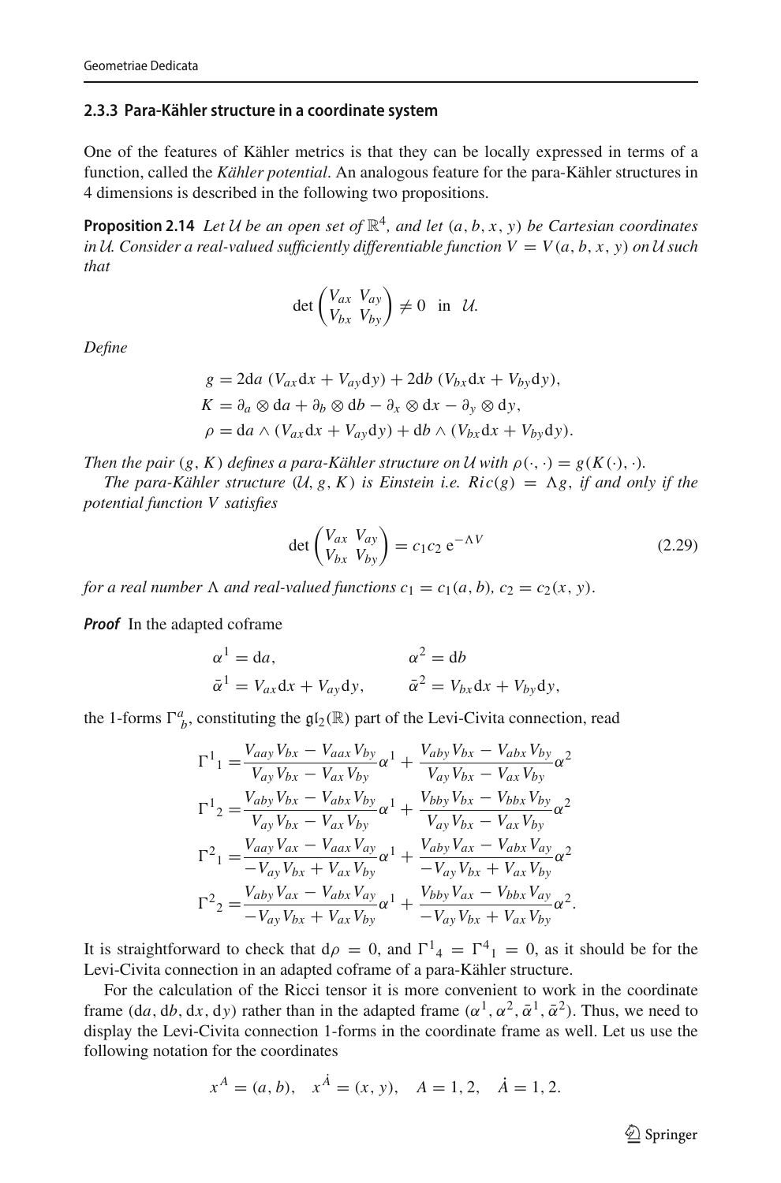### 2.3.3 Para-Kähler structure in a coordinate system

One of the features of Kähler metrics is that they can be locally expressed in terms of a function, called the *Kähler potential*. An analogous feature for the para-Kähler structures in 4 dimensions is described in the following two propositions.

**Proposition 2.14** *Let $\mathcal{U}$ be an open set of $\mathbb{R}^4$, and let $(a, b, x, y)$ be Cartesian coordinates in $\mathcal{U}$. Consider a real-valued sufficiently differentiable function $V = V(a, b, x, y)$ on $\mathcal{U}$ such that*

$$\det \begin{pmatrix} V_{ax} & V_{ay} \\ V_{bx} & V_{by} \end{pmatrix} \neq 0 \quad \text{in} \quad \mathcal{U}.$$

*Define*

$$\begin{aligned} g &= 2\mathrm{d}a\ (V_{ax}\mathrm{d}x + V_{ay}\mathrm{d}y) + 2\mathrm{d}b\ (V_{bx}\mathrm{d}x + V_{by}\mathrm{d}y), \\ K &= \partial_a \otimes \mathrm{d}a + \partial_b \otimes \mathrm{d}b - \partial_x \otimes \mathrm{d}x - \partial_y \otimes \mathrm{d}y, \\ \rho &= \mathrm{d}a \wedge (V_{ax}\mathrm{d}x + V_{ay}\mathrm{d}y) + \mathrm{d}b \wedge (V_{bx}\mathrm{d}x + V_{by}\mathrm{d}y). \end{aligned}$$

*Then the pair $(g, K)$ defines a para-Kähler structure on $\mathcal{U}$ with $\rho(\cdot,\cdot) = g(K(\cdot),\cdot)$.*

*The para-Kähler structure $(\mathcal{U}, g, K)$ is Einstein i.e. $Ric(g) = \Lambda g$, if and only if the potential function $V$ satisfies*

$$\det \begin{pmatrix} V_{ax} & V_{ay} \\ V_{bx} & V_{by} \end{pmatrix} = c_1 c_2\, \mathrm{e}^{-\Lambda V} \tag{2.29}$$

*for a real number $\Lambda$ and real-valued functions $c_1 = c_1(a, b)$, $c_2 = c_2(x, y)$.*

***Proof*** In the adapted coframe

$$\begin{aligned} \alpha^1 &= \mathrm{d}a, & \alpha^2 &= \mathrm{d}b \\ \bar{\alpha}^1 &= V_{ax}\mathrm{d}x + V_{ay}\mathrm{d}y, & \bar{\alpha}^2 &= V_{bx}\mathrm{d}x + V_{by}\mathrm{d}y, \end{aligned}$$

the 1-forms $\Gamma^a{}_b$, constituting the $\mathfrak{gl}_2(\mathbb{R})$ part of the Levi-Civita connection, read

$$\begin{aligned} \Gamma^1{}_1 &= \frac{V_{aay}V_{bx} - V_{aax}V_{by}}{V_{ay}V_{bx} - V_{ax}V_{by}}\alpha^1 + \frac{V_{aby}V_{bx} - V_{abx}V_{by}}{V_{ay}V_{bx} - V_{ax}V_{by}}\alpha^2 \\ \Gamma^1{}_2 &= \frac{V_{aby}V_{bx} - V_{abx}V_{by}}{V_{ay}V_{bx} - V_{ax}V_{by}}\alpha^1 + \frac{V_{bby}V_{bx} - V_{bbx}V_{by}}{V_{ay}V_{bx} - V_{ax}V_{by}}\alpha^2 \\ \Gamma^2{}_1 &= \frac{V_{aay}V_{ax} - V_{aax}V_{ay}}{-V_{ay}V_{bx} + V_{ax}V_{by}}\alpha^1 + \frac{V_{aby}V_{ax} - V_{abx}V_{ay}}{-V_{ay}V_{bx} + V_{ax}V_{by}}\alpha^2 \\ \Gamma^2{}_2 &= \frac{V_{aby}V_{ax} - V_{abx}V_{ay}}{-V_{ay}V_{bx} + V_{ax}V_{by}}\alpha^1 + \frac{V_{bby}V_{ax} - V_{bbx}V_{ay}}{-V_{ay}V_{bx} + V_{ax}V_{by}}\alpha^2. \end{aligned}$$

It is straightforward to check that $\mathrm{d}\rho = 0$, and $\Gamma^1{}_4 = \Gamma^4{}_1 = 0$, as it should be for the Levi-Civita connection in an adapted coframe of a para-Kähler structure.

For the calculation of the Ricci tensor it is more convenient to work in the coordinate frame $(\mathrm{d}a, \mathrm{d}b, \mathrm{d}x, \mathrm{d}y)$ rather than in the adapted frame $(\alpha^1, \alpha^2, \bar{\alpha}^1, \bar{\alpha}^2)$. Thus, we need to display the Levi-Civita connection 1-forms in the coordinate frame as well. Let us use the following notation for the coordinates

$$x^A = (a, b), \quad x^{\dot{A}} = (x, y), \quad A = 1, 2, \quad \dot{A} = 1, 2.$$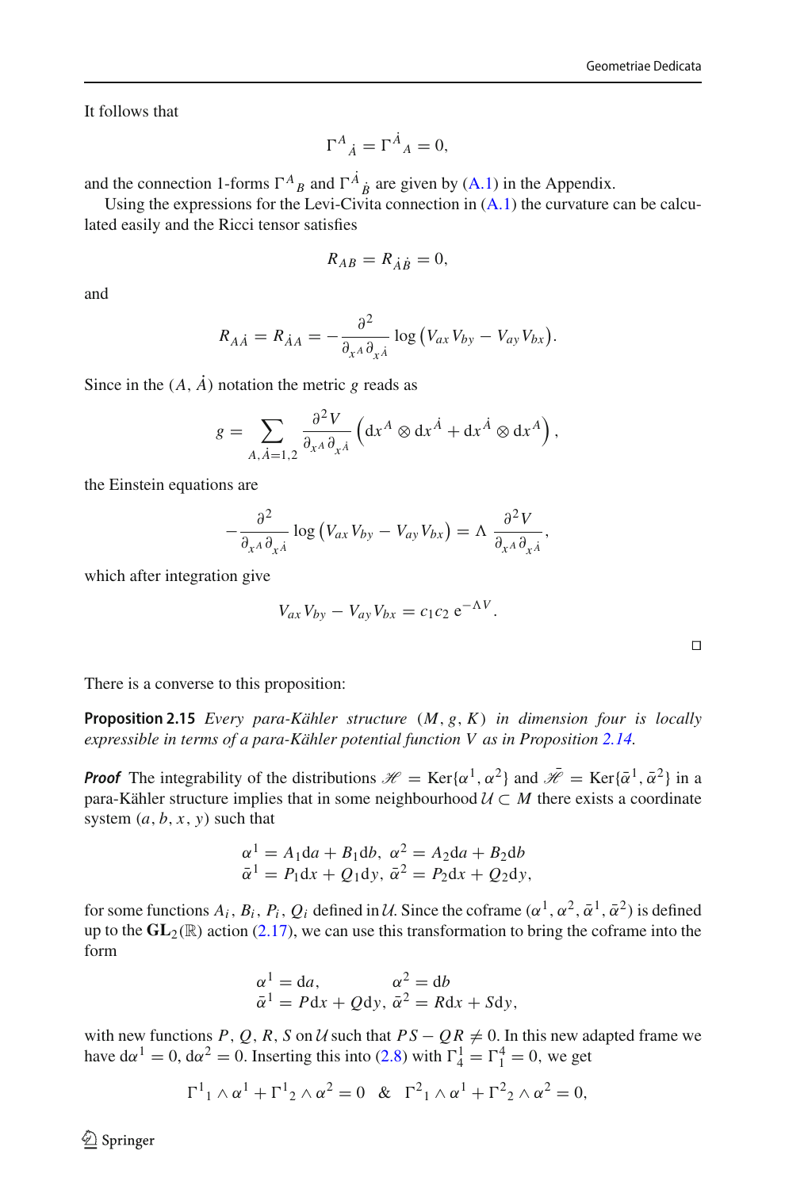It follows that

$$\Gamma^A{}_{\dot{A}} = \Gamma^{\dot{A}}{}_A = 0,$$

and the connection 1-forms $\Gamma^A{}_B$ and $\Gamma^{\dot{A}}{}_{\dot{B}}$ are given by (A.1) in the Appendix.

Using the expressions for the Levi-Civita connection in (A.1) the curvature can be calculated easily and the Ricci tensor satisfies

$$R_{AB} = R_{\dot{A}\dot{B}} = 0,$$

and

$$R_{A\dot{A}} = R_{\dot{A}A} = -\frac{\partial^2}{\partial_{x^A}\partial_{x^{\dot{A}}}} \log\left(V_{ax}V_{by} - V_{ay}V_{bx}\right).$$

Since in the $(A, \dot{A})$ notation the metric $g$ reads as

$$g = \sum_{A,\dot{A}=1,2} \frac{\partial^2 V}{\partial_{x^A}\partial_{x^{\dot{A}}}} \left(\mathrm{d}x^A \otimes \mathrm{d}x^{\dot{A}} + \mathrm{d}x^{\dot{A}} \otimes \mathrm{d}x^A\right),$$

the Einstein equations are

$$-\frac{\partial^2}{\partial_{x^A}\partial_{x^{\dot{A}}}} \log\left(V_{ax}V_{by} - V_{ay}V_{bx}\right) = \Lambda \frac{\partial^2 V}{\partial_{x^A}\partial_{x^{\dot{A}}}},$$

which after integration give

$$V_{ax}V_{by} - V_{ay}V_{bx} = c_1 c_2 \,\mathrm{e}^{-\Lambda V}.$$

□

There is a converse to this proposition:

**Proposition 2.15** *Every para-Kähler structure $(M, g, K)$ in dimension four is locally expressible in terms of a para-Kähler potential function $V$ as in Proposition 2.14.*

***Proof*** The integrability of the distributions $\mathscr{H} = \mathrm{Ker}\{\alpha^1, \alpha^2\}$ and $\bar{\mathscr{H}} = \mathrm{Ker}\{\bar{\alpha}^1, \bar{\alpha}^2\}$ in a para-Kähler structure implies that in some neighbourhood $\mathcal{U} \subset M$ there exists a coordinate system $(a, b, x, y)$ such that

$$\begin{aligned} \alpha^1 &= A_1 \mathrm{d}a + B_1 \mathrm{d}b, \ \alpha^2 = A_2 \mathrm{d}a + B_2 \mathrm{d}b \\ \bar{\alpha}^1 &= P_1 \mathrm{d}x + Q_1 \mathrm{d}y, \ \bar{\alpha}^2 = P_2 \mathrm{d}x + Q_2 \mathrm{d}y, \end{aligned}$$

for some functions $A_i, B_i, P_i, Q_i$ defined in $\mathcal{U}$. Since the coframe $(\alpha^1, \alpha^2, \bar{\alpha}^1, \bar{\alpha}^2)$ is defined up to the $\mathbf{GL}_2(\mathbb{R})$ action (2.17), we can use this transformation to bring the coframe into the form

$$\begin{aligned} \alpha^1 &= \mathrm{d}a, & \alpha^2 &= \mathrm{d}b \\ \bar{\alpha}^1 &= P\mathrm{d}x + Q\mathrm{d}y, & \bar{\alpha}^2 &= R\mathrm{d}x + S\mathrm{d}y, \end{aligned}$$

with new functions $P, Q, R, S$ on $\mathcal{U}$ such that $PS - QR \neq 0$. In this new adapted frame we have $\mathrm{d}\alpha^1 = 0$, $\mathrm{d}\alpha^2 = 0$. Inserting this into (2.8) with $\Gamma^1_4 = \Gamma^4_1 = 0$, we get

$$\Gamma^1{}_1 \wedge \alpha^1 + \Gamma^1{}_2 \wedge \alpha^2 = 0 \quad \& \quad \Gamma^2{}_1 \wedge \alpha^1 + \Gamma^2{}_2 \wedge \alpha^2 = 0,$$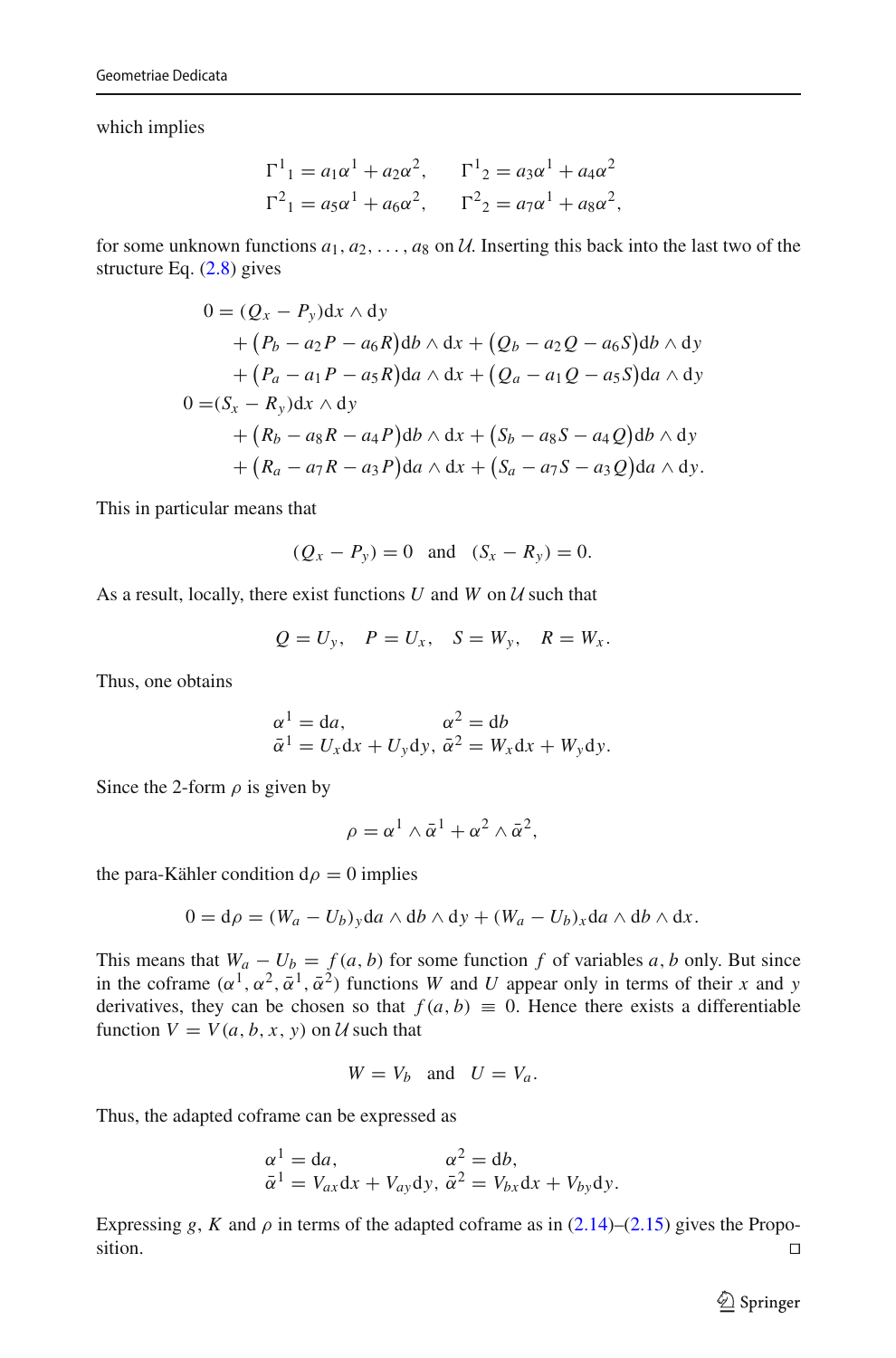which implies

$$
\Gamma^1{}_1 = a_1\alpha^1 + a_2\alpha^2, \qquad \Gamma^1{}_2 = a_3\alpha^1 + a_4\alpha^2
$$
$$
\Gamma^2{}_1 = a_5\alpha^1 + a_6\alpha^2, \qquad \Gamma^2{}_2 = a_7\alpha^1 + a_8\alpha^2,
$$

for some unknown functions $a_1, a_2, \ldots, a_8$ on $\mathcal{U}$. Inserting this back into the last two of the structure Eq. (2.8) gives

$$
\begin{aligned}
0 = &(Q_x - P_y)\mathrm{d}x \wedge \mathrm{d}y \\
&+ \big(P_b - a_2 P - a_6 R\big)\mathrm{d}b \wedge \mathrm{d}x + \big(Q_b - a_2 Q - a_6 S\big)\mathrm{d}b \wedge \mathrm{d}y \\
&+ \big(P_a - a_1 P - a_5 R\big)\mathrm{d}a \wedge \mathrm{d}x + \big(Q_a - a_1 Q - a_5 S\big)\mathrm{d}a \wedge \mathrm{d}y \\
0 = &(S_x - R_y)\mathrm{d}x \wedge \mathrm{d}y \\
&+ \big(R_b - a_8 R - a_4 P\big)\mathrm{d}b \wedge \mathrm{d}x + \big(S_b - a_8 S - a_4 Q\big)\mathrm{d}b \wedge \mathrm{d}y \\
&+ \big(R_a - a_7 R - a_3 P\big)\mathrm{d}a \wedge \mathrm{d}x + \big(S_a - a_7 S - a_3 Q\big)\mathrm{d}a \wedge \mathrm{d}y.
\end{aligned}
$$

This in particular means that

$$
(Q_x - P_y) = 0 \quad \text{and} \quad (S_x - R_y) = 0.
$$

As a result, locally, there exist functions $U$ and $W$ on $\mathcal{U}$ such that

$$
Q = U_y, \quad P = U_x, \quad S = W_y, \quad R = W_x.
$$

Thus, one obtains

$$
\alpha^1 = \mathrm{d}a, \qquad \alpha^2 = \mathrm{d}b
$$
$$
\bar\alpha^1 = U_x\mathrm{d}x + U_y\mathrm{d}y, \quad \bar\alpha^2 = W_x\mathrm{d}x + W_y\mathrm{d}y.
$$

Since the 2-form $\rho$ is given by

$$
\rho = \alpha^1 \wedge \bar\alpha^1 + \alpha^2 \wedge \bar\alpha^2,
$$

the para-Kähler condition $\mathrm{d}\rho = 0$ implies

$$
0 = \mathrm{d}\rho = (W_a - U_b)_y \mathrm{d}a \wedge \mathrm{d}b \wedge \mathrm{d}y + (W_a - U_b)_x \mathrm{d}a \wedge \mathrm{d}b \wedge \mathrm{d}x.
$$

This means that $W_a - U_b = f(a, b)$ for some function $f$ of variables $a, b$ only. But since in the coframe $(\alpha^1, \alpha^2, \bar\alpha^1, \bar\alpha^2)$ functions $W$ and $U$ appear only in terms of their $x$ and $y$ derivatives, they can be chosen so that $f(a, b) \equiv 0$. Hence there exists a differentiable function $V = V(a, b, x, y)$ on $\mathcal{U}$ such that

$$
W = V_b \quad \text{and} \quad U = V_a.
$$

Thus, the adapted coframe can be expressed as

$$
\alpha^1 = \mathrm{d}a, \qquad \alpha^2 = \mathrm{d}b,
$$
$$
\bar\alpha^1 = V_{ax}\mathrm{d}x + V_{ay}\mathrm{d}y, \quad \bar\alpha^2 = V_{bx}\mathrm{d}x + V_{by}\mathrm{d}y.
$$

Expressing $g$, $K$ and $\rho$ in terms of the adapted coframe as in (2.14)–(2.15) gives the Proposition. □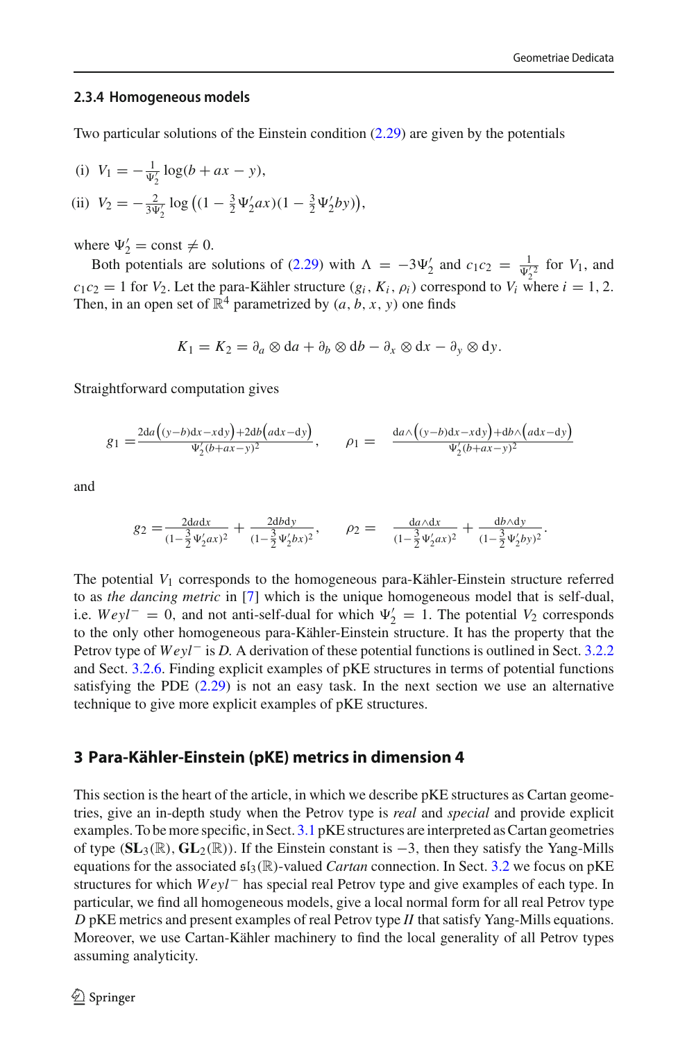### 2.3.4 Homogeneous models

Two particular solutions of the Einstein condition (2.29) are given by the potentials

(i) $V_1 = -\frac{1}{\Psi_2'}\log(b + ax - y)$,

(ii) $V_2 = -\frac{2}{3\Psi_2'}\log\big((1 - \frac{3}{2}\Psi_2' ax)(1 - \frac{3}{2}\Psi_2' by)\big)$,

where $\Psi_2' = \text{const} \neq 0$.

Both potentials are solutions of (2.29) with $\Lambda = -3\Psi_2'$ and $c_1c_2 = \frac{1}{\Psi_2'^2}$ for $V_1$, and $c_1c_2 = 1$ for $V_2$. Let the para-Kähler structure $(g_i, K_i, \rho_i)$ correspond to $V_i$ where $i = 1, 2$. Then, in an open set of $\mathbb{R}^4$ parametrized by $(a, b, x, y)$ one finds

$$K_1 = K_2 = \partial_a \otimes \mathrm{d}a + \partial_b \otimes \mathrm{d}b - \partial_x \otimes \mathrm{d}x - \partial_y \otimes \mathrm{d}y.$$

Straightforward computation gives

$$g_1 = \frac{2\mathrm{d}a\big((y-b)\mathrm{d}x - x\mathrm{d}y\big) + 2\mathrm{d}b\big(a\mathrm{d}x - \mathrm{d}y\big)}{\Psi_2'(b+ax-y)^2}, \qquad \rho_1 = \frac{\mathrm{d}a \wedge \big((y-b)\mathrm{d}x - x\mathrm{d}y\big) + \mathrm{d}b \wedge \big(a\mathrm{d}x - \mathrm{d}y\big)}{\Psi_2'(b+ax-y)^2}$$

and

$$g_2 = \frac{2\mathrm{d}a\mathrm{d}x}{(1-\frac{3}{2}\Psi_2' ax)^2} + \frac{2\mathrm{d}b\mathrm{d}y}{(1-\frac{3}{2}\Psi_2' by)^2}, \qquad \rho_2 = \frac{\mathrm{d}a \wedge \mathrm{d}x}{(1-\frac{3}{2}\Psi_2' ax)^2} + \frac{\mathrm{d}b \wedge \mathrm{d}y}{(1-\frac{3}{2}\Psi_2' by)^2}.$$

The potential $V_1$ corresponds to the homogeneous para-Kähler-Einstein structure referred to as *the dancing metric* in [7] which is the unique homogeneous model that is self-dual, i.e. $Weyl^- = 0$, and not anti-self-dual for which $\Psi_2' = 1$. The potential $V_2$ corresponds to the only other homogeneous para-Kähler-Einstein structure. It has the property that the Petrov type of $Weyl^-$ is $D$. A derivation of these potential functions is outlined in Sect. 3.2.2 and Sect. 3.2.6. Finding explicit examples of pKE structures in terms of potential functions satisfying the PDE (2.29) is not an easy task. In the next section we use an alternative technique to give more explicit examples of pKE structures.

## 3 Para-Kähler-Einstein (pKE) metrics in dimension 4

This section is the heart of the article, in which we describe pKE structures as Cartan geometries, give an in-depth study when the Petrov type is *real* and *special* and provide explicit examples. To be more specific, in Sect. 3.1 pKE structures are interpreted as Cartan geometries of type $(\mathbf{SL}_3(\mathbb{R}), \mathbf{GL}_2(\mathbb{R}))$. If the Einstein constant is $-3$, then they satisfy the Yang-Mills equations for the associated $\mathfrak{sl}_3(\mathbb{R})$-valued *Cartan* connection. In Sect. 3.2 we focus on pKE structures for which $Weyl^-$ has special real Petrov type and give examples of each type. In particular, we find all homogeneous models, give a local normal form for all real Petrov type $D$ pKE metrics and present examples of real Petrov type $II$ that satisfy Yang-Mills equations. Moreover, we use Cartan-Kähler machinery to find the local generality of all Petrov types assuming analyticity.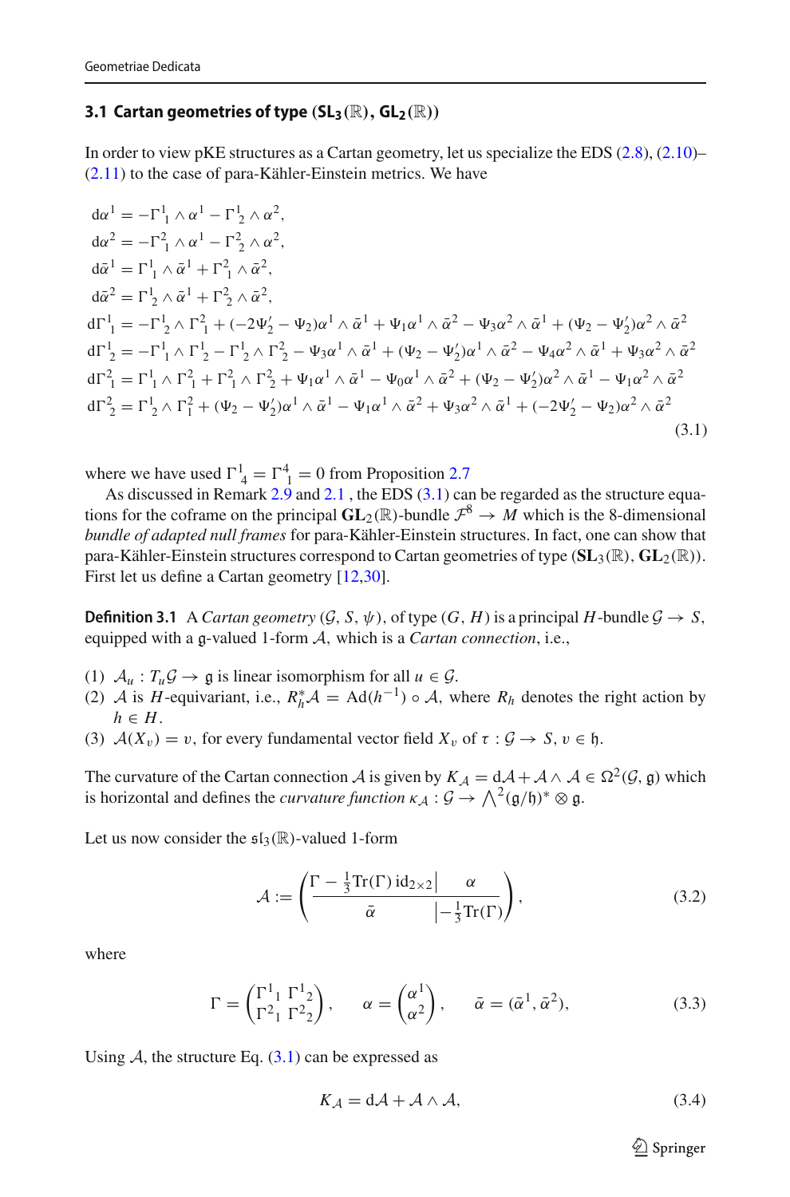### 3.1 Cartan geometries of type $(\mathbf{SL}_3(\mathbb{R}), \mathbf{GL}_2(\mathbb{R}))$

In order to view pKE structures as a Cartan geometry, let us specialize the EDS (2.8), (2.10)–(2.11) to the case of para-Kähler-Einstein metrics. We have

$$
\begin{aligned}
\mathrm{d}\alpha^1 &= -\Gamma^1{}_1 \wedge \alpha^1 - \Gamma^1{}_2 \wedge \alpha^2,\\
\mathrm{d}\alpha^2 &= -\Gamma^2{}_1 \wedge \alpha^1 - \Gamma^2{}_2 \wedge \alpha^2,\\
\mathrm{d}\bar{\alpha}^1 &= \Gamma^1{}_1 \wedge \bar{\alpha}^1 + \Gamma^2{}_1 \wedge \bar{\alpha}^2,\\
\mathrm{d}\bar{\alpha}^2 &= \Gamma^1{}_2 \wedge \bar{\alpha}^1 + \Gamma^2{}_2 \wedge \bar{\alpha}^2,\\
\mathrm{d}\Gamma^1{}_1 &= -\Gamma^1{}_2 \wedge \Gamma^2{}_1 + (-2\Psi_2' - \Psi_2)\alpha^1 \wedge \bar{\alpha}^1 + \Psi_1 \alpha^1 \wedge \bar{\alpha}^2 - \Psi_3 \alpha^2 \wedge \bar{\alpha}^1 + (\Psi_2 - \Psi_2')\alpha^2 \wedge \bar{\alpha}^2\\
\mathrm{d}\Gamma^1{}_2 &= -\Gamma^1{}_1 \wedge \Gamma^1{}_2 - \Gamma^1{}_2 \wedge \Gamma^2{}_2 - \Psi_3 \alpha^1 \wedge \bar{\alpha}^1 + (\Psi_2 - \Psi_2')\alpha^1 \wedge \bar{\alpha}^2 - \Psi_4 \alpha^2 \wedge \bar{\alpha}^1 + \Psi_3 \alpha^2 \wedge \bar{\alpha}^2\\
\mathrm{d}\Gamma^2{}_1 &= \Gamma^1{}_1 \wedge \Gamma^2{}_1 + \Gamma^2{}_1 \wedge \Gamma^2{}_2 + \Psi_1 \alpha^1 \wedge \bar{\alpha}^1 - \Psi_0 \alpha^1 \wedge \bar{\alpha}^2 + (\Psi_2 - \Psi_2')\alpha^2 \wedge \bar{\alpha}^1 - \Psi_1 \alpha^2 \wedge \bar{\alpha}^2\\
\mathrm{d}\Gamma^2{}_2 &= \Gamma^1{}_2 \wedge \Gamma^2{}_1 + (\Psi_2 - \Psi_2')\alpha^1 \wedge \bar{\alpha}^1 - \Psi_1 \alpha^1 \wedge \bar{\alpha}^2 + \Psi_3 \alpha^2 \wedge \bar{\alpha}^1 + (-2\Psi_2' - \Psi_2)\alpha^2 \wedge \bar{\alpha}^2
\end{aligned}
\tag{3.1}
$$

where we have used $\Gamma^1{}_4 = \Gamma^4{}_1 = 0$ from Proposition 2.7

As discussed in Remark 2.9 and 2.1 , the EDS (3.1) can be regarded as the structure equations for the coframe on the principal $\mathbf{GL}_2(\mathbb{R})$-bundle $\mathcal{F}^8 \to M$ which is the 8-dimensional *bundle of adapted null frames* for para-Kähler-Einstein structures. In fact, one can show that para-Kähler-Einstein structures correspond to Cartan geometries of type $(\mathbf{SL}_3(\mathbb{R}), \mathbf{GL}_2(\mathbb{R}))$. First let us define a Cartan geometry [12,30].

**Definition 3.1** A *Cartan geometry* $(\mathcal{G}, S, \psi)$, of type $(G, H)$ is a principal $H$-bundle $\mathcal{G} \to S$, equipped with a $\mathfrak{g}$-valued 1-form $\mathcal{A}$, which is a *Cartan connection*, i.e.,

(1) $\mathcal{A}_u : T_u\mathcal{G} \to \mathfrak{g}$ is linear isomorphism for all $u \in \mathcal{G}$.
(2) $\mathcal{A}$ is $H$-equivariant, i.e., $R_h^*\mathcal{A} = \mathrm{Ad}(h^{-1}) \circ \mathcal{A}$, where $R_h$ denotes the right action by $h \in H$.
(3) $\mathcal{A}(X_v) = v$, for every fundamental vector field $X_v$ of $\tau : \mathcal{G} \to S$, $v \in \mathfrak{h}$.

The curvature of the Cartan connection $\mathcal{A}$ is given by $K_{\mathcal{A}} = \mathrm{d}\mathcal{A} + \mathcal{A} \wedge \mathcal{A} \in \Omega^2(\mathcal{G}, \mathfrak{g})$ which is horizontal and defines the *curvature function* $\kappa_{\mathcal{A}} : \mathcal{G} \to \bigwedge^2(\mathfrak{g}/\mathfrak{h})^* \otimes \mathfrak{g}$.

Let us now consider the $\mathfrak{sl}_3(\mathbb{R})$-valued 1-form

$$
\mathcal{A} := \left( \begin{array}{c|c} \Gamma - \frac{1}{3}\mathrm{Tr}(\Gamma)\,\mathrm{id}_{2\times 2} & \alpha \\ \hline \bar{\alpha} & -\frac{1}{3}\mathrm{Tr}(\Gamma) \end{array} \right),
\tag{3.2}
$$

where

$$
\Gamma = \begin{pmatrix} \Gamma^1{}_1 & \Gamma^1{}_2 \\ \Gamma^2{}_1 & \Gamma^2{}_2 \end{pmatrix}, \qquad \alpha = \begin{pmatrix} \alpha^1 \\ \alpha^2 \end{pmatrix}, \qquad \bar{\alpha} = (\bar{\alpha}^1, \bar{\alpha}^2),
\tag{3.3}
$$

Using $\mathcal{A}$, the structure Eq. (3.1) can be expressed as

$$
K_{\mathcal{A}} = \mathrm{d}\mathcal{A} + \mathcal{A} \wedge \mathcal{A},
\tag{3.4}
$$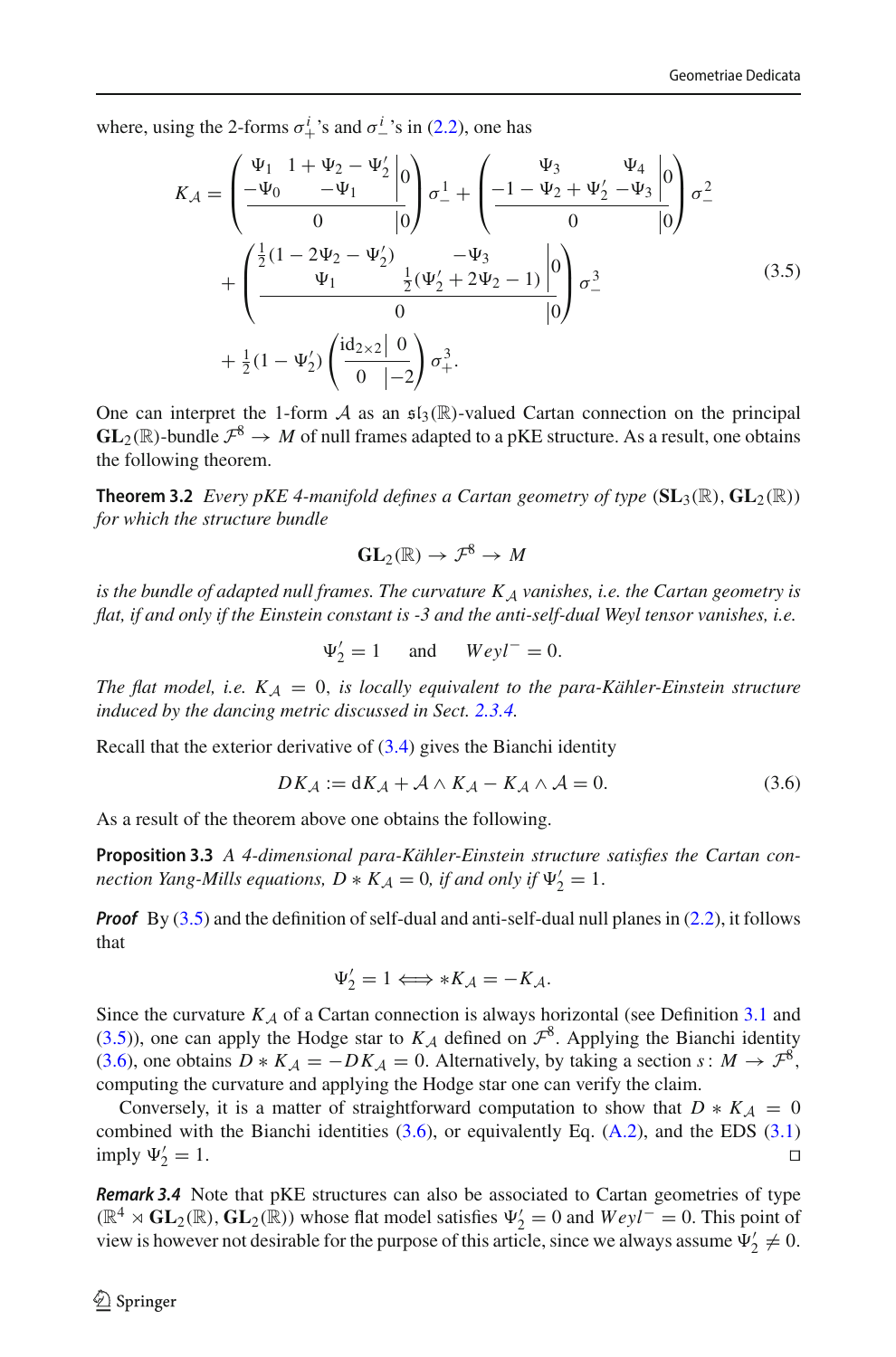where, using the 2-forms $\sigma^i_+$'s and $\sigma^i_-$'s in (2.2), one has

$$
\begin{aligned}
K_{\mathcal{A}} = &\left(\begin{array}{cc|c} \Psi_1 & 1+\Psi_2-\Psi_2' & 0 \\ -\Psi_0 & -\Psi_1 & 0 \\ \hline & 0 & 0 \end{array}\right)\sigma^1_- + \left(\begin{array}{cc|c} \Psi_3 & \Psi_4 & 0 \\ -1-\Psi_2+\Psi_2' & -\Psi_3 & 0 \\ \hline & 0 & 0 \end{array}\right)\sigma^2_- \\
&+ \left(\begin{array}{cc|c} \frac{1}{2}(1-2\Psi_2-\Psi_2') & -\Psi_3 & 0 \\ \Psi_1 & \frac{1}{2}(\Psi_2'+2\Psi_2-1) & 0 \\ \hline & 0 & 0 \end{array}\right)\sigma^3_- \\
&+ \tfrac{1}{2}(1-\Psi_2')\left(\begin{array}{c|c} \mathrm{id}_{2\times 2} & 0 \\ \hline 0 & -2 \end{array}\right)\sigma^3_+.
\end{aligned}
\tag{3.5}
$$

One can interpret the 1-form $\mathcal{A}$ as an $\mathfrak{sl}_3(\mathbb{R})$-valued Cartan connection on the principal $\mathbf{GL}_2(\mathbb{R})$-bundle $\mathcal{F}^8 \to M$ of null frames adapted to a pKE structure. As a result, one obtains the following theorem.

**Theorem 3.2** *Every pKE 4-manifold defines a Cartan geometry of type* $(\mathbf{SL}_3(\mathbb{R}), \mathbf{GL}_2(\mathbb{R}))$ *for which the structure bundle*

$$\mathbf{GL}_2(\mathbb{R}) \to \mathcal{F}^8 \to M$$

*is the bundle of adapted null frames. The curvature* $K_{\mathcal{A}}$ *vanishes, i.e. the Cartan geometry is flat, if and only if the Einstein constant is -3 and the anti-self-dual Weyl tensor vanishes, i.e.*

$$\Psi_2' = 1 \qquad \text{and} \qquad Weyl^- = 0.$$

*The flat model, i.e.* $K_{\mathcal{A}} = 0$*, is locally equivalent to the para-Kähler-Einstein structure induced by the dancing metric discussed in Sect. 2.3.4.*

Recall that the exterior derivative of (3.4) gives the Bianchi identity

$$DK_{\mathcal{A}} := \mathrm{d}K_{\mathcal{A}} + \mathcal{A} \wedge K_{\mathcal{A}} - K_{\mathcal{A}} \wedge \mathcal{A} = 0. \tag{3.6}$$

As a result of the theorem above one obtains the following.

**Proposition 3.3** *A 4-dimensional para-Kähler-Einstein structure satisfies the Cartan connection Yang-Mills equations,* $D * K_{\mathcal{A}} = 0$*, if and only if* $\Psi_2' = 1$.

***Proof*** By (3.5) and the definition of self-dual and anti-self-dual null planes in (2.2), it follows that

$$\Psi_2' = 1 \Longleftrightarrow *K_{\mathcal{A}} = -K_{\mathcal{A}}.$$

Since the curvature $K_{\mathcal{A}}$ of a Cartan connection is always horizontal (see Definition 3.1 and (3.5)), one can apply the Hodge star to $K_{\mathcal{A}}$ defined on $\mathcal{F}^8$. Applying the Bianchi identity (3.6), one obtains $D * K_{\mathcal{A}} = -DK_{\mathcal{A}} = 0$. Alternatively, by taking a section $s\colon M \to \mathcal{F}^8$, computing the curvature and applying the Hodge star one can verify the claim.

Conversely, it is a matter of straightforward computation to show that $D * K_{\mathcal{A}} = 0$ combined with the Bianchi identities (3.6), or equivalently Eq. (A.2), and the EDS (3.1) imply $\Psi_2' = 1$. □

***Remark 3.4*** Note that pKE structures can also be associated to Cartan geometries of type $(\mathbb{R}^4 \rtimes \mathbf{GL}_2(\mathbb{R}), \mathbf{GL}_2(\mathbb{R}))$ whose flat model satisfies $\Psi_2' = 0$ and $Weyl^- = 0$. This point of view is however not desirable for the purpose of this article, since we always assume $\Psi_2' \neq 0$.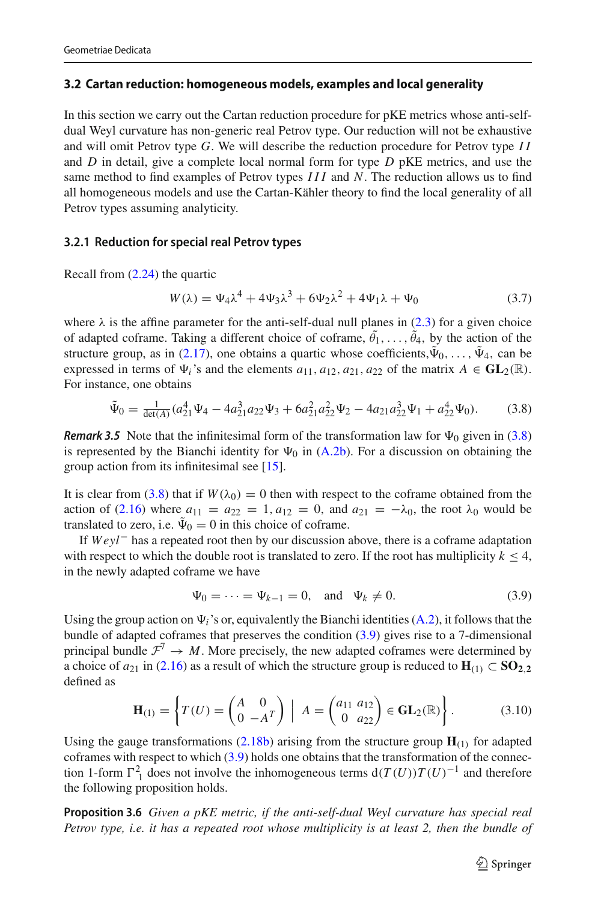### 3.2 Cartan reduction: homogeneous models, examples and local generality

In this section we carry out the Cartan reduction procedure for pKE metrics whose anti-self-dual Weyl curvature has non-generic real Petrov type. Our reduction will not be exhaustive and will omit Petrov type $G$. We will describe the reduction procedure for Petrov type $II$ and $D$ in detail, give a complete local normal form for type $D$ pKE metrics, and use the same method to find examples of Petrov types $III$ and $N$. The reduction allows us to find all homogeneous models and use the Cartan-Kähler theory to find the local generality of all Petrov types assuming analyticity.

#### 3.2.1 Reduction for special real Petrov types

Recall from (2.24) the quartic

$$W(\lambda) = \Psi_4\lambda^4 + 4\Psi_3\lambda^3 + 6\Psi_2\lambda^2 + 4\Psi_1\lambda + \Psi_0 \tag{3.7}$$

where $\lambda$ is the affine parameter for the anti-self-dual null planes in (2.3) for a given choice of adapted coframe. Taking a different choice of coframe, $\tilde{\theta}_1, \ldots, \tilde{\theta}_4$, by the action of the structure group, as in (2.17), one obtains a quartic whose coefficients,$\tilde{\Psi}_0, \ldots, \tilde{\Psi}_4$, can be expressed in terms of $\Psi_i$'s and the elements $a_{11}, a_{12}, a_{21}, a_{22}$ of the matrix $A \in \mathbf{GL}_2(\mathbb{R})$. For instance, one obtains

$$\tilde{\Psi}_0 = \tfrac{1}{\det(A)}(a_{21}^4\Psi_4 - 4a_{21}^3a_{22}\Psi_3 + 6a_{21}^2a_{22}^2\Psi_2 - 4a_{21}a_{22}^3\Psi_1 + a_{22}^4\Psi_0). \tag{3.8}$$

***Remark 3.5*** Note that the infinitesimal form of the transformation law for $\Psi_0$ given in (3.8) is represented by the Bianchi identity for $\Psi_0$ in (A.2b). For a discussion on obtaining the group action from its infinitesimal see [15].

It is clear from (3.8) that if $W(\lambda_0) = 0$ then with respect to the coframe obtained from the action of (2.16) where $a_{11} = a_{22} = 1, a_{12} = 0$, and $a_{21} = -\lambda_0$, the root $\lambda_0$ would be translated to zero, i.e. $\tilde{\Psi}_0 = 0$ in this choice of coframe.

If $Weyl^-$ has a repeated root then by our discussion above, there is a coframe adaptation with respect to which the double root is translated to zero. If the root has multiplicity $k \leq 4$, in the newly adapted coframe we have

$$\Psi_0 = \cdots = \Psi_{k-1} = 0, \quad \text{and} \quad \Psi_k \neq 0. \tag{3.9}$$

Using the group action on $\Psi_i$'s or, equivalently the Bianchi identities (A.2), it follows that the bundle of adapted coframes that preserves the condition (3.9) gives rise to a 7-dimensional principal bundle $\mathcal{F}^7 \to M$. More precisely, the new adapted coframes were determined by a choice of $a_{21}$ in (2.16) as a result of which the structure group is reduced to $\mathbf{H}_{(1)} \subset \mathbf{SO}_{2,2}$ defined as

$$\mathbf{H}_{(1)} = \left\{ T(U) = \begin{pmatrix} A & 0 \\ 0 & -A^T \end{pmatrix} \;\middle|\; A = \begin{pmatrix} a_{11} & a_{12} \\ 0 & a_{22} \end{pmatrix} \in \mathbf{GL}_2(\mathbb{R}) \right\}. \tag{3.10}$$

Using the gauge transformations (2.18b) arising from the structure group $\mathbf{H}_{(1)}$ for adapted coframes with respect to which (3.9) holds one obtains that the transformation of the connection 1-form $\Gamma^2_1$ does not involve the inhomogeneous terms $\mathrm{d}(T(U))T(U)^{-1}$ and therefore the following proposition holds.

**Proposition 3.6** *Given a pKE metric, if the anti-self-dual Weyl curvature has special real Petrov type, i.e. it has a repeated root whose multiplicity is at least 2, then the bundle of*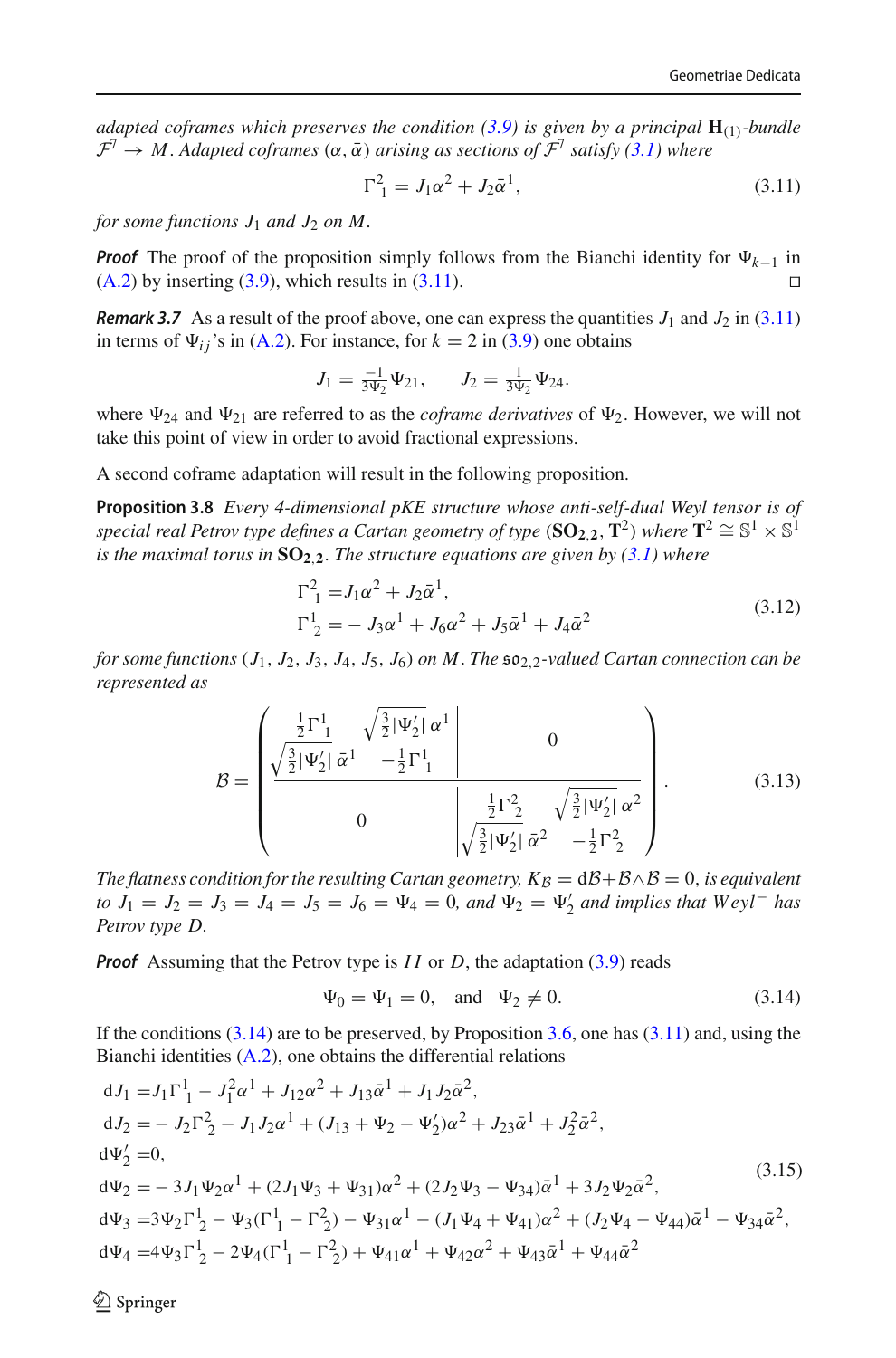*adapted coframes which preserves the condition (3.9) is given by a principal $\mathbf{H}_{(1)}$-bundle $\mathcal{F}^7 \to M$. Adapted coframes $(\alpha, \bar{\alpha})$ arising as sections of $\mathcal{F}^7$ satisfy (3.1) where*

$$\Gamma^2{}_1 = J_1\alpha^2 + J_2\bar{\alpha}^1, \tag{3.11}$$

*for some functions $J_1$ and $J_2$ on $M$.*

***Proof*** The proof of the proposition simply follows from the Bianchi identity for $\Psi_{k-1}$ in (A.2) by inserting (3.9), which results in (3.11). □

***Remark 3.7*** As a result of the proof above, one can express the quantities $J_1$ and $J_2$ in (3.11) in terms of $\Psi_{ij}$'s in (A.2). For instance, for $k = 2$ in (3.9) one obtains

$$J_1 = \tfrac{-1}{3\Psi_2}\Psi_{21}, \qquad J_2 = \tfrac{1}{3\Psi_2}\Psi_{24}.$$

where $\Psi_{24}$ and $\Psi_{21}$ are referred to as the *coframe derivatives* of $\Psi_2$. However, we will not take this point of view in order to avoid fractional expressions.

A second coframe adaptation will result in the following proposition.

**Proposition 3.8** *Every 4-dimensional pKE structure whose anti-self-dual Weyl tensor is of special real Petrov type defines a Cartan geometry of type $(\mathbf{SO_{2,2}}, \mathbf{T}^2)$ where $\mathbf{T}^2 \cong \mathbb{S}^1 \times \mathbb{S}^1$ is the maximal torus in $\mathbf{SO_{2,2}}$. The structure equations are given by (3.1) where*

$$\begin{aligned}\Gamma^2{}_1 =& J_1\alpha^2 + J_2\bar{\alpha}^1,\\ \Gamma^1{}_2 =& -J_3\alpha^1 + J_6\alpha^2 + J_5\bar{\alpha}^1 + J_4\bar{\alpha}^2\end{aligned} \tag{3.12}$$

*for some functions $(J_1, J_2, J_3, J_4, J_5, J_6)$ on $M$. The $\mathfrak{so}_{2,2}$-valued Cartan connection can be represented as*

$$\mathcal{B} = \left(\begin{array}{cc|cc} \frac{1}{2}\Gamma^1{}_1 & \sqrt{\frac{3}{2}|\Psi_2'|}\,\alpha^1 & & \\ \sqrt{\frac{3}{2}|\Psi_2'|}\,\bar{\alpha}^1 & -\frac{1}{2}\Gamma^1{}_1 & \multicolumn{2}{c}{0} \\ \hline & & \frac{1}{2}\Gamma^2{}_2 & \sqrt{\frac{3}{2}|\Psi_2'|}\,\alpha^2 \\ \multicolumn{2}{c|}{0} & \sqrt{\frac{3}{2}|\Psi_2'|}\,\bar{\alpha}^2 & -\frac{1}{2}\Gamma^2{}_2 \end{array}\right). \tag{3.13}$$

*The flatness condition for the resulting Cartan geometry, $K_{\mathcal{B}} = \mathrm{d}\mathcal{B} + \mathcal{B}\wedge\mathcal{B} = 0$, is equivalent to $J_1 = J_2 = J_3 = J_4 = J_5 = J_6 = \Psi_4 = 0$, and $\Psi_2 = \Psi_2'$ and implies that $Weyl^-$ has Petrov type $D$.*

***Proof*** Assuming that the Petrov type is $II$ or $D$, the adaptation (3.9) reads

$$\Psi_0 = \Psi_1 = 0, \quad \text{and} \quad \Psi_2 \neq 0. \tag{3.14}$$

If the conditions (3.14) are to be preserved, by Proposition 3.6, one has (3.11) and, using the Bianchi identities (A.2), one obtains the differential relations

$$\begin{aligned}
\mathrm{d}J_1 =& J_1\Gamma^1{}_1 - J_1^2\alpha^1 + J_{12}\alpha^2 + J_{13}\bar{\alpha}^1 + J_1J_2\bar{\alpha}^2,\\
\mathrm{d}J_2 =& -J_2\Gamma^2{}_2 - J_1J_2\alpha^1 + (J_{13} + \Psi_2 - \Psi_2')\alpha^2 + J_{23}\bar{\alpha}^1 + J_2^2\bar{\alpha}^2,\\
\mathrm{d}\Psi_2' =& 0,\\
\mathrm{d}\Psi_2 =& -3J_1\Psi_2\alpha^1 + (2J_1\Psi_3 + \Psi_{31})\alpha^2 + (2J_2\Psi_3 - \Psi_{34})\bar{\alpha}^1 + 3J_2\Psi_2\bar{\alpha}^2,\\
\mathrm{d}\Psi_3 =& 3\Psi_2\Gamma^1{}_2 - \Psi_3(\Gamma^1{}_1 - \Gamma^2{}_2) - \Psi_{31}\alpha^1 - (J_1\Psi_4 + \Psi_{41})\alpha^2 + (J_2\Psi_4 - \Psi_{44})\bar{\alpha}^1 - \Psi_{34}\bar{\alpha}^2,\\
\mathrm{d}\Psi_4 =& 4\Psi_3\Gamma^1{}_2 - 2\Psi_4(\Gamma^1{}_1 - \Gamma^2{}_2) + \Psi_{41}\alpha^1 + \Psi_{42}\alpha^2 + \Psi_{43}\bar{\alpha}^1 + \Psi_{44}\bar{\alpha}^2
\end{aligned} \tag{3.15}$$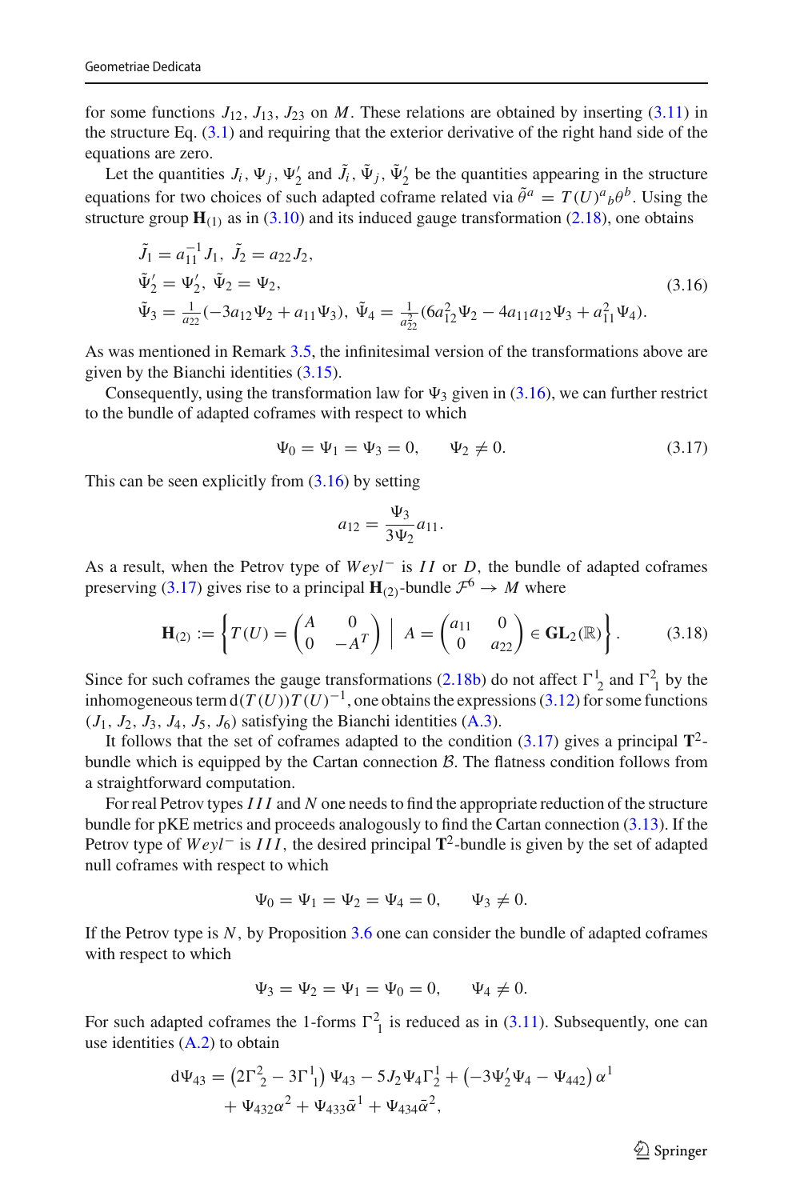for some functions $J_{12}$, $J_{13}$, $J_{23}$ on $M$. These relations are obtained by inserting (3.11) in the structure Eq. (3.1) and requiring that the exterior derivative of the right hand side of the equations are zero.

Let the quantities $J_i$, $\Psi_j$, $\Psi_2'$ and $\tilde{J}_i$, $\tilde{\Psi}_j$, $\tilde{\Psi}_2'$ be the quantities appearing in the structure equations for two choices of such adapted coframe related via $\tilde{\theta}^a = T(U)^a{}_b\theta^b$. Using the structure group $\mathbf{H}_{(1)}$ as in (3.10) and its induced gauge transformation (2.18), one obtains

$$
\begin{aligned}
&\tilde{J}_1 = a_{11}^{-1} J_1, \ \tilde{J}_2 = a_{22} J_2,\\
&\tilde{\Psi}_2' = \Psi_2', \ \tilde{\Psi}_2 = \Psi_2,\\
&\tilde{\Psi}_3 = \tfrac{1}{a_{22}}(-3a_{12}\Psi_2 + a_{11}\Psi_3), \ \tilde{\Psi}_4 = \tfrac{1}{a_{22}^2}(6a_{12}^2\Psi_2 - 4a_{11}a_{12}\Psi_3 + a_{11}^2\Psi_4).
\end{aligned}
\tag{3.16}
$$

As was mentioned in Remark 3.5, the infinitesimal version of the transformations above are given by the Bianchi identities (3.15).

Consequently, using the transformation law for $\Psi_3$ given in (3.16), we can further restrict to the bundle of adapted coframes with respect to which

$$
\Psi_0 = \Psi_1 = \Psi_3 = 0, \qquad \Psi_2 \neq 0. \tag{3.17}
$$

This can be seen explicitly from (3.16) by setting

$$
a_{12} = \frac{\Psi_3}{3\Psi_2} a_{11}.
$$

As a result, when the Petrov type of $Weyl^-$ is $II$ or $D$, the bundle of adapted coframes preserving (3.17) gives rise to a principal $\mathbf{H}_{(2)}$-bundle $\mathcal{F}^6 \to M$ where

$$
\mathbf{H}_{(2)} := \left\{ T(U) = \begin{pmatrix} A & 0 \\ 0 & -A^T \end{pmatrix} \ \Big| \ A = \begin{pmatrix} a_{11} & 0 \\ 0 & a_{22} \end{pmatrix} \in \mathbf{GL}_2(\mathbb{R}) \right\}. \tag{3.18}
$$

Since for such coframes the gauge transformations (2.18b) do not affect $\Gamma^1{}_2$ and $\Gamma^2{}_1$ by the inhomogeneous term $\mathrm{d}(T(U))T(U)^{-1}$, one obtains the expressions (3.12) for some functions $(J_1, J_2, J_3, J_4, J_5, J_6)$ satisfying the Bianchi identities (A.3).

It follows that the set of coframes adapted to the condition (3.17) gives a principal $\mathbf{T}^2$-bundle which is equipped by the Cartan connection $\mathcal{B}$. The flatness condition follows from a straightforward computation.

For real Petrov types $III$ and $N$ one needs to find the appropriate reduction of the structure bundle for pKE metrics and proceeds analogously to find the Cartan connection (3.13). If the Petrov type of $Weyl^-$ is $III$, the desired principal $\mathbf{T}^2$-bundle is given by the set of adapted null coframes with respect to which

$$
\Psi_0 = \Psi_1 = \Psi_2 = \Psi_4 = 0, \qquad \Psi_3 \neq 0.
$$

If the Petrov type is $N$, by Proposition 3.6 one can consider the bundle of adapted coframes with respect to which

$$
\Psi_3 = \Psi_2 = \Psi_1 = \Psi_0 = 0, \qquad \Psi_4 \neq 0.
$$

For such adapted coframes the 1-forms $\Gamma^2{}_1$ is reduced as in (3.11). Subsequently, one can use identities (A.2) to obtain

$$
\begin{aligned}
\mathrm{d}\Psi_{43} =& \left(2\Gamma^2{}_2 - 3\Gamma^1{}_1\right)\Psi_{43} - 5J_2\Psi_4\Gamma^1_2 + \left(-3\Psi_2'\Psi_4 - \Psi_{442}\right)\alpha^1 \\
&+ \Psi_{432}\alpha^2 + \Psi_{433}\bar{\alpha}^1 + \Psi_{434}\bar{\alpha}^2,
\end{aligned}
$$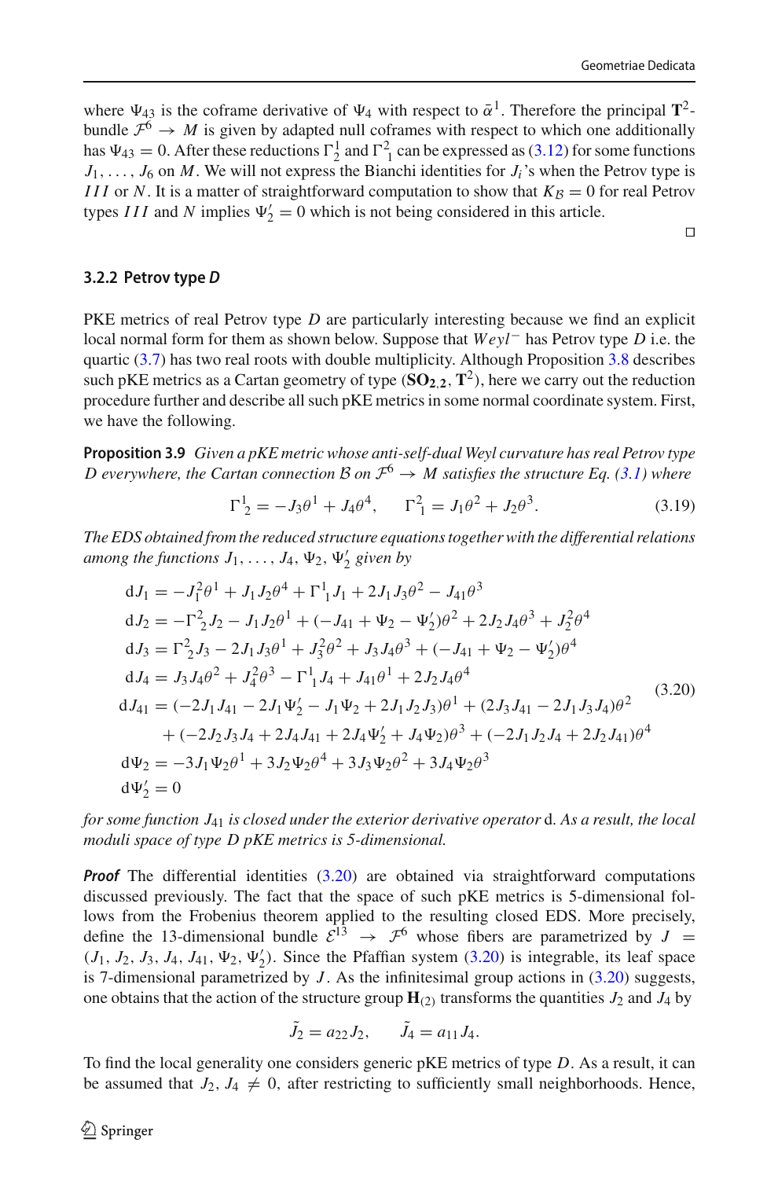where $\Psi_{43}$ is the coframe derivative of $\Psi_4$ with respect to $\bar{\alpha}^1$. Therefore the principal $\mathbf{T}^2$-bundle $\mathcal{F}^6 \to M$ is given by adapted null coframes with respect to which one additionally has $\Psi_{43} = 0$. After these reductions $\Gamma^1_2$ and $\Gamma^2_1$ can be expressed as (3.12) for some functions $J_1, \ldots, J_6$ on $M$. We will not express the Bianchi identities for $J_i$'s when the Petrov type is $III$ or $N$. It is a matter of straightforward computation to show that $K_{\mathcal{B}} = 0$ for real Petrov types $III$ and $N$ implies $\Psi_2' = 0$ which is not being considered in this article.

□

### 3.2.2 Petrov type $D$

PKE metrics of real Petrov type $D$ are particularly interesting because we find an explicit local normal form for them as shown below. Suppose that $Weyl^-$ has Petrov type $D$ i.e. the quartic (3.7) has two real roots with double multiplicity. Although Proposition 3.8 describes such pKE metrics as a Cartan geometry of type $(\mathbf{SO_{2,2}}, \mathbf{T}^2)$, here we carry out the reduction procedure further and describe all such pKE metrics in some normal coordinate system. First, we have the following.

**Proposition 3.9** *Given a pKE metric whose anti-self-dual Weyl curvature has real Petrov type $D$ everywhere, the Cartan connection $\mathcal{B}$ on $\mathcal{F}^6 \to M$ satisfies the structure Eq. (3.1) where*

$$\Gamma^1{}_2 = -J_3\theta^1 + J_4\theta^4, \qquad \Gamma^2{}_1 = J_1\theta^2 + J_2\theta^3. \tag{3.19}$$

*The EDS obtained from the reduced structure equations together with the differential relations among the functions $J_1, \ldots, J_4, \Psi_2, \Psi_2'$ given by*

$$
\begin{aligned}
\mathrm{d}J_1 &= -J_1^2\theta^1 + J_1J_2\theta^4 + \Gamma^1{}_1J_1 + 2J_1J_3\theta^2 - J_{41}\theta^3\\
\mathrm{d}J_2 &= -\Gamma^2{}_2J_2 - J_1J_2\theta^1 + (-J_{41} + \Psi_2 - \Psi_2')\theta^2 + 2J_2J_4\theta^3 + J_2^2\theta^4\\
\mathrm{d}J_3 &= \Gamma^2{}_2J_3 - 2J_1J_3\theta^1 + J_3^2\theta^2 + J_3J_4\theta^3 + (-J_{41} + \Psi_2 - \Psi_2')\theta^4\\
\mathrm{d}J_4 &= J_3J_4\theta^2 + J_4^2\theta^3 - \Gamma^1{}_1J_4 + J_{41}\theta^1 + 2J_2J_4\theta^4\\
\mathrm{d}J_{41} &= (-2J_1J_{41} - 2J_1\Psi_2' - J_1\Psi_2 + 2J_1J_2J_3)\theta^1 + (2J_3J_{41} - 2J_1J_3J_4)\theta^2\\
&\quad + (-2J_2J_3J_4 + 2J_4J_{41} + 2J_4\Psi_2' + J_4\Psi_2)\theta^3 + (-2J_1J_2J_4 + 2J_2J_{41})\theta^4\\
\mathrm{d}\Psi_2 &= -3J_1\Psi_2\theta^1 + 3J_2\Psi_2\theta^4 + 3J_3\Psi_2\theta^2 + 3J_4\Psi_2\theta^3\\
\mathrm{d}\Psi_2' &= 0
\end{aligned}
\tag{3.20}
$$

*for some function $J_{41}$ is closed under the exterior derivative operator* d. *As a result, the local moduli space of type $D$ pKE metrics is 5-dimensional.*

***Proof*** The differential identities (3.20) are obtained via straightforward computations discussed previously. The fact that the space of such pKE metrics is 5-dimensional follows from the Frobenius theorem applied to the resulting closed EDS. More precisely, define the 13-dimensional bundle $\mathcal{E}^{13} \to \mathcal{F}^6$ whose fibers are parametrized by $J = (J_1, J_2, J_3, J_4, J_{41}, \Psi_2, \Psi_2')$. Since the Pfaffian system (3.20) is integrable, its leaf space is 7-dimensional parametrized by $J$. As the infinitesimal group actions in (3.20) suggests, one obtains that the action of the structure group $\mathbf{H}_{(2)}$ transforms the quantities $J_2$ and $J_4$ by

$$\tilde{J}_2 = a_{22}J_2, \qquad \tilde{J}_4 = a_{11}J_4.$$

To find the local generality one considers generic pKE metrics of type $D$. As a result, it can be assumed that $J_2, J_4 \neq 0$, after restricting to sufficiently small neighborhoods. Hence,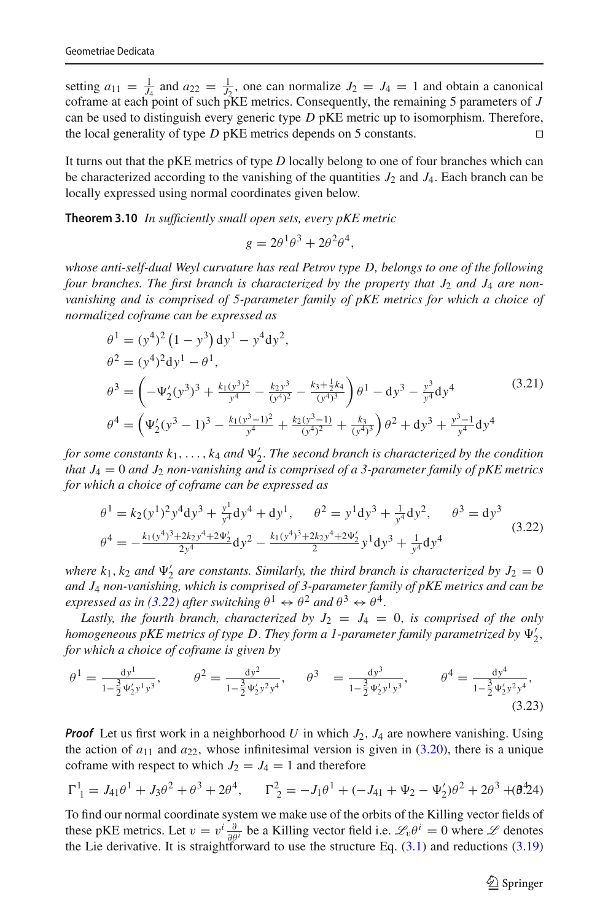setting $a_{11} = \frac{1}{J_4}$ and $a_{22} = \frac{1}{J_2}$, one can normalize $J_2 = J_4 = 1$ and obtain a canonical coframe at each point of such pKE metrics. Consequently, the remaining 5 parameters of $J$ can be used to distinguish every generic type $D$ pKE metric up to isomorphism. Therefore, the local generality of type $D$ pKE metrics depends on 5 constants. □

It turns out that the pKE metrics of type $D$ locally belong to one of four branches which can be characterized according to the vanishing of the quantities $J_2$ and $J_4$. Each branch can be locally expressed using normal coordinates given below.

**Theorem 3.10** *In sufficiently small open sets, every pKE metric*

$$g = 2\theta^1\theta^3 + 2\theta^2\theta^4,$$

*whose anti-self-dual Weyl curvature has real Petrov type D, belongs to one of the following four branches. The first branch is characterized by the property that $J_2$ and $J_4$ are non-vanishing and is comprised of 5-parameter family of pKE metrics for which a choice of normalized coframe can be expressed as*

$$\begin{aligned}
\theta^1 &= (y^4)^2\left(1-y^3\right)\mathrm{d}y^1 - y^4\mathrm{d}y^2,\\
\theta^2 &= (y^4)^2\mathrm{d}y^1 - \theta^1,\\
\theta^3 &= \left(-\Psi_2'(y^3)^3 + \tfrac{k_1(y^3)^2}{y^4} - \tfrac{k_2y^3}{(y^4)^2} - \tfrac{k_3+\frac{1}{2}k_4}{(y^4)^3}\right)\theta^1 - \mathrm{d}y^3 - \tfrac{y^3}{y^4}\mathrm{d}y^4\\
\theta^4 &= \left(\Psi_2'(y^3-1)^3 - \tfrac{k_1(y^3-1)^2}{y^4} + \tfrac{k_2(y^3-1)}{(y^4)^2} + \tfrac{k_3}{(y^4)^3}\right)\theta^2 + \mathrm{d}y^3 + \tfrac{y^3-1}{y^4}\mathrm{d}y^4
\end{aligned} \tag{3.21}$$

*for some constants $k_1,\ldots,k_4$ and $\Psi_2'$. The second branch is characterized by the condition that $J_4 = 0$ and $J_2$ non-vanishing and is comprised of a 3-parameter family of pKE metrics for which a choice of coframe can be expressed as*

$$\begin{aligned}
&\theta^1 = k_2(y^1)^2y^4\mathrm{d}y^3 + \tfrac{y^1}{y^4}\mathrm{d}y^4 + \mathrm{d}y^1, \qquad \theta^2 = y^1\mathrm{d}y^3 + \tfrac{1}{y^4}\mathrm{d}y^2, \qquad \theta^3 = \mathrm{d}y^3\\
&\theta^4 = -\tfrac{k_1(y^4)^3+2k_2y^4+2\Psi_2'}{2y^4}\mathrm{d}y^2 - \tfrac{k_1(y^4)^3+2k_2y^4+2\Psi_2'}{2}y^1\mathrm{d}y^3 + \tfrac{1}{y^4}\mathrm{d}y^4
\end{aligned} \tag{3.22}$$

*where $k_1$, $k_2$ and $\Psi_2'$ are constants. Similarly, the third branch is characterized by $J_2 = 0$ and $J_4$ non-vanishing, which is comprised of 3-parameter family of pKE metrics and can be expressed as in (3.22) after switching $\theta^1 \leftrightarrow \theta^2$ and $\theta^3 \leftrightarrow \theta^4$.*

*Lastly, the fourth branch, characterized by $J_2 = J_4 = 0$, is comprised of the only homogeneous pKE metrics of type $D$. They form a 1-parameter family parametrized by $\Psi_2'$, for which a choice of coframe is given by*

$$\theta^1 = \frac{\mathrm{d}y^1}{1-\frac{3}{2}\Psi_2'y^1y^3}, \qquad \theta^2 = \frac{\mathrm{d}y^2}{1-\frac{3}{2}\Psi_2'y^2y^4}, \qquad \theta^3 = \frac{\mathrm{d}y^3}{1-\frac{3}{2}\Psi_2'y^1y^3}, \qquad \theta^4 = \frac{\mathrm{d}y^4}{1-\frac{3}{2}\Psi_2'y^2y^4}, \tag{3.23}$$

***Proof*** Let us first work in a neighborhood $U$ in which $J_2$, $J_4$ are nowhere vanishing. Using the action of $a_{11}$ and $a_{22}$, whose infinitesimal version is given in (3.20), there is a unique coframe with respect to which $J_2 = J_4 = 1$ and therefore

$$\Gamma^1{}_1 = J_{41}\theta^1 + J_3\theta^2 + \theta^3 + 2\theta^4, \qquad \Gamma^2{}_2 = -J_1\theta^1 + (-J_{41} + \Psi_2 - \Psi_2')\theta^2 + 2\theta^3 + \theta^4 \tag{3.24}$$

To find our normal coordinate system we make use of the orbits of the Killing vector fields of these pKE metrics. Let $v = v^i\frac{\partial}{\partial\theta^i}$ be a Killing vector field i.e. $\mathscr{L}_v\theta^i = 0$ where $\mathscr{L}$ denotes the Lie derivative. It is straightforward to use the structure Eq. (3.1) and reductions (3.19)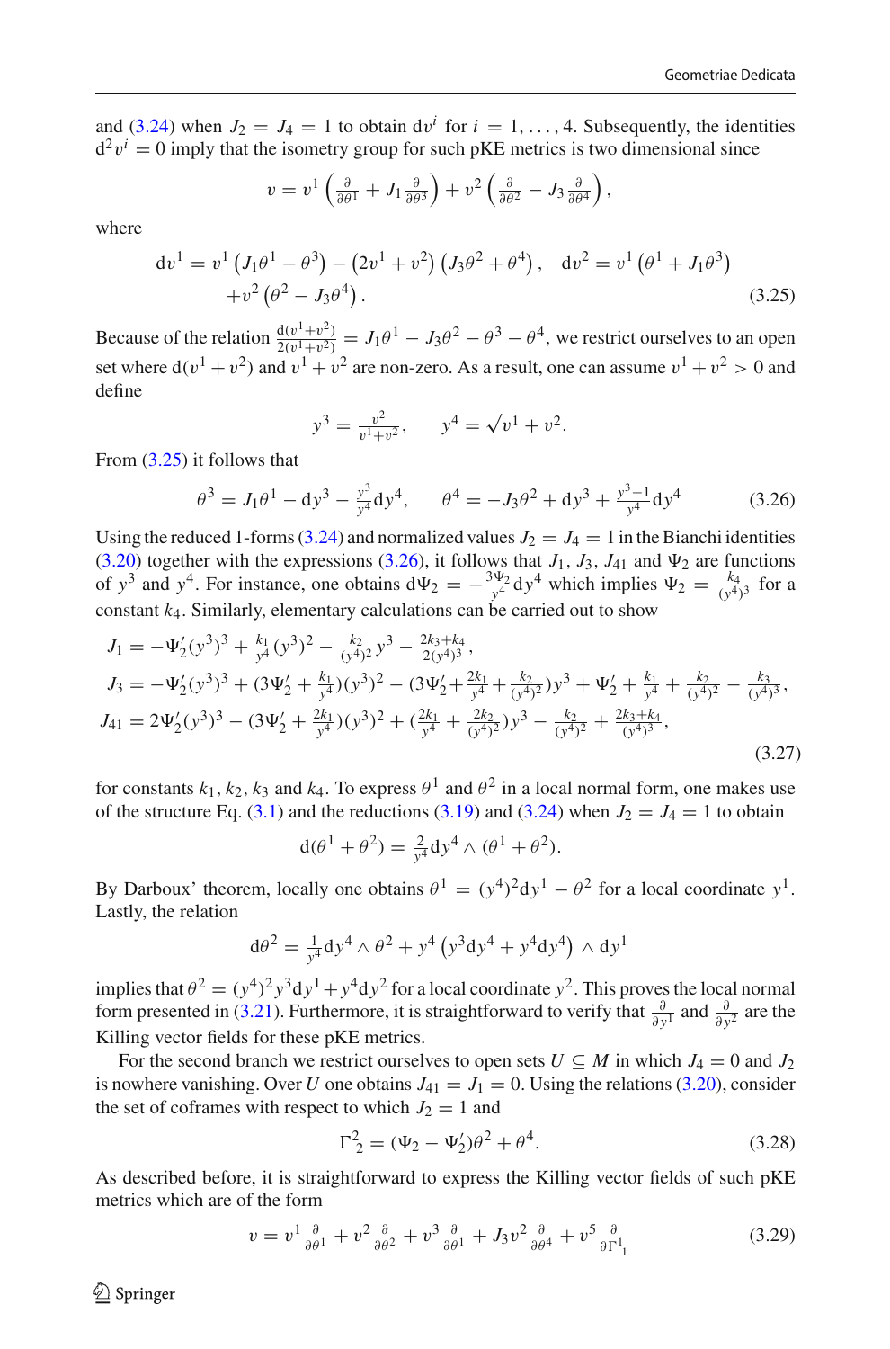and (3.24) when $J_2 = J_4 = 1$ to obtain $\mathrm{d}v^i$ for $i = 1, \ldots, 4$. Subsequently, the identities $\mathrm{d}^2 v^i = 0$ imply that the isometry group for such pKE metrics is two dimensional since

$$v = v^1 \left( \tfrac{\partial}{\partial \theta^1} + J_1 \tfrac{\partial}{\partial \theta^3} \right) + v^2 \left( \tfrac{\partial}{\partial \theta^2} - J_3 \tfrac{\partial}{\partial \theta^4} \right),$$

where

$$\mathrm{d}v^1 = v^1 \left( J_1 \theta^1 - \theta^3 \right) - \left( 2v^1 + v^2 \right) \left( J_3 \theta^2 + \theta^4 \right), \quad \mathrm{d}v^2 = v^1 \left( \theta^1 + J_1 \theta^3 \right) + v^2 \left( \theta^2 - J_3 \theta^4 \right). \tag{3.25}$$

Because of the relation $\frac{\mathrm{d}(v^1+v^2)}{2(v^1+v^2)} = J_1 \theta^1 - J_3 \theta^2 - \theta^3 - \theta^4$, we restrict ourselves to an open set where $\mathrm{d}(v^1 + v^2)$ and $v^1 + v^2$ are non-zero. As a result, one can assume $v^1 + v^2 > 0$ and define

$$y^3 = \tfrac{v^2}{v^1+v^2}, \qquad y^4 = \sqrt{v^1 + v^2}.$$

From (3.25) it follows that

$$\theta^3 = J_1 \theta^1 - \mathrm{d}y^3 - \tfrac{y^3}{y^4} \mathrm{d}y^4, \qquad \theta^4 = -J_3 \theta^2 + \mathrm{d}y^3 + \tfrac{y^3 - 1}{y^4} \mathrm{d}y^4 \tag{3.26}$$

Using the reduced 1-forms (3.24) and normalized values $J_2 = J_4 = 1$ in the Bianchi identities (3.20) together with the expressions (3.26), it follows that $J_1$, $J_3$, $J_{41}$ and $\Psi_2$ are functions of $y^3$ and $y^4$. For instance, one obtains $\mathrm{d}\Psi_2 = -\frac{3\Psi_2}{y^4} \mathrm{d}y^4$ which implies $\Psi_2 = \frac{k_4}{(y^4)^3}$ for a constant $k_4$. Similarly, elementary calculations can be carried out to show

$$\begin{aligned}
J_1 &= -\Psi_2'(y^3)^3 + \tfrac{k_1}{y^4}(y^3)^2 - \tfrac{k_2}{(y^4)^2} y^3 - \tfrac{2k_3 + k_4}{2(y^4)^3}, \\
J_3 &= -\Psi_2'(y^3)^3 + (3\Psi_2' + \tfrac{k_1}{y^4})(y^3)^2 - (3\Psi_2' + \tfrac{2k_1}{y^4} + \tfrac{k_2}{(y^4)^2}) y^3 + \Psi_2' + \tfrac{k_1}{y^4} + \tfrac{k_2}{(y^4)^2} - \tfrac{k_3}{(y^4)^3}, \\
J_{41} &= 2\Psi_2'(y^3)^3 - (3\Psi_2' + \tfrac{2k_1}{y^4})(y^3)^2 + (\tfrac{2k_1}{y^4} + \tfrac{2k_2}{(y^4)^2}) y^3 - \tfrac{k_2}{(y^4)^2} + \tfrac{2k_3 + k_4}{(y^4)^3},
\end{aligned} \tag{3.27}$$

for constants $k_1, k_2, k_3$ and $k_4$. To express $\theta^1$ and $\theta^2$ in a local normal form, one makes use of the structure Eq. (3.1) and the reductions (3.19) and (3.24) when $J_2 = J_4 = 1$ to obtain

$$\mathrm{d}(\theta^1 + \theta^2) = \tfrac{2}{y^4} \mathrm{d}y^4 \wedge (\theta^1 + \theta^2).$$

By Darboux' theorem, locally one obtains $\theta^1 = (y^4)^2 \mathrm{d}y^1 - \theta^2$ for a local coordinate $y^1$. Lastly, the relation

$$\mathrm{d}\theta^2 = \tfrac{1}{y^4} \mathrm{d}y^4 \wedge \theta^2 + y^4 \left( y^3 \mathrm{d}y^4 + y^4 \mathrm{d}y^4 \right) \wedge \mathrm{d}y^1$$

implies that $\theta^2 = (y^4)^2 y^3 \mathrm{d}y^1 + y^4 \mathrm{d}y^2$ for a local coordinate $y^2$. This proves the local normal form presented in (3.21). Furthermore, it is straightforward to verify that $\frac{\partial}{\partial y^1}$ and $\frac{\partial}{\partial y^2}$ are the Killing vector fields for these pKE metrics.

For the second branch we restrict ourselves to open sets $U \subseteq M$ in which $J_4 = 0$ and $J_2$ is nowhere vanishing. Over $U$ one obtains $J_{41} = J_1 = 0$. Using the relations (3.20), consider the set of coframes with respect to which $J_2 = 1$ and

$$\Gamma^2{}_2 = (\Psi_2 - \Psi_2')\theta^2 + \theta^4. \tag{3.28}$$

As described before, it is straightforward to express the Killing vector fields of such pKE metrics which are of the form

$$v = v^1 \tfrac{\partial}{\partial \theta^1} + v^2 \tfrac{\partial}{\partial \theta^2} + v^3 \tfrac{\partial}{\partial \theta^1} + J_3 v^2 \tfrac{\partial}{\partial \theta^4} + v^5 \tfrac{\partial}{\partial \Gamma^1{}_1} \tag{3.29}$$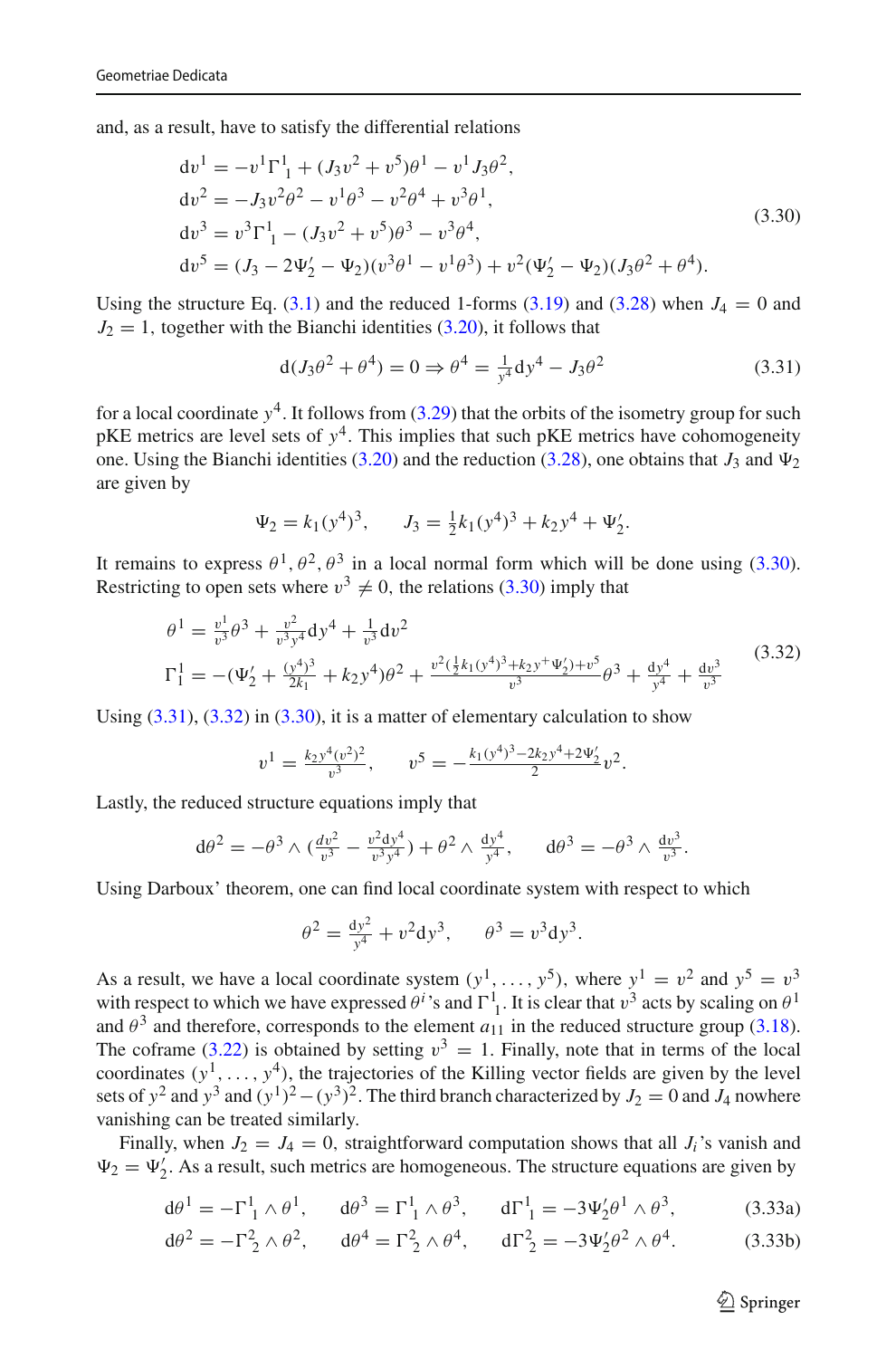and, as a result, have to satisfy the differential relations

$$
\begin{aligned}
\mathrm{d}v^1 &= -v^1\Gamma^1{}_1 + (J_3 v^2 + v^5)\theta^1 - v^1 J_3\theta^2,\\
\mathrm{d}v^2 &= -J_3 v^2\theta^2 - v^1\theta^3 - v^2\theta^4 + v^3\theta^1,\\
\mathrm{d}v^3 &= v^3\Gamma^1{}_1 - (J_3 v^2 + v^5)\theta^3 - v^3\theta^4,\\
\mathrm{d}v^5 &= (J_3 - 2\Psi_2' - \Psi_2)(v^3\theta^1 - v^1\theta^3) + v^2(\Psi_2' - \Psi_2)(J_3\theta^2 + \theta^4).
\end{aligned}
\tag{3.30}
$$

Using the structure Eq. (3.1) and the reduced 1-forms (3.19) and (3.28) when $J_4 = 0$ and $J_2 = 1$, together with the Bianchi identities (3.20), it follows that

$$
\mathrm{d}(J_3\theta^2 + \theta^4) = 0 \Rightarrow \theta^4 = \tfrac{1}{y^4}\mathrm{d}y^4 - J_3\theta^2 \tag{3.31}
$$

for a local coordinate $y^4$. It follows from (3.29) that the orbits of the isometry group for such pKE metrics are level sets of $y^4$. This implies that such pKE metrics have cohomogeneity one. Using the Bianchi identities (3.20) and the reduction (3.28), one obtains that $J_3$ and $\Psi_2$ are given by

$$
\Psi_2 = k_1(y^4)^3, \qquad J_3 = \tfrac{1}{2}k_1(y^4)^3 + k_2 y^4 + \Psi_2'.
$$

It remains to express $\theta^1, \theta^2, \theta^3$ in a local normal form which will be done using (3.30). Restricting to open sets where $v^3 \neq 0$, the relations (3.30) imply that

$$
\begin{aligned}
\theta^1 &= \tfrac{v^1}{v^3}\theta^3 + \tfrac{v^2}{v^3 y^4}\mathrm{d}y^4 + \tfrac{1}{v^3}\mathrm{d}v^2\\
\Gamma^1_1 &= -(\Psi_2' + \tfrac{(y^4)^3}{2k_1} + k_2 y^4)\theta^2 + \tfrac{v^2(\frac{1}{2}k_1(y^4)^3 + k_2 y^+ \Psi_2') + v^5}{v^3}\theta^3 + \tfrac{\mathrm{d}y^4}{y^4} + \tfrac{\mathrm{d}v^3}{v^3}
\end{aligned}
\tag{3.32}
$$

Using (3.31), (3.32) in (3.30), it is a matter of elementary calculation to show

$$
v^1 = \tfrac{k_2 y^4 (v^2)^2}{v^3}, \qquad v^5 = -\tfrac{k_1(y^4)^3 - 2k_2 y^4 + 2\Psi_2'}{2}v^2.
$$

Lastly, the reduced structure equations imply that

$$
\mathrm{d}\theta^2 = -\theta^3 \wedge \left(\tfrac{dv^2}{v^3} - \tfrac{v^2\mathrm{d}y^4}{v^3 y^4}\right) + \theta^2 \wedge \tfrac{\mathrm{d}y^4}{y^4}, \qquad \mathrm{d}\theta^3 = -\theta^3 \wedge \tfrac{\mathrm{d}v^3}{v^3}.
$$

Using Darboux' theorem, one can find local coordinate system with respect to which

$$
\theta^2 = \tfrac{\mathrm{d}y^2}{y^4} + v^2\mathrm{d}y^3, \qquad \theta^3 = v^3\mathrm{d}y^3.
$$

As a result, we have a local coordinate system $(y^1, \ldots, y^5)$, where $y^1 = v^2$ and $y^5 = v^3$ with respect to which we have expressed $\theta^i$'s and $\Gamma^1{}_1$. It is clear that $v^3$ acts by scaling on $\theta^1$ and $\theta^3$ and therefore, corresponds to the element $a_{11}$ in the reduced structure group (3.18). The coframe (3.22) is obtained by setting $v^3 = 1$. Finally, note that in terms of the local coordinates $(y^1, \ldots, y^4)$, the trajectories of the Killing vector fields are given by the level sets of $y^2$ and $y^3$ and $(y^1)^2 - (y^3)^2$. The third branch characterized by $J_2 = 0$ and $J_4$ nowhere vanishing can be treated similarly.

Finally, when $J_2 = J_4 = 0$, straightforward computation shows that all $J_i$'s vanish and $\Psi_2 = \Psi_2'$. As a result, such metrics are homogeneous. The structure equations are given by

$$
\mathrm{d}\theta^1 = -\Gamma^1{}_1 \wedge \theta^1, \qquad \mathrm{d}\theta^3 = \Gamma^1{}_1 \wedge \theta^3, \qquad \mathrm{d}\Gamma^1{}_1 = -3\Psi_2'\theta^1 \wedge \theta^3, \tag{3.33a}
$$

$$
\mathrm{d}\theta^2 = -\Gamma^2{}_2 \wedge \theta^2, \qquad \mathrm{d}\theta^4 = \Gamma^2{}_2 \wedge \theta^4, \qquad \mathrm{d}\Gamma^2{}_2 = -3\Psi_2'\theta^2 \wedge \theta^4. \tag{3.33b}
$$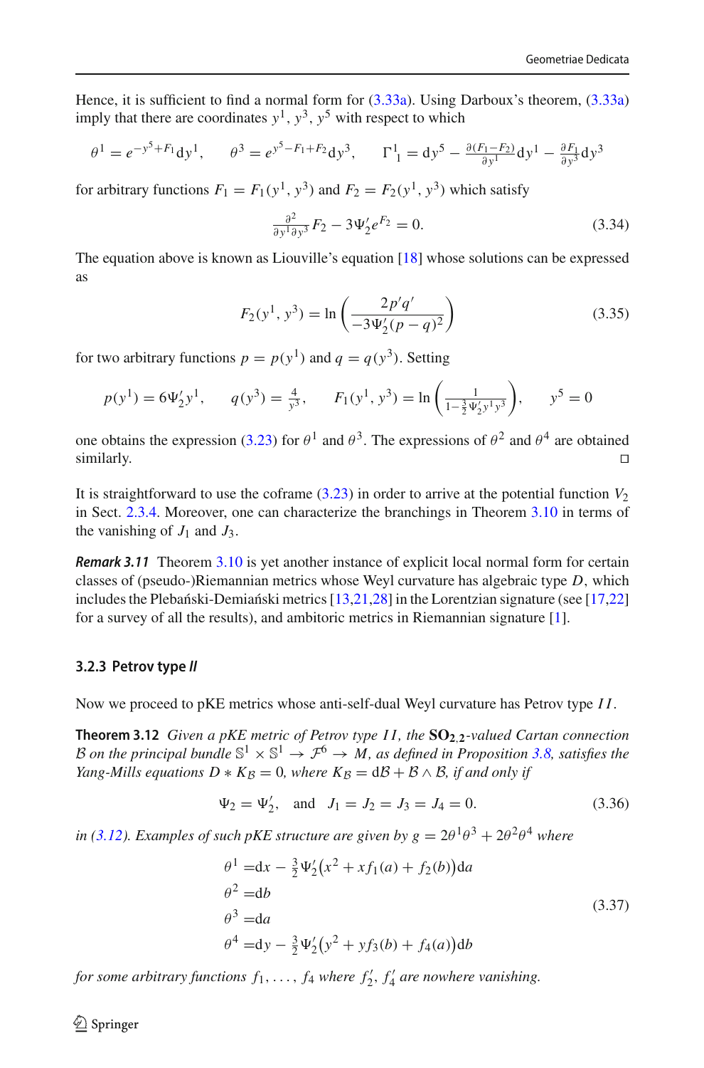Hence, it is sufficient to find a normal form for (3.33a). Using Darboux's theorem, (3.33a) imply that there are coordinates $y^1$, $y^3$, $y^5$ with respect to which

$$\theta^1 = e^{-y^5+F_1}\mathrm{d}y^1, \qquad \theta^3 = e^{y^5-F_1+F_2}\mathrm{d}y^3, \qquad \Gamma^1{}_1 = \mathrm{d}y^5 - \tfrac{\partial(F_1-F_2)}{\partial y^1}\mathrm{d}y^1 - \tfrac{\partial F_1}{\partial y^3}\mathrm{d}y^3$$

for arbitrary functions $F_1 = F_1(y^1, y^3)$ and $F_2 = F_2(y^1, y^3)$ which satisfy

$$\tfrac{\partial^2}{\partial y^1 \partial y^3} F_2 - 3\Psi_2' e^{F_2} = 0. \tag{3.34}$$

The equation above is known as Liouville's equation [18] whose solutions can be expressed as

$$F_2(y^1, y^3) = \ln\left(\frac{2p'q'}{-3\Psi_2'(p-q)^2}\right) \tag{3.35}$$

for two arbitrary functions $p = p(y^1)$ and $q = q(y^3)$. Setting

$$p(y^1) = 6\Psi_2' y^1, \qquad q(y^3) = \tfrac{4}{y^3}, \qquad F_1(y^1, y^3) = \ln\left(\tfrac{1}{1-\frac{3}{2}\Psi_2' y^1 y^3}\right), \qquad y^5 = 0$$

one obtains the expression (3.23) for $\theta^1$ and $\theta^3$. The expressions of $\theta^2$ and $\theta^4$ are obtained similarly. □

It is straightforward to use the coframe (3.23) in order to arrive at the potential function $V_2$ in Sect. 2.3.4. Moreover, one can characterize the branchings in Theorem 3.10 in terms of the vanishing of $J_1$ and $J_3$.

***Remark 3.11*** Theorem 3.10 is yet another instance of explicit local normal form for certain classes of (pseudo-)Riemannian metrics whose Weyl curvature has algebraic type $D$, which includes the Plebański-Demiański metrics [13,21,28] in the Lorentzian signature (see [17,22] for a survey of all the results), and ambitoric metrics in Riemannian signature [1].

### 3.2.3 Petrov type *II*

Now we proceed to pKE metrics whose anti-self-dual Weyl curvature has Petrov type $II$.

**Theorem 3.12** *Given a pKE metric of Petrov type $II$, the $\mathbf{SO_{2,2}}$-valued Cartan connection $\mathcal{B}$ on the principal bundle $\mathbb{S}^1 \times \mathbb{S}^1 \to \mathcal{F}^6 \to M$, as defined in Proposition 3.8, satisfies the Yang-Mills equations $D * K_{\mathcal{B}} = 0$, where $K_{\mathcal{B}} = \mathrm{d}\mathcal{B} + \mathcal{B} \wedge \mathcal{B}$, if and only if*

$$\Psi_2 = \Psi_2', \quad \text{and} \quad J_1 = J_2 = J_3 = J_4 = 0. \tag{3.36}$$

*in (3.12). Examples of such pKE structure are given by $g = 2\theta^1\theta^3 + 2\theta^2\theta^4$ where*

$$\begin{aligned}
\theta^1 &= \mathrm{d}x - \tfrac{3}{2}\Psi_2'\big(x^2 + x f_1(a) + f_2(b)\big)\mathrm{d}a \\
\theta^2 &= \mathrm{d}b \\
\theta^3 &= \mathrm{d}a \\
\theta^4 &= \mathrm{d}y - \tfrac{3}{2}\Psi_2'\big(y^2 + y f_3(b) + f_4(a)\big)\mathrm{d}b
\end{aligned} \tag{3.37}$$

*for some arbitrary functions $f_1, \ldots, f_4$ where $f_2'$, $f_4'$ are nowhere vanishing.*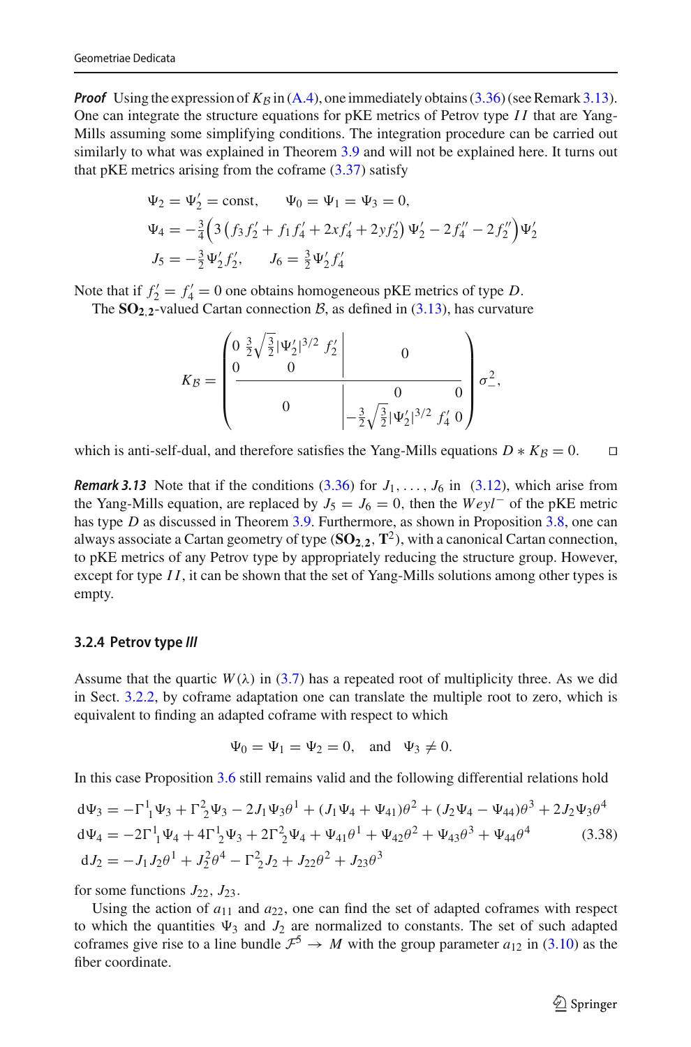***Proof*** Using the expression of $K_\mathcal{B}$ in (A.4), one immediately obtains (3.36) (see Remark 3.13). One can integrate the structure equations for pKE metrics of Petrov type $II$ that are Yang-Mills assuming some simplifying conditions. The integration procedure can be carried out similarly to what was explained in Theorem 3.9 and will not be explained here. It turns out that pKE metrics arising from the coframe (3.37) satisfy

$$
\begin{aligned}
\Psi_2 &= \Psi_2' = \text{const}, \qquad \Psi_0 = \Psi_1 = \Psi_3 = 0,\\
\Psi_4 &= -\tfrac{3}{4}\Big(3\left(f_3 f_2' + f_1 f_4' + 2x f_4' + 2y f_2'\right)\Psi_2' - 2f_4'' - 2f_2''\Big)\Psi_2'\\
J_5 &= -\tfrac{3}{2}\Psi_2' f_2', \qquad J_6 = \tfrac{3}{2}\Psi_2' f_4'
\end{aligned}
$$

Note that if $f_2' = f_4' = 0$ one obtains homogeneous pKE metrics of type $D$.

The $\mathbf{SO_{2,2}}$-valued Cartan connection $\mathcal{B}$, as defined in (3.13), has curvature

$$
K_\mathcal{B} = \left(\begin{array}{cc|cc}
0 & \frac{3}{2}\sqrt{\frac{3}{2}}|\Psi_2'|^{3/2}\, f_2' & & 0\\
0 & 0 & & \\
\hline
 & & 0 & 0\\
 & 0 & -\frac{3}{2}\sqrt{\frac{3}{2}}|\Psi_2'|^{3/2}\, f_4' & 0
\end{array}\right)\sigma_-^2,
$$

which is anti-self-dual, and therefore satisfies the Yang-Mills equations $D * K_\mathcal{B} = 0$. □

***Remark 3.13*** Note that if the conditions (3.36) for $J_1, \ldots, J_6$ in (3.12), which arise from the Yang-Mills equation, are replaced by $J_5 = J_6 = 0$, then the $Weyl^-$ of the pKE metric has type $D$ as discussed in Theorem 3.9. Furthermore, as shown in Proposition 3.8, one can always associate a Cartan geometry of type $(\mathbf{SO_{2,2}}, \mathbf{T}^2)$, with a canonical Cartan connection, to pKE metrics of any Petrov type by appropriately reducing the structure group. However, except for type $II$, it can be shown that the set of Yang-Mills solutions among other types is empty.

### 3.2.4 Petrov type *III*

Assume that the quartic $W(\lambda)$ in (3.7) has a repeated root of multiplicity three. As we did in Sect. 3.2.2, by coframe adaptation one can translate the multiple root to zero, which is equivalent to finding an adapted coframe with respect to which

$$
\Psi_0 = \Psi_1 = \Psi_2 = 0, \quad \text{and} \quad \Psi_3 \neq 0.
$$

In this case Proposition 3.6 still remains valid and the following differential relations hold

$$
\begin{aligned}
d\Psi_3 &= -\Gamma^1{}_1\Psi_3 + \Gamma^2{}_2\Psi_3 - 2J_1\Psi_3\theta^1 + (J_1\Psi_4 + \Psi_{41})\theta^2 + (J_2\Psi_4 - \Psi_{44})\theta^3 + 2J_2\Psi_3\theta^4\\
d\Psi_4 &= -2\Gamma^1{}_1\Psi_4 + 4\Gamma^1{}_2\Psi_3 + 2\Gamma^2{}_2\Psi_4 + \Psi_{41}\theta^1 + \Psi_{42}\theta^2 + \Psi_{43}\theta^3 + \Psi_{44}\theta^4 \qquad (3.38)\\
dJ_2 &= -J_1J_2\theta^1 + J_2^2\theta^4 - \Gamma^2{}_2 J_2 + J_{22}\theta^2 + J_{23}\theta^3
\end{aligned}
$$

for some functions $J_{22}$, $J_{23}$.

Using the action of $a_{11}$ and $a_{22}$, one can find the set of adapted coframes with respect to which the quantities $\Psi_3$ and $J_2$ are normalized to constants. The set of such adapted coframes give rise to a line bundle $\mathcal{F}^5 \to M$ with the group parameter $a_{12}$ in (3.10) as the fiber coordinate.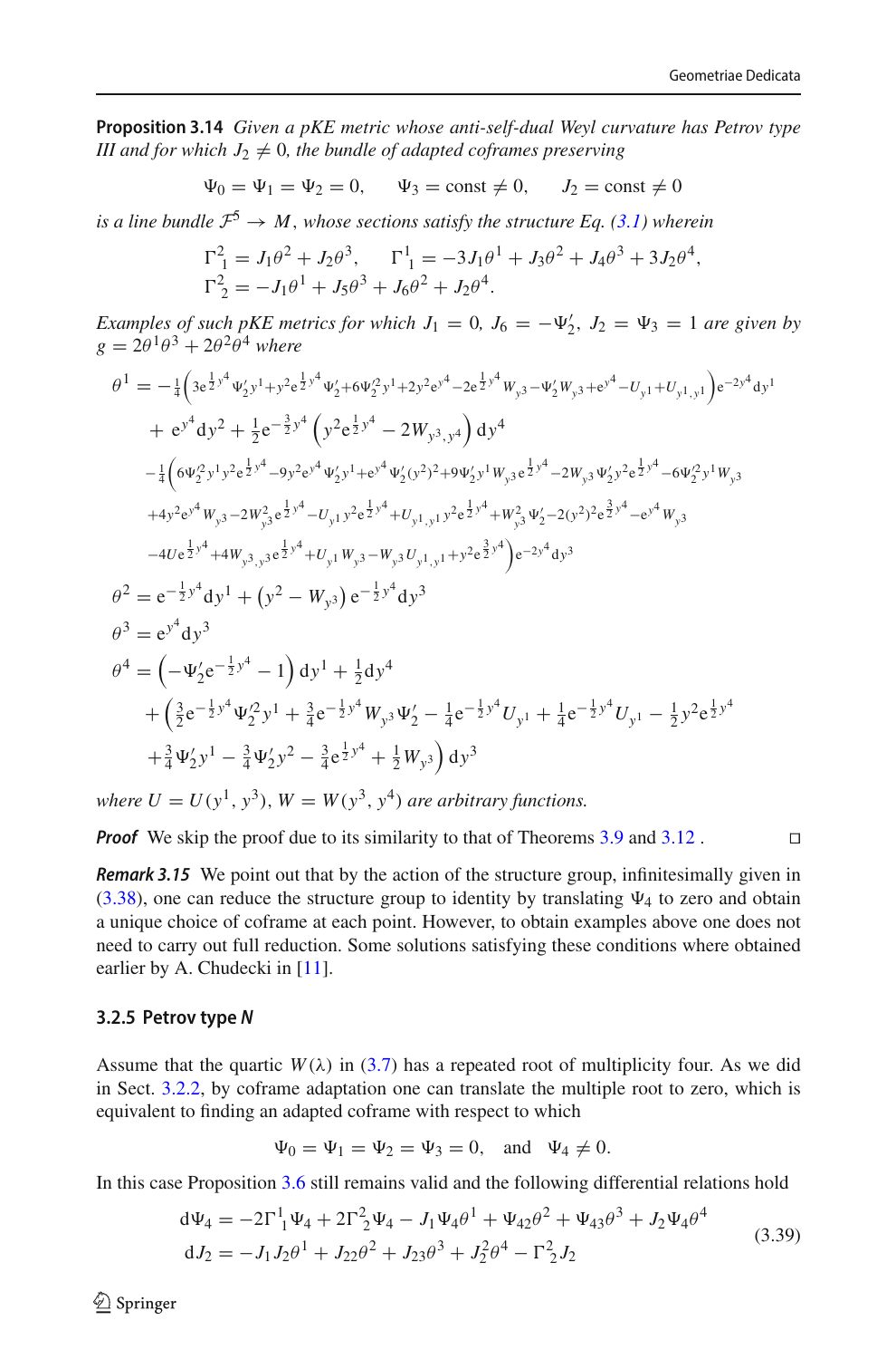**Proposition 3.14** *Given a pKE metric whose anti-self-dual Weyl curvature has Petrov type III and for which $J_2 \neq 0$, the bundle of adapted coframes preserving*

$$\Psi_0 = \Psi_1 = \Psi_2 = 0, \qquad \Psi_3 = \text{const} \neq 0, \qquad J_2 = \text{const} \neq 0$$

*is a line bundle $\mathcal{F}^5 \to M$, whose sections satisfy the structure Eq. (3.1) wherein*

$$\Gamma^2{}_1 = J_1\theta^2 + J_2\theta^3, \qquad \Gamma^1{}_1 = -3J_1\theta^1 + J_3\theta^2 + J_4\theta^3 + 3J_2\theta^4,$$
$$\Gamma^2{}_2 = -J_1\theta^1 + J_5\theta^3 + J_6\theta^2 + J_2\theta^4.$$

*Examples of such pKE metrics for which $J_1 = 0$, $J_6 = -\Psi_2'$, $J_2 = \Psi_3 = 1$ are given by $g = 2\theta^1\theta^3 + 2\theta^2\theta^4$ where*

$$
\begin{aligned}
\theta^1 =& -\tfrac{1}{4}\Big(3e^{\frac{1}{2}y^4}\Psi_2' y^1 + y^2 e^{\frac{1}{2}y^4}\Psi_2' + 6\Psi_2'^2 y^1 + 2y^2 e^{y^4} - 2e^{\frac{1}{2}y^4}W_{y^3} - \Psi_2' W_{y^3} + e^{y^4} - U_{y^1} + U_{y^1,y^1}\Big)e^{-2y^4}dy^1 \\
&+ e^{y^4}dy^2 + \tfrac{1}{2}e^{-\frac{3}{2}y^4}\Big(y^2 e^{\frac{1}{2}y^4} - 2W_{y^3,y^4}\Big)dy^4 \\
&-\tfrac{1}{4}\Big(6\Psi_2'^2 y^1 y^2 e^{\frac{1}{2}y^4} - 9y^2 e^{y^4}\Psi_2' y^1 + e^{y^4}\Psi_2'(y^2)^2 + 9\Psi_2' y^1 W_{y^3}e^{\frac{1}{2}y^4} - 2W_{y^3}\Psi_2' y^2 e^{\frac{1}{2}y^4} - 6\Psi_2'^2 y^1 W_{y^3} \\
&+ 4y^2 e^{y^4}W_{y^3} - 2W_{y^3}^2 e^{\frac{1}{2}y^4} - U_{y^1}y^2 e^{\frac{1}{2}y^4} + U_{y^1,y^1}y^2 e^{\frac{1}{2}y^4} + W_{y^3}^2\Psi_2' - 2(y^2)^2 e^{\frac{3}{2}y^4} - e^{y^4}W_{y^3} \\
&- 4Ue^{\frac{1}{2}y^4} + 4W_{y^3,y^3}e^{\frac{1}{2}y^4} + U_{y^1}W_{y^3} - W_{y^3}U_{y^1,y^1} + y^2 e^{\frac{3}{2}y^4}\Big)e^{-2y^4}dy^3 \\
\theta^2 =& e^{-\frac{1}{2}y^4}dy^1 + \left(y^2 - W_{y^3}\right)e^{-\frac{1}{2}y^4}dy^3 \\
\theta^3 =& e^{y^4}dy^3 \\
\theta^4 =& \left(-\Psi_2' e^{-\frac{1}{2}y^4} - 1\right)dy^1 + \tfrac{1}{2}dy^4 \\
&+ \Big(\tfrac{3}{2}e^{-\frac{1}{2}y^4}\Psi_2'^2 y^1 + \tfrac{3}{4}e^{-\frac{1}{2}y^4}W_{y^3}\Psi_2' - \tfrac{1}{4}e^{-\frac{1}{2}y^4}U_{y^1} + \tfrac{1}{4}e^{-\frac{1}{2}y^4}U_{y^1} - \tfrac{1}{2}y^2 e^{\frac{1}{2}y^4} \\
&+ \tfrac{3}{4}\Psi_2' y^1 - \tfrac{3}{4}\Psi_2' y^2 - \tfrac{3}{4}e^{\frac{1}{2}y^4} + \tfrac{1}{2}W_{y^3}\Big)dy^3
\end{aligned}
$$

*where $U = U(y^1, y^3)$, $W = W(y^3, y^4)$ are arbitrary functions.*

***Proof*** We skip the proof due to its similarity to that of Theorems 3.9 and 3.12 . □

***Remark 3.15*** We point out that by the action of the structure group, infinitesimally given in (3.38), one can reduce the structure group to identity by translating $\Psi_4$ to zero and obtain a unique choice of coframe at each point. However, to obtain examples above one does not need to carry out full reduction. Some solutions satisfying these conditions where obtained earlier by A. Chudecki in [11].

### 3.2.5 Petrov type *N*

Assume that the quartic $W(\lambda)$ in (3.7) has a repeated root of multiplicity four. As we did in Sect. 3.2.2, by coframe adaptation one can translate the multiple root to zero, which is equivalent to finding an adapted coframe with respect to which

$$\Psi_0 = \Psi_1 = \Psi_2 = \Psi_3 = 0, \quad \text{and} \quad \Psi_4 \neq 0.$$

In this case Proposition 3.6 still remains valid and the following differential relations hold

$$
\begin{aligned}
d\Psi_4 &= -2\Gamma^1{}_1\Psi_4 + 2\Gamma^2{}_2\Psi_4 - J_1\Psi_4\theta^1 + \Psi_{42}\theta^2 + \Psi_{43}\theta^3 + J_2\Psi_4\theta^4 \\
dJ_2 &= -J_1J_2\theta^1 + J_{22}\theta^2 + J_{23}\theta^3 + J_2^2\theta^4 - \Gamma^2{}_2 J_2
\end{aligned} \tag{3.39}
$$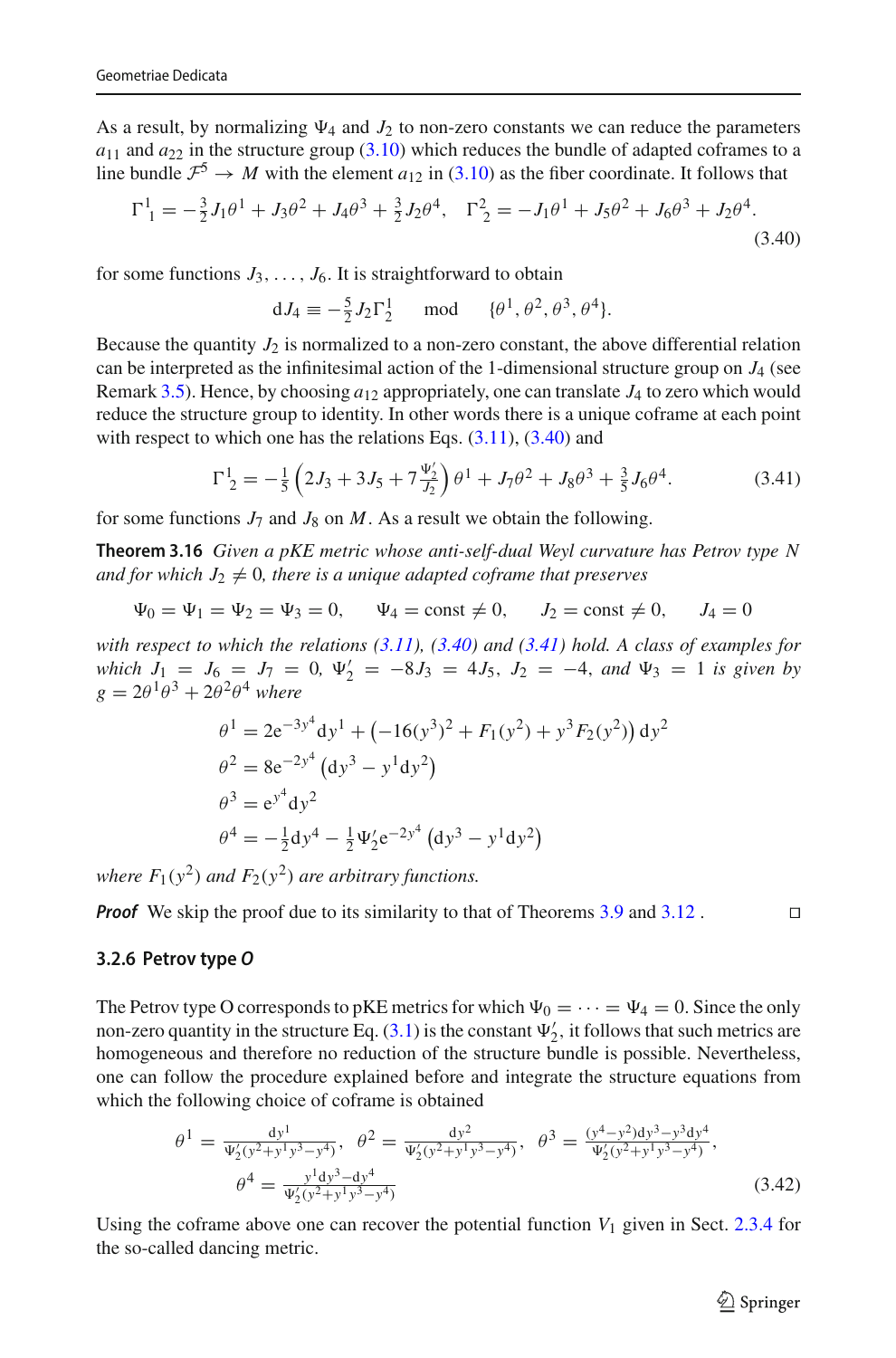As a result, by normalizing $\Psi_4$ and $J_2$ to non-zero constants we can reduce the parameters $a_{11}$ and $a_{22}$ in the structure group (3.10) which reduces the bundle of adapted coframes to a line bundle $\mathcal{F}^5 \to M$ with the element $a_{12}$ in (3.10) as the fiber coordinate. It follows that

$$\Gamma^1{}_1 = -\tfrac{3}{2}J_1\theta^1 + J_3\theta^2 + J_4\theta^3 + \tfrac{3}{2}J_2\theta^4, \quad \Gamma^2{}_2 = -J_1\theta^1 + J_5\theta^2 + J_6\theta^3 + J_2\theta^4. \tag{3.40}$$

for some functions $J_3, \ldots, J_6$. It is straightforward to obtain

$$\mathrm{d}J_4 \equiv -\tfrac{5}{2}J_2\Gamma^1{}_2 \qquad \text{mod} \qquad \{\theta^1, \theta^2, \theta^3, \theta^4\}.$$

Because the quantity $J_2$ is normalized to a non-zero constant, the above differential relation can be interpreted as the infinitesimal action of the 1-dimensional structure group on $J_4$ (see Remark 3.5). Hence, by choosing $a_{12}$ appropriately, one can translate $J_4$ to zero which would reduce the structure group to identity. In other words there is a unique coframe at each point with respect to which one has the relations Eqs. (3.11), (3.40) and

$$\Gamma^1{}_2 = -\tfrac{1}{5}\left(2J_3 + 3J_5 + 7\tfrac{\Psi_2'}{J_2}\right)\theta^1 + J_7\theta^2 + J_8\theta^3 + \tfrac{3}{5}J_6\theta^4. \tag{3.41}$$

for some functions $J_7$ and $J_8$ on $M$. As a result we obtain the following.

**Theorem 3.16** *Given a pKE metric whose anti-self-dual Weyl curvature has Petrov type N and for which $J_2 \neq 0$, there is a unique adapted coframe that preserves*

$$\Psi_0 = \Psi_1 = \Psi_2 = \Psi_3 = 0, \qquad \Psi_4 = \text{const} \neq 0, \qquad J_2 = \text{const} \neq 0, \qquad J_4 = 0$$

*with respect to which the relations (3.11), (3.40) and (3.41) hold. A class of examples for which $J_1 = J_6 = J_7 = 0$, $\Psi_2' = -8J_3 = 4J_5$, $J_2 = -4$, and $\Psi_3 = 1$ is given by $g = 2\theta^1\theta^3 + 2\theta^2\theta^4$ where*

$$\begin{aligned}
\theta^1 &= 2\mathrm{e}^{-3y^4}\mathrm{d}y^1 + \left(-16(y^3)^2 + F_1(y^2) + y^3F_2(y^2)\right)\mathrm{d}y^2\\
\theta^2 &= 8\mathrm{e}^{-2y^4}\left(\mathrm{d}y^3 - y^1\mathrm{d}y^2\right)\\
\theta^3 &= \mathrm{e}^{y^4}\mathrm{d}y^2\\
\theta^4 &= -\tfrac{1}{2}\mathrm{d}y^4 - \tfrac{1}{2}\Psi_2'\mathrm{e}^{-2y^4}\left(\mathrm{d}y^3 - y^1\mathrm{d}y^2\right)
\end{aligned}$$

*where $F_1(y^2)$ and $F_2(y^2)$ are arbitrary functions.*

***Proof*** We skip the proof due to its similarity to that of Theorems 3.9 and 3.12 . □

### 3.2.6 Petrov type *O*

The Petrov type O corresponds to pKE metrics for which $\Psi_0 = \cdots = \Psi_4 = 0$. Since the only non-zero quantity in the structure Eq. (3.1) is the constant $\Psi_2'$, it follows that such metrics are homogeneous and therefore no reduction of the structure bundle is possible. Nevertheless, one can follow the procedure explained before and integrate the structure equations from which the following choice of coframe is obtained

$$\theta^1 = \frac{\mathrm{d}y^1}{\Psi_2'(y^2+y^1y^3-y^4)}, \quad \theta^2 = \frac{\mathrm{d}y^2}{\Psi_2'(y^2+y^1y^3-y^4)}, \quad \theta^3 = \frac{(y^4-y^2)\mathrm{d}y^3 - y^3\mathrm{d}y^4}{\Psi_2'(y^2+y^1y^3-y^4)},$$
$$\theta^4 = \frac{y^1\mathrm{d}y^3 - \mathrm{d}y^4}{\Psi_2'(y^2+y^1y^3-y^4)} \tag{3.42}$$

Using the coframe above one can recover the potential function $V_1$ given in Sect. 2.3.4 for the so-called dancing metric.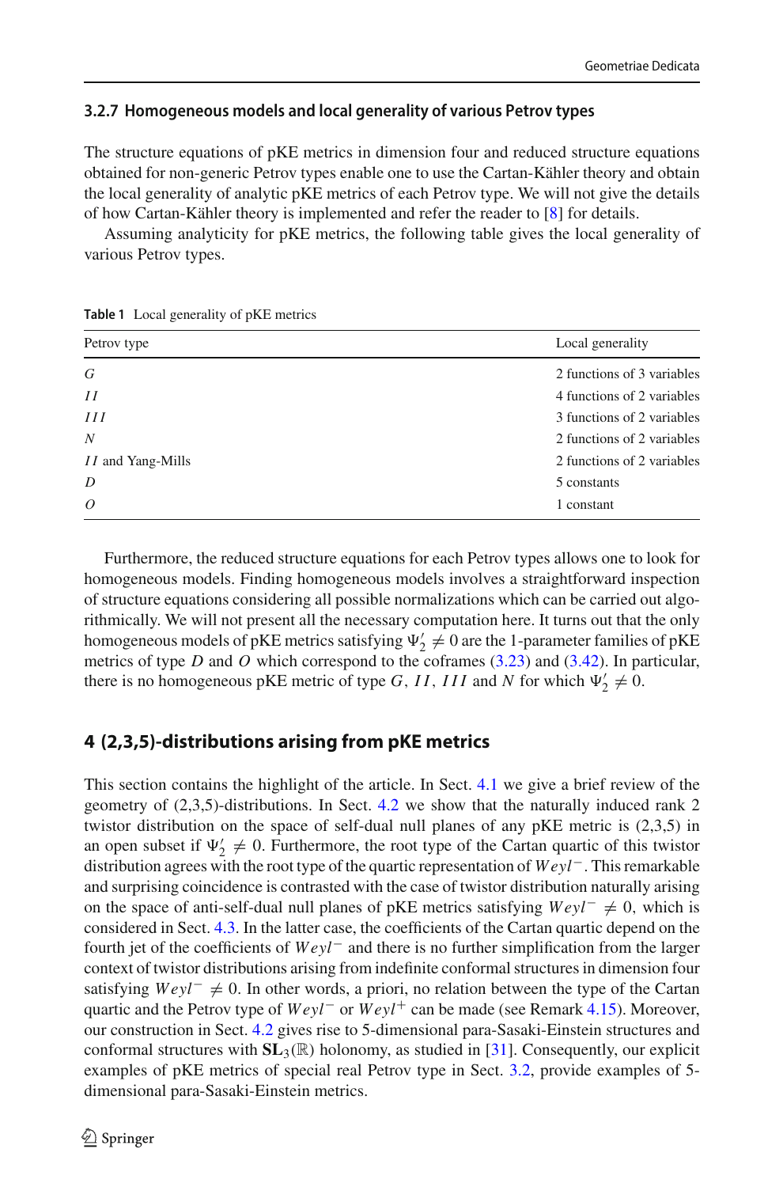#### 3.2.7 Homogeneous models and local generality of various Petrov types

The structure equations of pKE metrics in dimension four and reduced structure equations obtained for non-generic Petrov types enable one to use the Cartan-Kähler theory and obtain the local generality of analytic pKE metrics of each Petrov type. We will not give the details of how Cartan-Kähler theory is implemented and refer the reader to [8] for details.

Assuming analyticity for pKE metrics, the following table gives the local generality of various Petrov types.

**Table 1** Local generality of pKE metrics

| Petrov type | Local generality |
|---|---|
| $G$ | 2 functions of 3 variables |
| $II$ | 4 functions of 2 variables |
| $III$ | 3 functions of 2 variables |
| $N$ | 2 functions of 2 variables |
| $II$ and Yang-Mills | 2 functions of 2 variables |
| $D$ | 5 constants |
| $O$ | 1 constant |

Furthermore, the reduced structure equations for each Petrov types allows one to look for homogeneous models. Finding homogeneous models involves a straightforward inspection of structure equations considering all possible normalizations which can be carried out algorithmically. We will not present all the necessary computation here. It turns out that the only homogeneous models of pKE metrics satisfying $\Psi'_2 \neq 0$ are the 1-parameter families of pKE metrics of type $D$ and $O$ which correspond to the coframes (3.23) and (3.42). In particular, there is no homogeneous pKE metric of type $G$, $II$, $III$ and $N$ for which $\Psi'_2 \neq 0$.

## 4 (2,3,5)-distributions arising from pKE metrics

This section contains the highlight of the article. In Sect. 4.1 we give a brief review of the geometry of (2,3,5)-distributions. In Sect. 4.2 we show that the naturally induced rank 2 twistor distribution on the space of self-dual null planes of any pKE metric is (2,3,5) in an open subset if $\Psi'_2 \neq 0$. Furthermore, the root type of the Cartan quartic of this twistor distribution agrees with the root type of the quartic representation of $Weyl^-$. This remarkable and surprising coincidence is contrasted with the case of twistor distribution naturally arising on the space of anti-self-dual null planes of pKE metrics satisfying $Weyl^- \neq 0$, which is considered in Sect. 4.3. In the latter case, the coefficients of the Cartan quartic depend on the fourth jet of the coefficients of $Weyl^-$ and there is no further simplification from the larger context of twistor distributions arising from indefinite conformal structures in dimension four satisfying $Weyl^- \neq 0$. In other words, a priori, no relation between the type of the Cartan quartic and the Petrov type of $Weyl^-$ or $Weyl^+$ can be made (see Remark 4.15). Moreover, our construction in Sect. 4.2 gives rise to 5-dimensional para-Sasaki-Einstein structures and conformal structures with $\mathbf{SL}_3(\mathbb{R})$ holonomy, as studied in [31]. Consequently, our explicit examples of pKE metrics of special real Petrov type in Sect. 3.2, provide examples of 5-dimensional para-Sasaki-Einstein metrics.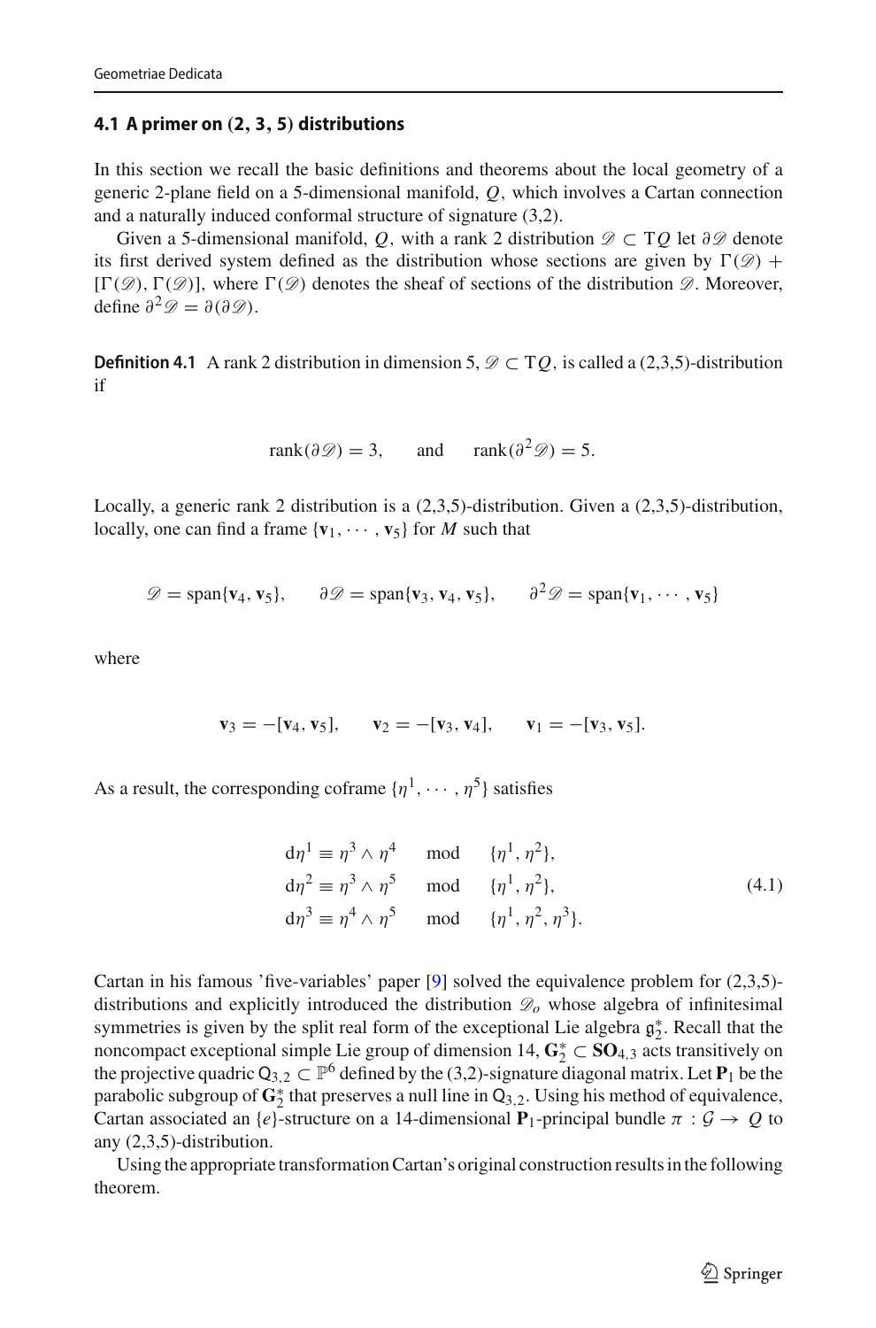### 4.1 A primer on (2, 3, 5) distributions

In this section we recall the basic definitions and theorems about the local geometry of a generic 2-plane field on a 5-dimensional manifold, $Q$, which involves a Cartan connection and a naturally induced conformal structure of signature (3,2).

Given a 5-dimensional manifold, $Q$, with a rank 2 distribution $\mathscr{D} \subset \mathrm{T}Q$ let $\partial\mathscr{D}$ denote its first derived system defined as the distribution whose sections are given by $\Gamma(\mathscr{D}) + [\Gamma(\mathscr{D}), \Gamma(\mathscr{D})]$, where $\Gamma(\mathscr{D})$ denotes the sheaf of sections of the distribution $\mathscr{D}$. Moreover, define $\partial^2\mathscr{D} = \partial(\partial\mathscr{D})$.

**Definition 4.1** A rank 2 distribution in dimension 5, $\mathscr{D} \subset \mathrm{T}Q$, is called a (2,3,5)-distribution if

$$\mathrm{rank}(\partial\mathscr{D}) = 3, \qquad \text{and} \qquad \mathrm{rank}(\partial^2\mathscr{D}) = 5.$$

Locally, a generic rank 2 distribution is a (2,3,5)-distribution. Given a (2,3,5)-distribution, locally, one can find a frame $\{\mathbf{v}_1, \cdots, \mathbf{v}_5\}$ for $M$ such that

$$\mathscr{D} = \mathrm{span}\{\mathbf{v}_4, \mathbf{v}_5\}, \qquad \partial\mathscr{D} = \mathrm{span}\{\mathbf{v}_3, \mathbf{v}_4, \mathbf{v}_5\}, \qquad \partial^2\mathscr{D} = \mathrm{span}\{\mathbf{v}_1, \cdots, \mathbf{v}_5\}$$

where

$$\mathbf{v}_3 = -[\mathbf{v}_4, \mathbf{v}_5], \qquad \mathbf{v}_2 = -[\mathbf{v}_3, \mathbf{v}_4], \qquad \mathbf{v}_1 = -[\mathbf{v}_3, \mathbf{v}_5].$$

As a result, the corresponding coframe $\{\eta^1, \cdots, \eta^5\}$ satisfies

$$\begin{aligned}
\mathrm{d}\eta^1 &\equiv \eta^3 \wedge \eta^4 \quad \mod \quad \{\eta^1, \eta^2\},\\
\mathrm{d}\eta^2 &\equiv \eta^3 \wedge \eta^5 \quad \mod \quad \{\eta^1, \eta^2\},\\
\mathrm{d}\eta^3 &\equiv \eta^4 \wedge \eta^5 \quad \mod \quad \{\eta^1, \eta^2, \eta^3\}.
\end{aligned} \tag{4.1}$$

Cartan in his famous 'five-variables' paper [9] solved the equivalence problem for (2,3,5)-distributions and explicitly introduced the distribution $\mathscr{D}_o$ whose algebra of infinitesimal symmetries is given by the split real form of the exceptional Lie algebra $\mathfrak{g}_2^*$. Recall that the noncompact exceptional simple Lie group of dimension 14, $\mathbf{G}_2^* \subset \mathbf{SO}_{4,3}$ acts transitively on the projective quadric $\mathsf{Q}_{3,2} \subset \mathbb{P}^6$ defined by the (3,2)-signature diagonal matrix. Let $\mathbf{P}_1$ be the parabolic subgroup of $\mathbf{G}_2^*$ that preserves a null line in $\mathsf{Q}_{3,2}$. Using his method of equivalence, Cartan associated an $\{e\}$-structure on a 14-dimensional $\mathbf{P}_1$-principal bundle $\pi : \mathcal{G} \to Q$ to any (2,3,5)-distribution.

Using the appropriate transformation Cartan's original construction results in the following theorem.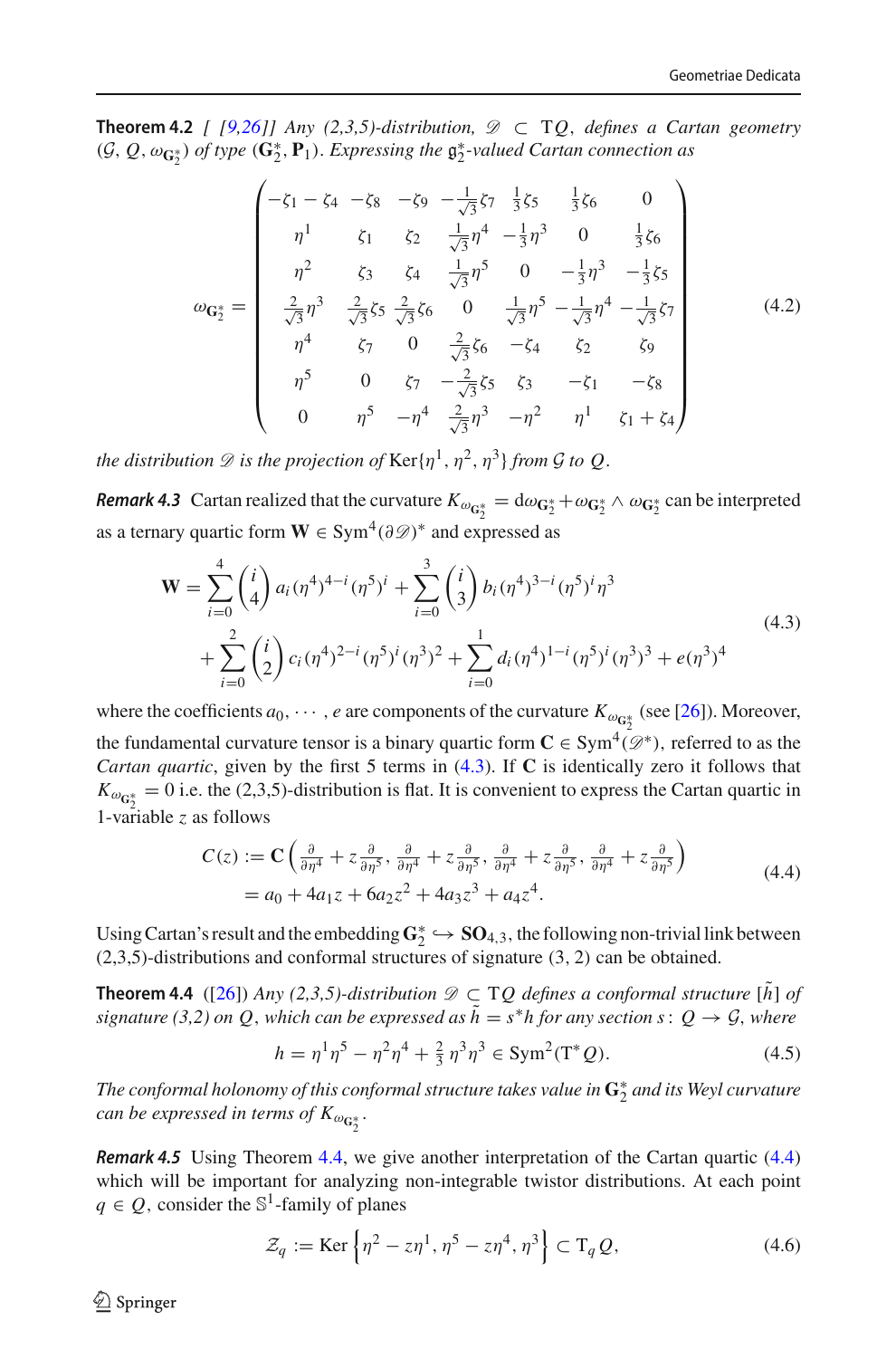**Theorem 4.2** *[ [9,26]] Any (2,3,5)-distribution, $\mathscr{D} \subset \mathrm{T}Q$, defines a Cartan geometry $(\mathcal{G}, Q, \omega_{\mathbf{G}_2^*})$ of type $(\mathbf{G}_2^*, \mathbf{P}_1)$. Expressing the $\mathfrak{g}_2^*$-valued Cartan connection as*

$$\omega_{\mathbf{G}_2^*} = \begin{pmatrix} -\zeta_1 - \zeta_4 & -\zeta_8 & -\zeta_9 & -\frac{1}{\sqrt{3}}\zeta_7 & \frac{1}{3}\zeta_5 & \frac{1}{3}\zeta_6 & 0 \\ \eta^1 & \zeta_1 & \zeta_2 & \frac{1}{\sqrt{3}}\eta^4 & -\frac{1}{3}\eta^3 & 0 & \frac{1}{3}\zeta_6 \\ \eta^2 & \zeta_3 & \zeta_4 & \frac{1}{\sqrt{3}}\eta^5 & 0 & -\frac{1}{3}\eta^3 & -\frac{1}{3}\zeta_5 \\ \frac{2}{\sqrt{3}}\eta^3 & \frac{2}{\sqrt{3}}\zeta_5 & \frac{2}{\sqrt{3}}\zeta_6 & 0 & \frac{1}{\sqrt{3}}\eta^5 & -\frac{1}{\sqrt{3}}\eta^4 & -\frac{1}{\sqrt{3}}\zeta_7 \\ \eta^4 & \zeta_7 & 0 & \frac{2}{\sqrt{3}}\zeta_6 & -\zeta_4 & \zeta_2 & \zeta_9 \\ \eta^5 & 0 & \zeta_7 & -\frac{2}{\sqrt{3}}\zeta_5 & \zeta_3 & -\zeta_1 & -\zeta_8 \\ 0 & \eta^5 & -\eta^4 & \frac{2}{\sqrt{3}}\eta^3 & -\eta^2 & \eta^1 & \zeta_1 + \zeta_4 \end{pmatrix} \tag{4.2}$$

*the distribution $\mathscr{D}$ is the projection of* $\mathrm{Ker}\{\eta^1, \eta^2, \eta^3\}$ *from $\mathcal{G}$ to $Q$.*

***Remark 4.3*** Cartan realized that the curvature $K_{\omega_{\mathbf{G}_2^*}} = \mathrm{d}\omega_{\mathbf{G}_2^*} + \omega_{\mathbf{G}_2^*} \wedge \omega_{\mathbf{G}_2^*}$ can be interpreted as a ternary quartic form $\mathbf{W} \in \mathrm{Sym}^4(\partial\mathscr{D})^*$ and expressed as

$$\begin{aligned} \mathbf{W} = & \sum_{i=0}^{4} \binom{i}{4} a_i (\eta^4)^{4-i} (\eta^5)^i + \sum_{i=0}^{3} \binom{i}{3} b_i (\eta^4)^{3-i} (\eta^5)^i \eta^3 \\ & + \sum_{i=0}^{2} \binom{i}{2} c_i (\eta^4)^{2-i} (\eta^5)^i (\eta^3)^2 + \sum_{i=0}^{1} d_i (\eta^4)^{1-i} (\eta^5)^i (\eta^3)^3 + e(\eta^3)^4 \end{aligned} \tag{4.3}$$

where the coefficients $a_0, \cdots, e$ are components of the curvature $K_{\omega_{\mathbf{G}_2^*}}$ (see [26]). Moreover, the fundamental curvature tensor is a binary quartic form $\mathbf{C} \in \mathrm{Sym}^4(\mathscr{D}^*)$, referred to as the *Cartan quartic*, given by the first 5 terms in (4.3). If $\mathbf{C}$ is identically zero it follows that $K_{\omega_{\mathbf{G}_2^*}} = 0$ i.e. the (2,3,5)-distribution is flat. It is convenient to express the Cartan quartic in 1-variable $z$ as follows

$$\begin{aligned} C(z) := & \, \mathbf{C}\left( \tfrac{\partial}{\partial \eta^4} + z\tfrac{\partial}{\partial \eta^5}, \tfrac{\partial}{\partial \eta^4} + z\tfrac{\partial}{\partial \eta^5}, \tfrac{\partial}{\partial \eta^4} + z\tfrac{\partial}{\partial \eta^5}, \tfrac{\partial}{\partial \eta^4} + z\tfrac{\partial}{\partial \eta^5} \right) \\ = & \, a_0 + 4a_1 z + 6a_2 z^2 + 4a_3 z^3 + a_4 z^4. \end{aligned} \tag{4.4}$$

Using Cartan's result and the embedding $\mathbf{G}_2^* \hookrightarrow \mathbf{SO}_{4,3}$, the following non-trivial link between (2,3,5)-distributions and conformal structures of signature (3, 2) can be obtained.

**Theorem 4.4** ([26]) *Any (2,3,5)-distribution $\mathscr{D} \subset \mathrm{T}Q$ defines a conformal structure $[\tilde{h}]$ of signature (3,2) on $Q$, which can be expressed as $\tilde{h} = s^* h$ for any section $s \colon Q \to \mathcal{G}$, where*

$$h = \eta^1\eta^5 - \eta^2\eta^4 + \tfrac{2}{3}\,\eta^3\eta^3 \in \mathrm{Sym}^2(\mathrm{T}^*Q). \tag{4.5}$$

*The conformal holonomy of this conformal structure takes value in $\mathbf{G}_2^*$ and its Weyl curvature can be expressed in terms of $K_{\omega_{\mathbf{G}_2^*}}$.*

***Remark 4.5*** Using Theorem 4.4, we give another interpretation of the Cartan quartic (4.4) which will be important for analyzing non-integrable twistor distributions. At each point $q \in Q$, consider the $\mathbb{S}^1$-family of planes

$$\mathcal{Z}_q := \mathrm{Ker}\left\{\eta^2 - z\eta^1, \eta^5 - z\eta^4, \eta^3\right\} \subset \mathrm{T}_q Q, \tag{4.6}$$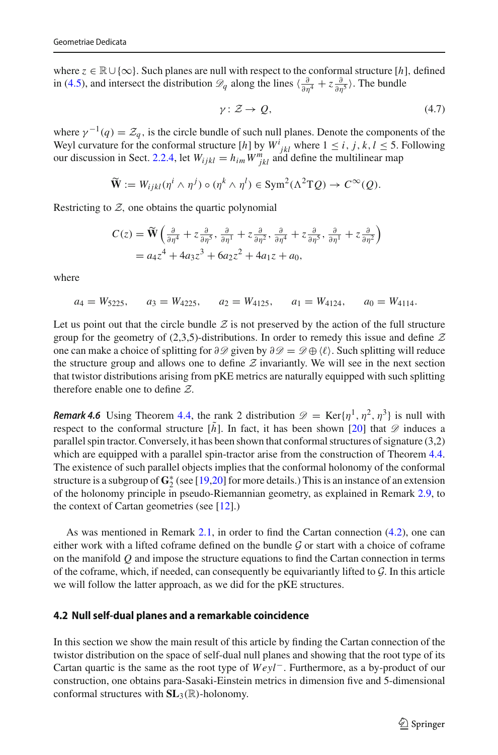where $z \in \mathbb{R} \cup \{\infty\}$. Such planes are null with respect to the conformal structure $[h]$, defined in (4.5), and intersect the distribution $\mathscr{D}_q$ along the lines $\langle \frac{\partial}{\partial \eta^4} + z\frac{\partial}{\partial \eta^5} \rangle$. The bundle

$$\gamma : \mathcal{Z} \to Q, \tag{4.7}$$

where $\gamma^{-1}(q) = \mathcal{Z}_q$, is the circle bundle of such null planes. Denote the components of the Weyl curvature for the conformal structure $[h]$ by $W^i{}_{jkl}$ where $1 \le i, j, k, l \le 5$. Following our discussion in Sect. 2.2.4, let $W_{ijkl} = h_{im} W^m{}_{jkl}$ and define the multilinear map

$$\widetilde{\mathbf{W}} := W_{ijkl}(\eta^i \wedge \eta^j) \circ (\eta^k \wedge \eta^l) \in \mathrm{Sym}^2(\Lambda^2 \mathrm{T}Q) \to C^\infty(Q).$$

Restricting to $\mathcal{Z}$, one obtains the quartic polynomial

$$\begin{aligned} C(z) &= \widetilde{\mathbf{W}}\left( \tfrac{\partial}{\partial \eta^4} + z\tfrac{\partial}{\partial \eta^5}, \tfrac{\partial}{\partial \eta^1} + z\tfrac{\partial}{\partial \eta^2}, \tfrac{\partial}{\partial \eta^4} + z\tfrac{\partial}{\partial \eta^5}, \tfrac{\partial}{\partial \eta^1} + z\tfrac{\partial}{\partial \eta^2} \right) \\ &= a_4 z^4 + 4a_3 z^3 + 6a_2 z^2 + 4a_1 z + a_0, \end{aligned}$$

where

$$a_4 = W_{5225}, \qquad a_3 = W_{4225}, \qquad a_2 = W_{4125}, \qquad a_1 = W_{4124}, \qquad a_0 = W_{4114}.$$

Let us point out that the circle bundle $\mathcal{Z}$ is not preserved by the action of the full structure group for the geometry of (2,3,5)-distributions. In order to remedy this issue and define $\mathcal{Z}$ one can make a choice of splitting for $\partial\mathscr{D}$ given by $\partial\mathscr{D} = \mathscr{D} \oplus \langle \ell \rangle$. Such splitting will reduce the structure group and allows one to define $\mathcal{Z}$ invariantly. We will see in the next section that twistor distributions arising from pKE metrics are naturally equipped with such splitting therefore enable one to define $\mathcal{Z}$.

***Remark 4.6*** Using Theorem 4.4, the rank 2 distribution $\mathscr{D} = \mathrm{Ker}\{\eta^1, \eta^2, \eta^3\}$ is null with respect to the conformal structure $[\tilde{h}]$. In fact, it has been shown [20] that $\mathscr{D}$ induces a parallel spin tractor. Conversely, it has been shown that conformal structures of signature (3,2) which are equipped with a parallel spin-tractor arise from the construction of Theorem 4.4. The existence of such parallel objects implies that the conformal holonomy of the conformal structure is a subgroup of $\mathbf{G}_2^*$ (see [19,20] for more details.) This is an instance of an extension of the holonomy principle in pseudo-Riemannian geometry, as explained in Remark 2.9, to the context of Cartan geometries (see [12].)

As was mentioned in Remark 2.1, in order to find the Cartan connection (4.2), one can either work with a lifted coframe defined on the bundle $\mathcal{G}$ or start with a choice of coframe on the manifold $Q$ and impose the structure equations to find the Cartan connection in terms of the coframe, which, if needed, can consequently be equivariantly lifted to $\mathcal{G}$. In this article we will follow the latter approach, as we did for the pKE structures.

### 4.2 Null self-dual planes and a remarkable coincidence

In this section we show the main result of this article by finding the Cartan connection of the twistor distribution on the space of self-dual null planes and showing that the root type of its Cartan quartic is the same as the root type of $Weyl^-$. Furthermore, as a by-product of our construction, one obtains para-Sasaki-Einstein metrics in dimension five and 5-dimensional conformal structures with $\mathbf{SL}_3(\mathbb{R})$-holonomy.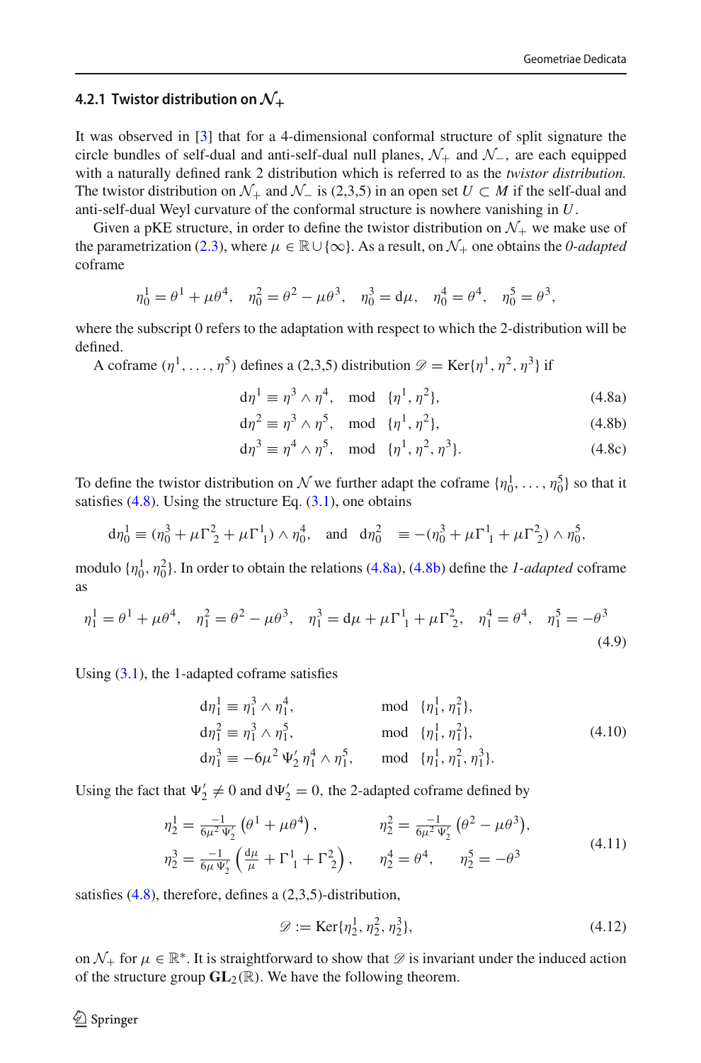#### 4.2.1 Twistor distribution on $\mathcal{N}_+$

It was observed in [3] that for a 4-dimensional conformal structure of split signature the circle bundles of self-dual and anti-self-dual null planes, $\mathcal{N}_+$ and $\mathcal{N}_-$, are each equipped with a naturally defined rank 2 distribution which is referred to as the *twistor distribution.* The twistor distribution on $\mathcal{N}_+$ and $\mathcal{N}_-$ is (2,3,5) in an open set $U \subset M$ if the self-dual and anti-self-dual Weyl curvature of the conformal structure is nowhere vanishing in $U$.

Given a pKE structure, in order to define the twistor distribution on $\mathcal{N}_+$ we make use of the parametrization (2.3), where $\mu \in \mathbb{R} \cup \{\infty\}$. As a result, on $\mathcal{N}_+$ one obtains the *0-adapted* coframe

$$\eta_0^1 = \theta^1 + \mu\theta^4, \quad \eta_0^2 = \theta^2 - \mu\theta^3, \quad \eta_0^3 = \mathrm{d}\mu, \quad \eta_0^4 = \theta^4, \quad \eta_0^5 = \theta^3,$$

where the subscript 0 refers to the adaptation with respect to which the 2-distribution will be defined.

A coframe $(\eta^1, \dots, \eta^5)$ defines a (2,3,5) distribution $\mathscr{D} = \mathrm{Ker}\{\eta^1, \eta^2, \eta^3\}$ if

$$\mathrm{d}\eta^1 \equiv \eta^3 \wedge \eta^4, \quad \mathrm{mod} \quad \{\eta^1, \eta^2\}, \tag{4.8a}$$

$$\mathrm{d}\eta^2 \equiv \eta^3 \wedge \eta^5, \quad \mathrm{mod} \quad \{\eta^1, \eta^2\}, \tag{4.8b}$$

$$\mathrm{d}\eta^3 \equiv \eta^4 \wedge \eta^5, \quad \mathrm{mod} \quad \{\eta^1, \eta^2, \eta^3\}. \tag{4.8c}$$

To define the twistor distribution on $\mathcal{N}$ we further adapt the coframe $\{\eta_0^1, \dots, \eta_0^5\}$ so that it satisfies (4.8). Using the structure Eq. (3.1), one obtains

$$\mathrm{d}\eta_0^1 \equiv (\eta_0^3 + \mu\Gamma^2{}_2 + \mu\Gamma^1{}_1) \wedge \eta_0^4, \quad \text{and} \quad \mathrm{d}\eta_0^2 \quad \equiv -(\eta_0^3 + \mu\Gamma^1{}_1 + \mu\Gamma^2{}_2) \wedge \eta_0^5,$$

modulo $\{\eta_0^1, \eta_0^2\}$. In order to obtain the relations (4.8a), (4.8b) define the *1-adapted* coframe as

$$\eta_1^1 = \theta^1 + \mu\theta^4, \quad \eta_1^2 = \theta^2 - \mu\theta^3, \quad \eta_1^3 = \mathrm{d}\mu + \mu\Gamma^1{}_1 + \mu\Gamma^2{}_2, \quad \eta_1^4 = \theta^4, \quad \eta_1^5 = -\theta^3 \tag{4.9}$$

Using (3.1), the 1-adapted coframe satisfies

$$\begin{aligned}
\mathrm{d}\eta_1^1 &\equiv \eta_1^3 \wedge \eta_1^4, && \mathrm{mod} \quad \{\eta_1^1, \eta_1^2\},\\
\mathrm{d}\eta_1^2 &\equiv \eta_1^3 \wedge \eta_1^5, && \mathrm{mod} \quad \{\eta_1^1, \eta_1^2\},\\
\mathrm{d}\eta_1^3 &\equiv -6\mu^2\,\Psi_2'\,\eta_1^4 \wedge \eta_1^5, && \mathrm{mod} \quad \{\eta_1^1, \eta_1^2, \eta_1^3\}.
\end{aligned} \tag{4.10}$$

Using the fact that $\Psi_2' \neq 0$ and $\mathrm{d}\Psi_2' = 0$, the 2-adapted coframe defined by

$$\begin{aligned}
\eta_2^1 &= \tfrac{-1}{6\mu^2\Psi_2'}\left(\theta^1 + \mu\theta^4\right), && \eta_2^2 = \tfrac{-1}{6\mu^2\Psi_2'}\left(\theta^2 - \mu\theta^3\right),\\
\eta_2^3 &= \tfrac{-1}{6\mu\Psi_2'}\left(\tfrac{\mathrm{d}\mu}{\mu} + \Gamma^1{}_1 + \Gamma^2{}_2\right), && \eta_2^4 = \theta^4, \qquad \eta_2^5 = -\theta^3
\end{aligned} \tag{4.11}$$

satisfies (4.8), therefore, defines a (2,3,5)-distribution,

$$\mathscr{D} := \mathrm{Ker}\{\eta_2^1, \eta_2^2, \eta_2^3\}, \tag{4.12}$$

on $\mathcal{N}_+$ for $\mu \in \mathbb{R}^*$. It is straightforward to show that $\mathscr{D}$ is invariant under the induced action of the structure group $\mathbf{GL}_2(\mathbb{R})$. We have the following theorem.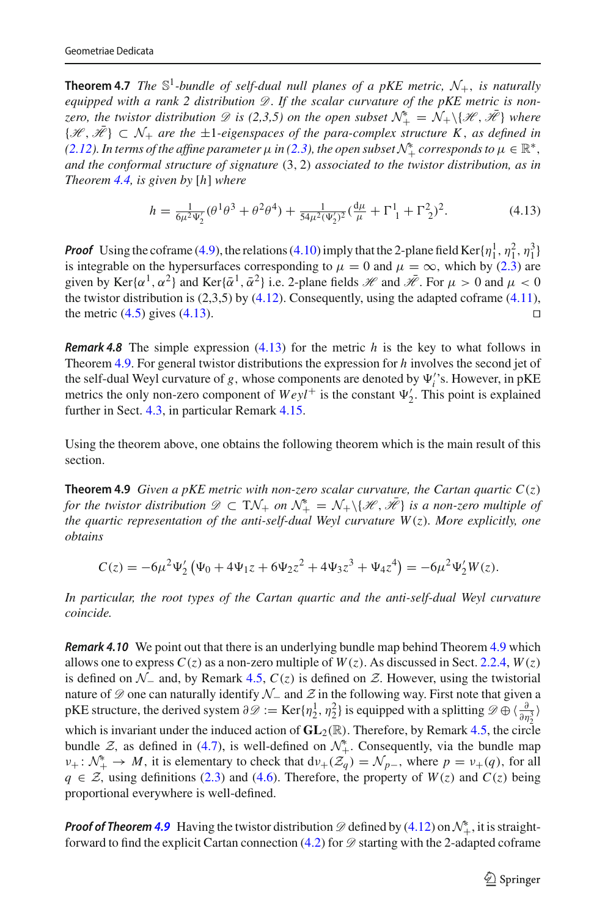**Theorem 4.7** *The $\mathbb{S}^1$-bundle of self-dual null planes of a pKE metric, $\mathcal{N}_+$, is naturally equipped with a rank 2 distribution $\mathscr{D}$. If the scalar curvature of the pKE metric is non-zero, the twistor distribution $\mathscr{D}$ is (2,3,5) on the open subset $\mathcal{N}_+^* = \mathcal{N}_+ \backslash \{\mathscr{H}, \bar{\mathscr{H}}\}$ where $\{\mathscr{H}, \bar{\mathscr{H}}\} \subset \mathcal{N}_+$ are the $\pm 1$-eigenspaces of the para-complex structure $K$, as defined in (2.12). In terms of the affine parameter $\mu$ in (2.3), the open subset $\mathcal{N}_+^*$ corresponds to $\mu \in \mathbb{R}^*$, and the conformal structure of signature $(3, 2)$ associated to the twistor distribution, as in Theorem 4.4, is given by $[h]$ where*

$$h = \tfrac{1}{6\mu^2\Psi_2'}(\theta^1\theta^3 + \theta^2\theta^4) + \tfrac{1}{54\mu^2(\Psi_2')^2}(\tfrac{\mathrm{d}\mu}{\mu} + \Gamma^1{}_1 + \Gamma^2{}_2)^2. \tag{4.13}$$

***Proof*** Using the coframe (4.9), the relations (4.10) imply that the 2-plane field $\mathrm{Ker}\{\eta_1^1, \eta_1^2, \eta_1^3\}$ is integrable on the hypersurfaces corresponding to $\mu = 0$ and $\mu = \infty$, which by (2.3) are given by $\mathrm{Ker}\{\alpha^1, \alpha^2\}$ and $\mathrm{Ker}\{\bar{\alpha}^1, \bar{\alpha}^2\}$ i.e. 2-plane fields $\mathscr{H}$ and $\bar{\mathscr{H}}$. For $\mu > 0$ and $\mu < 0$ the twistor distribution is (2,3,5) by (4.12). Consequently, using the adapted coframe (4.11), the metric (4.5) gives (4.13). □

***Remark 4.8*** The simple expression (4.13) for the metric $h$ is the key to what follows in Theorem 4.9. For general twistor distributions the expression for $h$ involves the second jet of the self-dual Weyl curvature of $g$, whose components are denoted by $\Psi_i'$'s. However, in pKE metrics the only non-zero component of $Weyl^+$ is the constant $\Psi_2'$. This point is explained further in Sect. 4.3, in particular Remark 4.15.

Using the theorem above, one obtains the following theorem which is the main result of this section.

**Theorem 4.9** *Given a pKE metric with non-zero scalar curvature, the Cartan quartic $C(z)$ for the twistor distribution $\mathscr{D} \subset \mathrm{T}\mathcal{N}_+$ on $\mathcal{N}_+^* = \mathcal{N}_+ \backslash \{\mathscr{H}, \bar{\mathscr{H}}\}$ is a non-zero multiple of the quartic representation of the anti-self-dual Weyl curvature $W(z)$. More explicitly, one obtains*

$$C(z) = -6\mu^2\Psi_2'\left(\Psi_0 + 4\Psi_1 z + 6\Psi_2 z^2 + 4\Psi_3 z^3 + \Psi_4 z^4\right) = -6\mu^2\Psi_2' W(z).$$

*In particular, the root types of the Cartan quartic and the anti-self-dual Weyl curvature coincide.*

***Remark 4.10*** We point out that there is an underlying bundle map behind Theorem 4.9 which allows one to express $C(z)$ as a non-zero multiple of $W(z)$. As discussed in Sect. 2.2.4, $W(z)$ is defined on $\mathcal{N}_-$ and, by Remark 4.5, $C(z)$ is defined on $\mathcal{Z}$. However, using the twistorial nature of $\mathscr{D}$ one can naturally identify $\mathcal{N}_-$ and $\mathcal{Z}$ in the following way. First note that given a pKE structure, the derived system $\partial\mathscr{D} := \mathrm{Ker}\{\eta_2^1, \eta_2^2\}$ is equipped with a splitting $\mathscr{D} \oplus \langle \frac{\partial}{\partial \eta_2^3} \rangle$ which is invariant under the induced action of $\mathbf{GL}_2(\mathbb{R})$. Therefore, by Remark 4.5, the circle bundle $\mathcal{Z}$, as defined in (4.7), is well-defined on $\mathcal{N}_+^*$. Consequently, via the bundle map $\nu_+ \colon \mathcal{N}_+^* \to M$, it is elementary to check that $\mathrm{d}\nu_+(\mathcal{Z}_q) = \mathcal{N}_{p-}$, where $p = \nu_+(q)$, for all $q \in \mathcal{Z}$, using definitions (2.3) and (4.6). Therefore, the property of $W(z)$ and $C(z)$ being proportional everywhere is well-defined.

***Proof of Theorem 4.9*** Having the twistor distribution $\mathscr{D}$ defined by (4.12) on $\mathcal{N}_+^*$, it is straightforward to find the explicit Cartan connection (4.2) for $\mathscr{D}$ starting with the 2-adapted coframe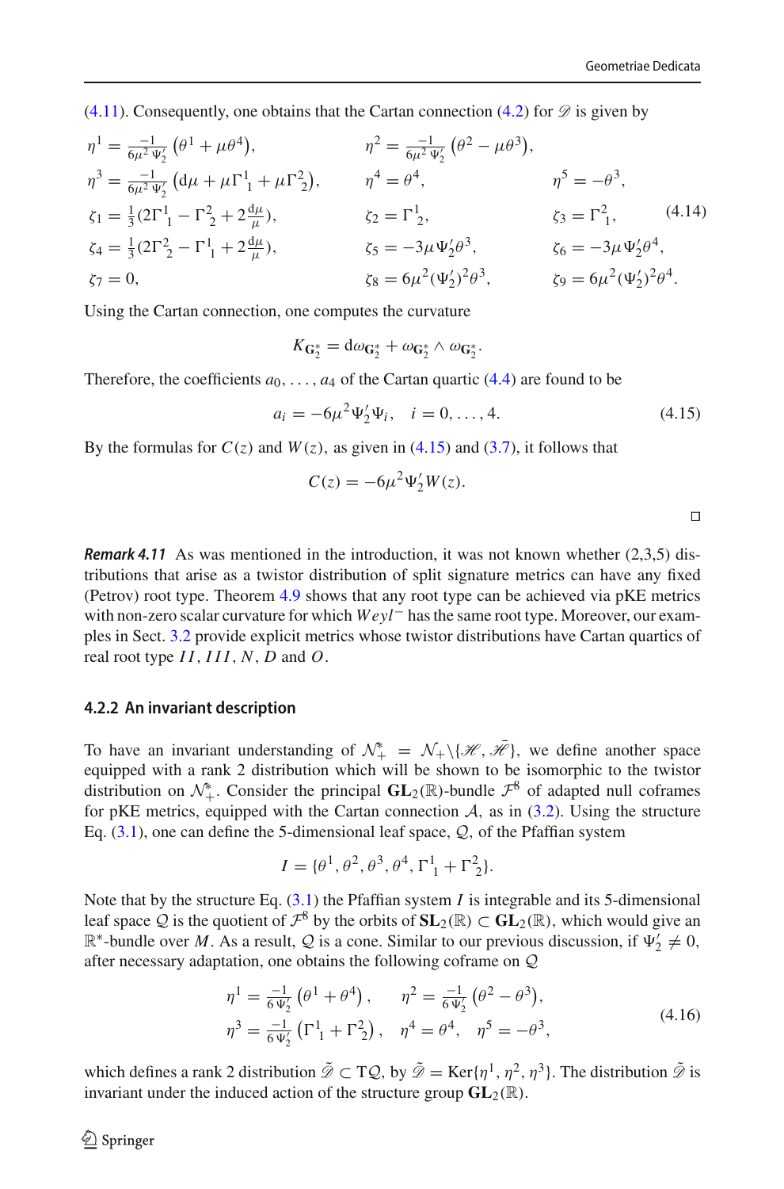(4.11). Consequently, one obtains that the Cartan connection (4.2) for $\mathscr{D}$ is given by

$$
\begin{aligned}
&\eta^1 = \tfrac{-1}{6\mu^2\Psi_2'}\left(\theta^1 + \mu\theta^4\right), && \eta^2 = \tfrac{-1}{6\mu^2\Psi_2'}\left(\theta^2 - \mu\theta^3\right), && \\
&\eta^3 = \tfrac{-1}{6\mu^2\Psi_2'}\left(\mathrm{d}\mu + \mu\Gamma^1{}_1 + \mu\Gamma^2{}_2\right), && \eta^4 = \theta^4, && \eta^5 = -\theta^3, \\
&\zeta_1 = \tfrac{1}{3}(2\Gamma^1{}_1 - \Gamma^2{}_2 + 2\tfrac{\mathrm{d}\mu}{\mu}), && \zeta_2 = \Gamma^1{}_2, && \zeta_3 = \Gamma^2{}_1, \\
&\zeta_4 = \tfrac{1}{3}(2\Gamma^2{}_2 - \Gamma^1{}_1 + 2\tfrac{\mathrm{d}\mu}{\mu}), && \zeta_5 = -3\mu\Psi_2'\theta^3, && \zeta_6 = -3\mu\Psi_2'\theta^4, \\
&\zeta_7 = 0, && \zeta_8 = 6\mu^2(\Psi_2')^2\theta^3, && \zeta_9 = 6\mu^2(\Psi_2')^2\theta^4.
\end{aligned}
\tag{4.14}
$$

Using the Cartan connection, one computes the curvature

$$
K_{\mathbf{G}_2^*} = \mathrm{d}\omega_{\mathbf{G}_2^*} + \omega_{\mathbf{G}_2^*} \wedge \omega_{\mathbf{G}_2^*}.
$$

Therefore, the coefficients $a_0, \ldots, a_4$ of the Cartan quartic (4.4) are found to be

$$
a_i = -6\mu^2\Psi_2'\Psi_i, \quad i = 0, \ldots, 4. \tag{4.15}
$$

By the formulas for $C(z)$ and $W(z)$, as given in (4.15) and (3.7), it follows that

$$
C(z) = -6\mu^2\Psi_2' W(z).
$$

□

***Remark 4.11*** As was mentioned in the introduction, it was not known whether (2,3,5) distributions that arise as a twistor distribution of split signature metrics can have any fixed (Petrov) root type. Theorem 4.9 shows that any root type can be achieved via pKE metrics with non-zero scalar curvature for which $Weyl^-$ has the same root type. Moreover, our examples in Sect. 3.2 provide explicit metrics whose twistor distributions have Cartan quartics of real root type $II$, $III$, $N$, $D$ and $O$.

### 4.2.2 An invariant description

To have an invariant understanding of $\mathcal{N}_+^* = \mathcal{N}_+ \backslash \{\mathscr{H}, \bar{\mathscr{H}}\}$, we define another space equipped with a rank 2 distribution which will be shown to be isomorphic to the twistor distribution on $\mathcal{N}_+^*$. Consider the principal $\mathbf{GL}_2(\mathbb{R})$-bundle $\mathcal{F}^8$ of adapted null coframes for pKE metrics, equipped with the Cartan connection $\mathcal{A}$, as in (3.2). Using the structure Eq. (3.1), one can define the 5-dimensional leaf space, $\mathcal{Q}$, of the Pfaffian system

$$
I = \{\theta^1, \theta^2, \theta^3, \theta^4, \Gamma^1{}_1 + \Gamma^2{}_2\}.
$$

Note that by the structure Eq. (3.1) the Pfaffian system $I$ is integrable and its 5-dimensional leaf space $\mathcal{Q}$ is the quotient of $\mathcal{F}^8$ by the orbits of $\mathbf{SL}_2(\mathbb{R}) \subset \mathbf{GL}_2(\mathbb{R})$, which would give an $\mathbb{R}^*$-bundle over $M$. As a result, $\mathcal{Q}$ is a cone. Similar to our previous discussion, if $\Psi_2' \neq 0$, after necessary adaptation, one obtains the following coframe on $\mathcal{Q}$

$$
\begin{aligned}
&\eta^1 = \tfrac{-1}{6\Psi_2'}\left(\theta^1 + \theta^4\right), \qquad \eta^2 = \tfrac{-1}{6\Psi_2'}\left(\theta^2 - \theta^3\right), \\
&\eta^3 = \tfrac{-1}{6\Psi_2'}\left(\Gamma^1{}_1 + \Gamma^2{}_2\right), \quad \eta^4 = \theta^4, \quad \eta^5 = -\theta^3,
\end{aligned}
\tag{4.16}
$$

which defines a rank 2 distribution $\tilde{\mathscr{D}} \subset T\mathcal{Q}$, by $\tilde{\mathscr{D}} = \mathrm{Ker}\{\eta^1, \eta^2, \eta^3\}$. The distribution $\tilde{\mathscr{D}}$ is invariant under the induced action of the structure group $\mathbf{GL}_2(\mathbb{R})$.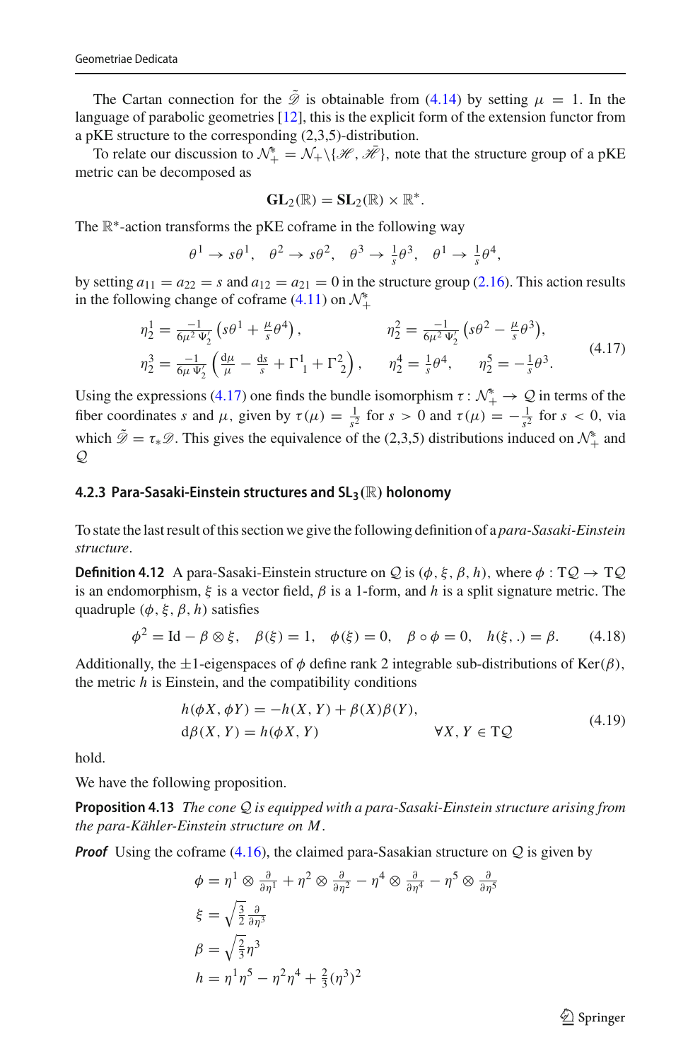The Cartan connection for the $\tilde{\mathscr{D}}$ is obtainable from (4.14) by setting $\mu = 1$. In the language of parabolic geometries [12], this is the explicit form of the extension functor from a pKE structure to the corresponding (2,3,5)-distribution.

To relate our discussion to $\mathcal{N}_+^* = \mathcal{N}_+ \backslash \{\mathscr{H}, \bar{\mathscr{H}}\}$, note that the structure group of a pKE metric can be decomposed as

$$\mathbf{GL}_2(\mathbb{R}) = \mathbf{SL}_2(\mathbb{R}) \times \mathbb{R}^*.$$

The $\mathbb{R}^*$-action transforms the pKE coframe in the following way

$$\theta^1 \to s\theta^1, \quad \theta^2 \to s\theta^2, \quad \theta^3 \to \tfrac{1}{s}\theta^3, \quad \theta^1 \to \tfrac{1}{s}\theta^4,$$

by setting $a_{11} = a_{22} = s$ and $a_{12} = a_{21} = 0$ in the structure group (2.16). This action results in the following change of coframe (4.11) on $\mathcal{N}_+^*$

$$\begin{aligned}
\eta_2^1 &= \tfrac{-1}{6\mu^2 \Psi_2'}\left(s\theta^1 + \tfrac{\mu}{s}\theta^4\right), & \eta_2^2 &= \tfrac{-1}{6\mu^2 \Psi_2'}\left(s\theta^2 - \tfrac{\mu}{s}\theta^3\right),\\
\eta_2^3 &= \tfrac{-1}{6\mu \Psi_2'}\left(\tfrac{\mathrm{d}\mu}{\mu} - \tfrac{\mathrm{d}s}{s} + \Gamma^1{}_1 + \Gamma^2{}_2\right), & \eta_2^4 &= \tfrac{1}{s}\theta^4, \quad \eta_2^5 = -\tfrac{1}{s}\theta^3.
\end{aligned} \tag{4.17}$$

Using the expressions (4.17) one finds the bundle isomorphism $\tau : \mathcal{N}_+^* \to \mathcal{Q}$ in terms of the fiber coordinates $s$ and $\mu$, given by $\tau(\mu) = \frac{1}{s^2}$ for $s > 0$ and $\tau(\mu) = -\frac{1}{s^2}$ for $s < 0$, via which $\tilde{\mathscr{D}} = \tau_* \mathscr{D}$. This gives the equivalence of the (2,3,5) distributions induced on $\mathcal{N}_+^*$ and $\mathcal{Q}$

#### 4.2.3 Para-Sasaki-Einstein structures and $\mathbf{SL}_3(\mathbb{R})$ holonomy

To state the last result of this section we give the following definition of a *para-Sasaki-Einstein structure*.

**Definition 4.12** A para-Sasaki-Einstein structure on $\mathcal{Q}$ is $(\phi, \xi, \beta, h)$, where $\phi : \mathrm{T}\mathcal{Q} \to \mathrm{T}\mathcal{Q}$ is an endomorphism, $\xi$ is a vector field, $\beta$ is a 1-form, and $h$ is a split signature metric. The quadruple $(\phi, \xi, \beta, h)$ satisfies

$$\phi^2 = \mathrm{Id} - \beta \otimes \xi, \quad \beta(\xi) = 1, \quad \phi(\xi) = 0, \quad \beta \circ \phi = 0, \quad h(\xi, .) = \beta. \tag{4.18}$$

Additionally, the $\pm 1$-eigenspaces of $\phi$ define rank 2 integrable sub-distributions of $\mathrm{Ker}(\beta)$, the metric $h$ is Einstein, and the compatibility conditions

$$\begin{aligned}
&h(\phi X, \phi Y) = -h(X, Y) + \beta(X)\beta(Y),\\
&\mathrm{d}\beta(X, Y) = h(\phi X, Y) \qquad\qquad \forall X, Y \in \mathrm{T}\mathcal{Q}
\end{aligned} \tag{4.19}$$

hold.

We have the following proposition.

**Proposition 4.13** *The cone $\mathcal{Q}$ is equipped with a para-Sasaki-Einstein structure arising from the para-Kähler-Einstein structure on $M$.*

***Proof*** Using the coframe (4.16), the claimed para-Sasakian structure on $\mathcal{Q}$ is given by

$$\begin{aligned}
\phi &= \eta^1 \otimes \tfrac{\partial}{\partial \eta^1} + \eta^2 \otimes \tfrac{\partial}{\partial \eta^2} - \eta^4 \otimes \tfrac{\partial}{\partial \eta^4} - \eta^5 \otimes \tfrac{\partial}{\partial \eta^5}\\
\xi &= \sqrt{\tfrac{3}{2}}\tfrac{\partial}{\partial \eta^3}\\
\beta &= \sqrt{\tfrac{2}{3}}\eta^3\\
h &= \eta^1\eta^5 - \eta^2\eta^4 + \tfrac{2}{3}(\eta^3)^2
\end{aligned}$$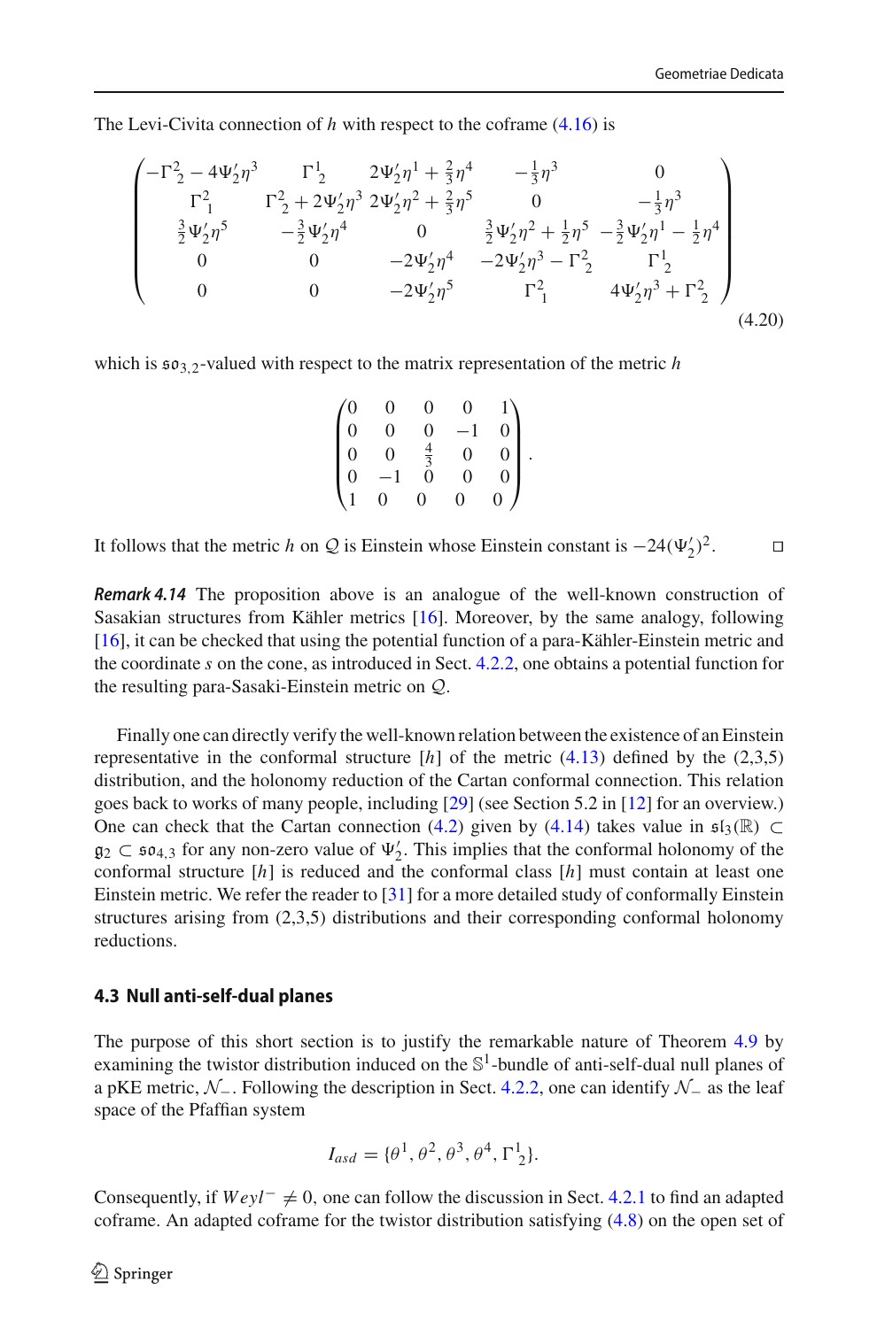The Levi-Civita connection of $h$ with respect to the coframe (4.16) is

$$
\begin{pmatrix}
-\Gamma^2_{\ 2} - 4\Psi'_2\eta^3 & \Gamma^1_{\ 2} & 2\Psi'_2\eta^1 + \frac{2}{3}\eta^4 & -\frac{1}{3}\eta^3 & 0 \\
\Gamma^2_{\ 1} & \Gamma^2_{\ 2} + 2\Psi'_2\eta^3 & 2\Psi'_2\eta^2 + \frac{2}{3}\eta^5 & 0 & -\frac{1}{3}\eta^3 \\
\frac{3}{2}\Psi'_2\eta^5 & -\frac{3}{2}\Psi'_2\eta^4 & 0 & \frac{3}{2}\Psi'_2\eta^2 + \frac{1}{2}\eta^5 & -\frac{3}{2}\Psi'_2\eta^1 - \frac{1}{2}\eta^4 \\
0 & 0 & -2\Psi'_2\eta^4 & -2\Psi'_2\eta^3 - \Gamma^2_{\ 2} & \Gamma^1_{\ 2} \\
0 & 0 & -2\Psi'_2\eta^5 & \Gamma^2_{\ 1} & 4\Psi'_2\eta^3 + \Gamma^2_{\ 2}
\end{pmatrix}
\tag{4.20}
$$

which is $\mathfrak{so}_{3,2}$-valued with respect to the matrix representation of the metric $h$

$$
\begin{pmatrix}
0 & 0 & 0 & 0 & 1 \\
0 & 0 & 0 & -1 & 0 \\
0 & 0 & \frac{4}{3} & 0 & 0 \\
0 & -1 & 0 & 0 & 0 \\
1 & 0 & 0 & 0 & 0
\end{pmatrix}.
$$

It follows that the metric $h$ on $\mathcal{Q}$ is Einstein whose Einstein constant is $-24(\Psi'_2)^2$. □

***Remark 4.14*** The proposition above is an analogue of the well-known construction of Sasakian structures from Kähler metrics [16]. Moreover, by the same analogy, following [16], it can be checked that using the potential function of a para-Kähler-Einstein metric and the coordinate $s$ on the cone, as introduced in Sect. 4.2.2, one obtains a potential function for the resulting para-Sasaki-Einstein metric on $\mathcal{Q}$.

Finally one can directly verify the well-known relation between the existence of an Einstein representative in the conformal structure $[h]$ of the metric (4.13) defined by the (2,3,5) distribution, and the holonomy reduction of the Cartan conformal connection. This relation goes back to works of many people, including [29] (see Section 5.2 in [12] for an overview.) One can check that the Cartan connection (4.2) given by (4.14) takes value in $\mathfrak{sl}_3(\mathbb{R}) \subset \mathfrak{g}_2 \subset \mathfrak{so}_{4,3}$ for any non-zero value of $\Psi'_2$. This implies that the conformal holonomy of the conformal structure $[h]$ is reduced and the conformal class $[h]$ must contain at least one Einstein metric. We refer the reader to [31] for a more detailed study of conformally Einstein structures arising from (2,3,5) distributions and their corresponding conformal holonomy reductions.

### 4.3 Null anti-self-dual planes

The purpose of this short section is to justify the remarkable nature of Theorem 4.9 by examining the twistor distribution induced on the $\mathbb{S}^1$-bundle of anti-self-dual null planes of a pKE metric, $\mathcal{N}_-$. Following the description in Sect. 4.2.2, one can identify $\mathcal{N}_-$ as the leaf space of the Pfaffian system

$$
I_{asd} = \{\theta^1, \theta^2, \theta^3, \theta^4, \Gamma^1_{\ 2}\}.
$$

Consequently, if $Weyl^- \neq 0$, one can follow the discussion in Sect. 4.2.1 to find an adapted coframe. An adapted coframe for the twistor distribution satisfying (4.8) on the open set of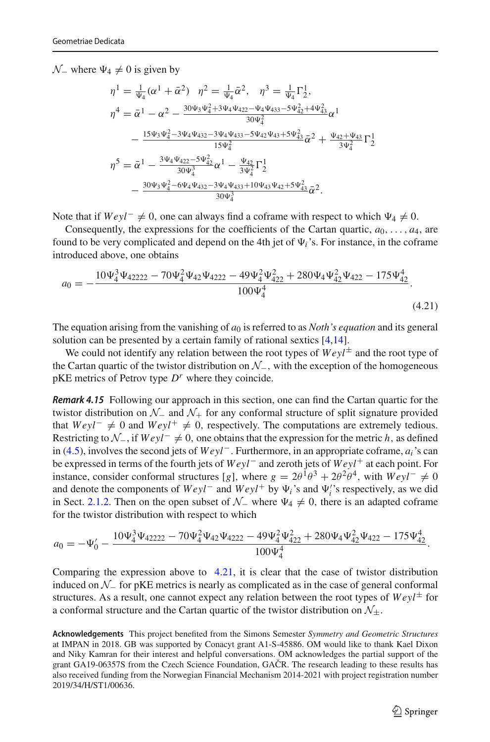$\mathcal{N}_-$ where $\Psi_4 \neq 0$ is given by

$$
\begin{aligned}
\eta^1 &= \tfrac{1}{\Psi_4}(\alpha^1 + \bar{\alpha}^2) \quad \eta^2 = \tfrac{1}{\Psi_4}\bar{\alpha}^2, \quad \eta^3 = \tfrac{1}{\Psi_4}\Gamma^1_2,\\
\eta^4 &= \bar{\alpha}^1 - \alpha^2 - \tfrac{30\Psi_3\Psi_4^2 + 3\Psi_4\Psi_{422} - \Psi_4\Psi_{433} - 5\Psi_{42}^2 + 4\Psi_{43}^2}{30\Psi_4^2}\alpha^1\\
&\quad - \tfrac{15\Psi_3\Psi_4^2 - 3\Psi_4\Psi_{432} - 3\Psi_4\Psi_{433} - 5\Psi_{42}\Psi_{43} + 5\Psi_{43}^2}{15\Psi_4^2}\bar{\alpha}^2 + \tfrac{\Psi_{42} + \Psi_{43}}{3\Psi_4^2}\Gamma^1_2\\
\eta^5 &= \bar{\alpha}^1 - \tfrac{3\Psi_4\Psi_{422} - 5\Psi_{42}^2}{30\Psi_4^3}\alpha^1 - \tfrac{\Psi_{42}}{3\Psi_4^2}\Gamma^1_2\\
&\quad - \tfrac{30\Psi_3\Psi_4^2 - 6\Psi_4\Psi_{432} - 3\Psi_4\Psi_{433} + 10\Psi_{43}\Psi_{42} + 5\Psi_{43}^2}{30\Psi_4^3}\bar{\alpha}^2.
\end{aligned}
$$

Note that if $Weyl^- \neq 0$, one can always find a coframe with respect to which $\Psi_4 \neq 0$.

Consequently, the expressions for the coefficients of the Cartan quartic, $a_0, \ldots, a_4$, are found to be very complicated and depend on the 4th jet of $\Psi_i$'s. For instance, in the coframe introduced above, one obtains

$$
a_0 = -\frac{10\Psi_4^3\Psi_{42222} - 70\Psi_4^2\Psi_{42}\Psi_{4222} - 49\Psi_4^2\Psi_{422}^2 + 280\Psi_4\Psi_{42}^2\Psi_{422} - 175\Psi_{42}^4}{100\Psi_4^4}. \tag{4.21}
$$

The equation arising from the vanishing of $a_0$ is referred to as *Noth's equation* and its general solution can be presented by a certain family of rational sextics [4,14].

We could not identify any relation between the root types of $Weyl^{\pm}$ and the root type of the Cartan quartic of the twistor distribution on $\mathcal{N}_-$, with the exception of the homogeneous pKE metrics of Petrov type $D^r$ where they coincide.

***Remark 4.15*** Following our approach in this section, one can find the Cartan quartic for the twistor distribution on $\mathcal{N}_-$ and $\mathcal{N}_+$ for any conformal structure of split signature provided that $Weyl^- \neq 0$ and $Weyl^+ \neq 0$, respectively. The computations are extremely tedious. Restricting to $\mathcal{N}_-$, if $Weyl^- \neq 0$, one obtains that the expression for the metric $h$, as defined in (4.5), involves the second jets of $Weyl^-$. Furthermore, in an appropriate coframe, $a_i$'s can be expressed in terms of the fourth jets of $Weyl^-$ and zeroth jets of $Weyl^+$ at each point. For instance, consider conformal structures $[g]$, where $g = 2\theta^1\theta^3 + 2\theta^2\theta^4$, with $Weyl^- \neq 0$ and denote the components of $Weyl^-$ and $Weyl^+$ by $\Psi_i$'s and $\Psi_i'$'s respectively, as we did in Sect. 2.1.2. Then on the open subset of $\mathcal{N}_-$ where $\Psi_4 \neq 0$, there is an adapted coframe for the twistor distribution with respect to which

$$
a_0 = -\Psi_0' - \frac{10\Psi_4^3\Psi_{42222} - 70\Psi_4^2\Psi_{42}\Psi_{4222} - 49\Psi_4^2\Psi_{422}^2 + 280\Psi_4\Psi_{42}^2\Psi_{422} - 175\Psi_{42}^4}{100\Psi_4^4}.
$$

Comparing the expression above to 4.21, it is clear that the case of twistor distribution induced on $\mathcal{N}_-$ for pKE metrics is nearly as complicated as in the case of general conformal structures. As a result, one cannot expect any relation between the root types of $Weyl^{\pm}$ for a conformal structure and the Cartan quartic of the twistor distribution on $\mathcal{N}_{\pm}$.

**Acknowledgements** This project benefited from the Simons Semester *Symmetry and Geometric Structures* at IMPAN in 2018. GB was supported by Conacyt grant A1-S-45886. OM would like to thank Kael Dixon and Niky Kamran for their interest and helpful conversations. OM acknowledges the partial support of the grant GA19-06357S from the Czech Science Foundation, GAČR. The research leading to these results has also received funding from the Norwegian Financial Mechanism 2014-2021 with project registration number 2019/34/H/ST1/00636.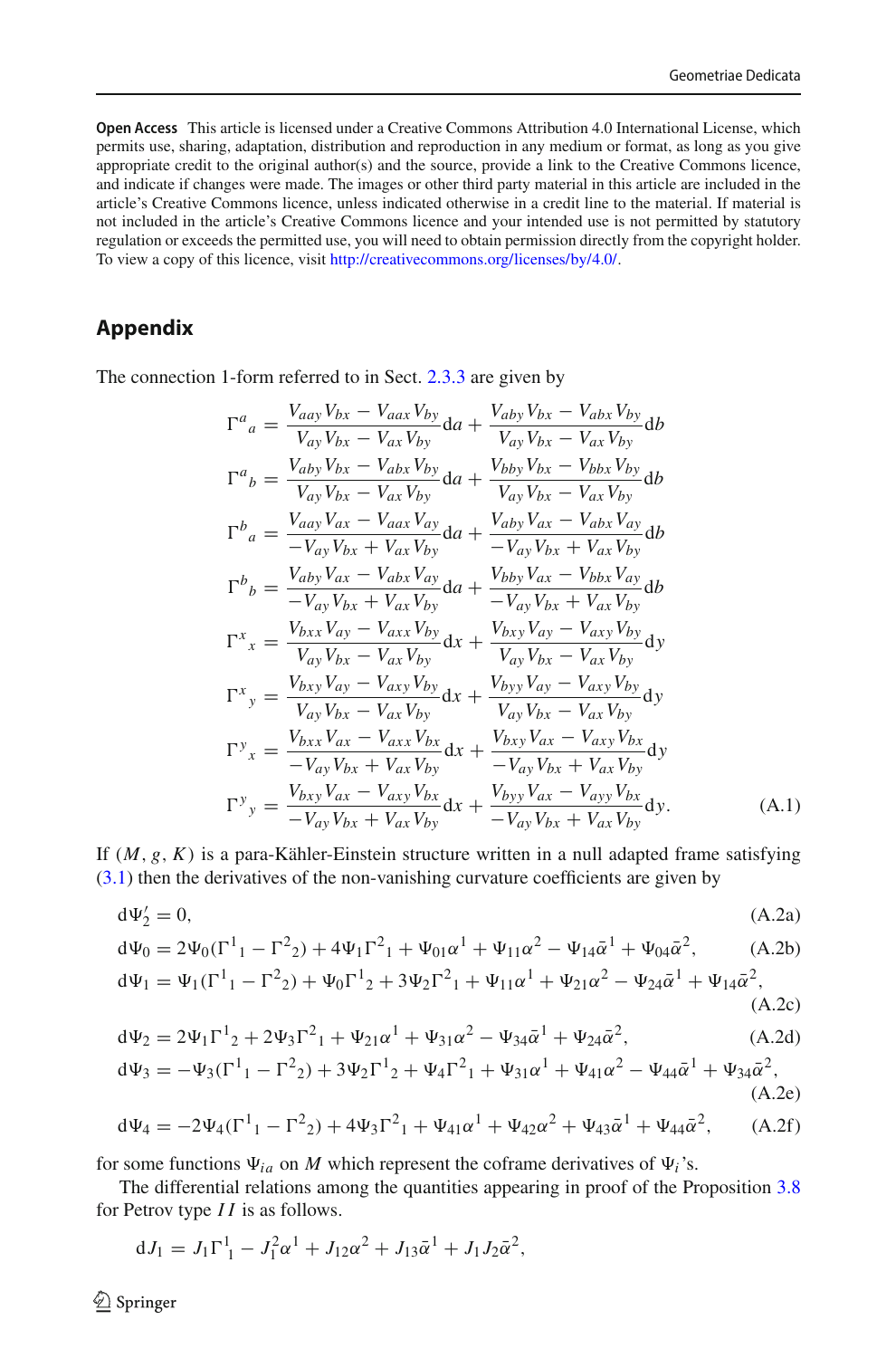**Open Access** This article is licensed under a Creative Commons Attribution 4.0 International License, which permits use, sharing, adaptation, distribution and reproduction in any medium or format, as long as you give appropriate credit to the original author(s) and the source, provide a link to the Creative Commons licence, and indicate if changes were made. The images or other third party material in this article are included in the article's Creative Commons licence, unless indicated otherwise in a credit line to the material. If material is not included in the article's Creative Commons licence and your intended use is not permitted by statutory regulation or exceeds the permitted use, you will need to obtain permission directly from the copyright holder. To view a copy of this licence, visit http://creativecommons.org/licenses/by/4.0/.

## Appendix

The connection 1-form referred to in Sect. 2.3.3 are given by

$$
\begin{aligned}
\Gamma^a{}_a &= \frac{V_{aay}V_{bx} - V_{aax}V_{by}}{V_{ay}V_{bx} - V_{ax}V_{by}}\mathrm{d}a + \frac{V_{aby}V_{bx} - V_{abx}V_{by}}{V_{ay}V_{bx} - V_{ax}V_{by}}\mathrm{d}b \\
\Gamma^a{}_b &= \frac{V_{aby}V_{bx} - V_{abx}V_{by}}{V_{ay}V_{bx} - V_{ax}V_{by}}\mathrm{d}a + \frac{V_{bby}V_{bx} - V_{bbx}V_{by}}{V_{ay}V_{bx} - V_{ax}V_{by}}\mathrm{d}b \\
\Gamma^b{}_a &= \frac{V_{aay}V_{ax} - V_{aax}V_{ay}}{-V_{ay}V_{bx} + V_{ax}V_{by}}\mathrm{d}a + \frac{V_{aby}V_{ax} - V_{abx}V_{ay}}{-V_{ay}V_{bx} + V_{ax}V_{by}}\mathrm{d}b \\
\Gamma^b{}_b &= \frac{V_{aby}V_{ax} - V_{abx}V_{ay}}{-V_{ay}V_{bx} + V_{ax}V_{by}}\mathrm{d}a + \frac{V_{bby}V_{ax} - V_{bbx}V_{ay}}{-V_{ay}V_{bx} + V_{ax}V_{by}}\mathrm{d}b \\
\Gamma^x{}_x &= \frac{V_{bxx}V_{ay} - V_{axx}V_{by}}{V_{ay}V_{bx} - V_{ax}V_{by}}\mathrm{d}x + \frac{V_{bxy}V_{ay} - V_{axy}V_{by}}{V_{ay}V_{bx} - V_{ax}V_{by}}\mathrm{d}y \\
\Gamma^x{}_y &= \frac{V_{bxy}V_{ay} - V_{axy}V_{by}}{V_{ay}V_{bx} - V_{ax}V_{by}}\mathrm{d}x + \frac{V_{byy}V_{ay} - V_{axy}V_{by}}{V_{ay}V_{bx} - V_{ax}V_{by}}\mathrm{d}y \\
\Gamma^y{}_x &= \frac{V_{bxx}V_{ax} - V_{axx}V_{bx}}{-V_{ay}V_{bx} + V_{ax}V_{by}}\mathrm{d}x + \frac{V_{bxy}V_{ax} - V_{axy}V_{bx}}{-V_{ay}V_{bx} + V_{ax}V_{by}}\mathrm{d}y \\
\Gamma^y{}_y &= \frac{V_{bxy}V_{ax} - V_{axy}V_{bx}}{-V_{ay}V_{bx} + V_{ax}V_{by}}\mathrm{d}x + \frac{V_{byy}V_{ax} - V_{ayy}V_{bx}}{-V_{ay}V_{bx} + V_{ax}V_{by}}\mathrm{d}y.
\end{aligned} \tag{A.1}
$$

If $(M, g, K)$ is a para-Kähler-Einstein structure written in a null adapted frame satisfying (3.1) then the derivatives of the non-vanishing curvature coefficients are given by

$$\mathrm{d}\Psi_2' = 0, \tag{A.2a}$$

$$\mathrm{d}\Psi_0 = 2\Psi_0(\Gamma^1{}_1 - \Gamma^2{}_2) + 4\Psi_1\Gamma^2{}_1 + \Psi_{01}\alpha^1 + \Psi_{11}\alpha^2 - \Psi_{14}\bar{\alpha}^1 + \Psi_{04}\bar{\alpha}^2, \tag{A.2b}$$

$$\mathrm{d}\Psi_1 = \Psi_1(\Gamma^1{}_1 - \Gamma^2{}_2) + \Psi_0\Gamma^1{}_2 + 3\Psi_2\Gamma^2{}_1 + \Psi_{11}\alpha^1 + \Psi_{21}\alpha^2 - \Psi_{24}\bar{\alpha}^1 + \Psi_{14}\bar{\alpha}^2, \tag{A.2c}$$

$$\mathrm{d}\Psi_2 = 2\Psi_1\Gamma^1{}_2 + 2\Psi_3\Gamma^2{}_1 + \Psi_{21}\alpha^1 + \Psi_{31}\alpha^2 - \Psi_{34}\bar{\alpha}^1 + \Psi_{24}\bar{\alpha}^2, \tag{A.2d}$$

$$\mathrm{d}\Psi_3 = -\Psi_3(\Gamma^1{}_1 - \Gamma^2{}_2) + 3\Psi_2\Gamma^1{}_2 + \Psi_4\Gamma^2{}_1 + \Psi_{31}\alpha^1 + \Psi_{41}\alpha^2 - \Psi_{44}\bar{\alpha}^1 + \Psi_{34}\bar{\alpha}^2, \tag{A.2e}$$

$$\mathrm{d}\Psi_4 = -2\Psi_4(\Gamma^1{}_1 - \Gamma^2{}_2) + 4\Psi_3\Gamma^2{}_1 + \Psi_{41}\alpha^1 + \Psi_{42}\alpha^2 + \Psi_{43}\bar{\alpha}^1 + \Psi_{44}\bar{\alpha}^2, \tag{A.2f}$$

for some functions $\Psi_{ia}$ on $M$ which represent the coframe derivatives of $\Psi_i$'s.

The differential relations among the quantities appearing in proof of the Proposition 3.8 for Petrov type $II$ is as follows.

$$\mathrm{d}J_1 = J_1\Gamma^1_1 - J_1^2\alpha^1 + J_{12}\alpha^2 + J_{13}\bar{\alpha}^1 + J_1J_2\bar{\alpha}^2,$$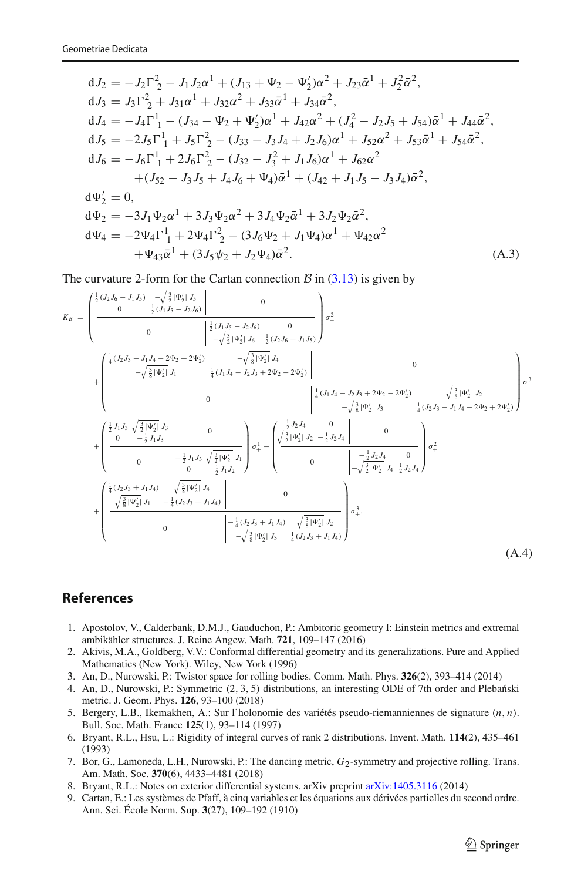$$
\begin{aligned}
\mathrm{d}J_2 &= -J_2\Gamma^2{}_2 - J_1J_2\alpha^1 + (J_{13} + \Psi_2 - \Psi_2')\alpha^2 + J_{23}\bar{\alpha}^1 + J_2^2\bar{\alpha}^2,\\
\mathrm{d}J_3 &= J_3\Gamma^2{}_2 + J_{31}\alpha^1 + J_{32}\alpha^2 + J_{33}\bar{\alpha}^1 + J_{34}\bar{\alpha}^2,\\
\mathrm{d}J_4 &= -J_4\Gamma^1{}_1 - (J_{34} - \Psi_2 + \Psi_2')\alpha^1 + J_{42}\alpha^2 + (J_4^2 - J_2J_5 + J_{54})\bar{\alpha}^1 + J_{44}\bar{\alpha}^2,\\
\mathrm{d}J_5 &= -2J_5\Gamma^1{}_1 + J_5\Gamma^2{}_2 - (J_{33} - J_3J_4 + J_2J_6)\alpha^1 + J_{52}\alpha^2 + J_{53}\bar{\alpha}^1 + J_{54}\bar{\alpha}^2,\\
\mathrm{d}J_6 &= -J_6\Gamma^1{}_1 + 2J_6\Gamma^2{}_2 - (J_{32} - J_3^2 + J_1J_6)\alpha^1 + J_{62}\alpha^2\\
&\quad + (J_{52} - J_3J_5 + J_4J_6 + \Psi_4)\bar{\alpha}^1 + (J_{42} + J_1J_5 - J_3J_4)\bar{\alpha}^2,\\
\mathrm{d}\Psi_2' &= 0,\\
\mathrm{d}\Psi_2 &= -3J_1\Psi_2\alpha^1 + 3J_3\Psi_2\alpha^2 + 3J_4\Psi_2\bar{\alpha}^1 + 3J_2\Psi_2\bar{\alpha}^2,\\
\mathrm{d}\Psi_4 &= -2\Psi_4\Gamma^1{}_1 + 2\Psi_4\Gamma^2{}_2 - (3J_6\Psi_2 + J_1\Psi_4)\alpha^1 + \Psi_{42}\alpha^2\\
&\quad + \Psi_{43}\bar{\alpha}^1 + (3J_5\psi_2 + J_2\Psi_4)\bar{\alpha}^2.
\end{aligned}
\tag{A.3}
$$

The curvature 2-form for the Cartan connection $\mathcal{B}$ in (3.13) is given by

$$
\begin{aligned}
K_{\mathcal{B}} = &\left(\begin{array}{cc|cc}
\frac{1}{2}(J_2J_6 - J_1J_5) & -\sqrt{\frac{3}{2}|\Psi_2'|}\,J_5 & & \\
0 & \frac{1}{2}(J_1J_5 - J_2J_6) & \multicolumn{2}{c}{0} \\
\hline
\multicolumn{2}{c|}{0} & \frac{1}{2}(J_1J_5 - J_2J_6) & 0 \\
 & & -\sqrt{\frac{3}{2}|\Psi_2'|}\,J_6 & \frac{1}{2}(J_2J_6 - J_1J_5)
\end{array}\right)\sigma^2_-\\
&+\left(\begin{array}{cc|cc}
\frac{1}{4}(J_2J_3 - J_1J_4 - 2\Psi_2 + 2\Psi_2') & -\sqrt{\frac{3}{8}|\Psi_2'|}\,J_4 & & \\
-\sqrt{\frac{3}{8}|\Psi_2'|}\,J_1 & \frac{1}{4}(J_1J_4 - J_2J_3 + 2\Psi_2 - 2\Psi_2') & \multicolumn{2}{c}{0} \\
\hline
\multicolumn{2}{c|}{0} & \frac{1}{4}(J_1J_4 - J_2J_3 + 2\Psi_2 - 2\Psi_2') & \sqrt{\frac{3}{8}|\Psi_2'|}\,J_2 \\
 & & -\sqrt{\frac{3}{8}|\Psi_2'|}\,J_3 & \frac{1}{4}(J_2J_3 - J_1J_4 - 2\Psi_2 + 2\Psi_2')
\end{array}\right)\sigma^3_-\\
&+\left(\begin{array}{cc|cc}
\frac{1}{2}J_1J_3 & \sqrt{\frac{3}{2}|\Psi_2'|}\,J_3 & & \\
0 & -\frac{1}{2}J_1J_3 & \multicolumn{2}{c}{0} \\
\hline
\multicolumn{2}{c|}{0} & -\frac{1}{2}J_1J_3 & \sqrt{\frac{3}{2}|\Psi_2'|}\,J_1 \\
 & & 0 & \frac{1}{2}J_1J_2
\end{array}\right)\sigma^1_+
+\left(\begin{array}{cc|cc}
\frac{1}{2}J_2J_4 & 0 & & \\
\sqrt{\frac{3}{2}|\Psi_2'|}\,J_2 & -\frac{1}{2}J_2J_4 & \multicolumn{2}{c}{0} \\
\hline
\multicolumn{2}{c|}{0} & -\frac{1}{2}J_2J_4 & 0 \\
 & & -\sqrt{\frac{3}{2}|\Psi_2'|}\,J_4 & \frac{1}{2}J_2J_4
\end{array}\right)\sigma^2_+\\
&+\left(\begin{array}{cc|cc}
\frac{1}{4}(J_2J_3 + J_1J_4) & \sqrt{\frac{3}{8}|\Psi_2'|}\,J_4 & & \\
\sqrt{\frac{3}{8}|\Psi_2'|}\,J_1 & -\frac{1}{4}(J_2J_3 + J_1J_4) & \multicolumn{2}{c}{0} \\
\hline
\multicolumn{2}{c|}{0} & -\frac{1}{4}(J_2J_3 + J_1J_4) & \sqrt{\frac{3}{8}|\Psi_2'|}\,J_2 \\
 & & -\sqrt{\frac{3}{8}|\Psi_2'|}\,J_3 & \frac{1}{4}(J_2J_3 + J_1J_4)
\end{array}\right)\sigma^3_+.
\end{aligned}
\tag{A.4}
$$

## References

1. Apostolov, V., Calderbank, D.M.J., Gauduchon, P.: Ambitoric geometry I: Einstein metrics and extremal ambikähler structures. J. Reine Angew. Math. **721**, 109–147 (2016)
2. Akivis, M.A., Goldberg, V.V.: Conformal differential geometry and its generalizations. Pure and Applied Mathematics (New York). Wiley, New York (1996)
3. An, D., Nurowski, P.: Twistor space for rolling bodies. Comm. Math. Phys. **326**(2), 393–414 (2014)
4. An, D., Nurowski, P.: Symmetric (2, 3, 5) distributions, an interesting ODE of 7th order and Plebański metric. J. Geom. Phys. **126**, 93–100 (2018)
5. Bergery, L.B., Ikemakhen, A.: Sur l'holonomie des variétés pseudo-riemanniennes de signature $(n, n)$. Bull. Soc. Math. France **125**(1), 93–114 (1997)
6. Bryant, R.L., Hsu, L.: Rigidity of integral curves of rank 2 distributions. Invent. Math. **114**(2), 435–461 (1993)
7. Bor, G., Lamoneda, L.H., Nurowski, P.: The dancing metric, $G_2$-symmetry and projective rolling. Trans. Am. Math. Soc. **370**(6), 4433–4481 (2018)
8. Bryant, R.L.: Notes on exterior differential systems. arXiv preprint arXiv:1405.3116 (2014)
9. Cartan, E.: Les systèmes de Pfaff, à cinq variables et les équations aux dérivées partielles du second ordre. Ann. Sci. École Norm. Sup. **3**(27), 109–192 (1910)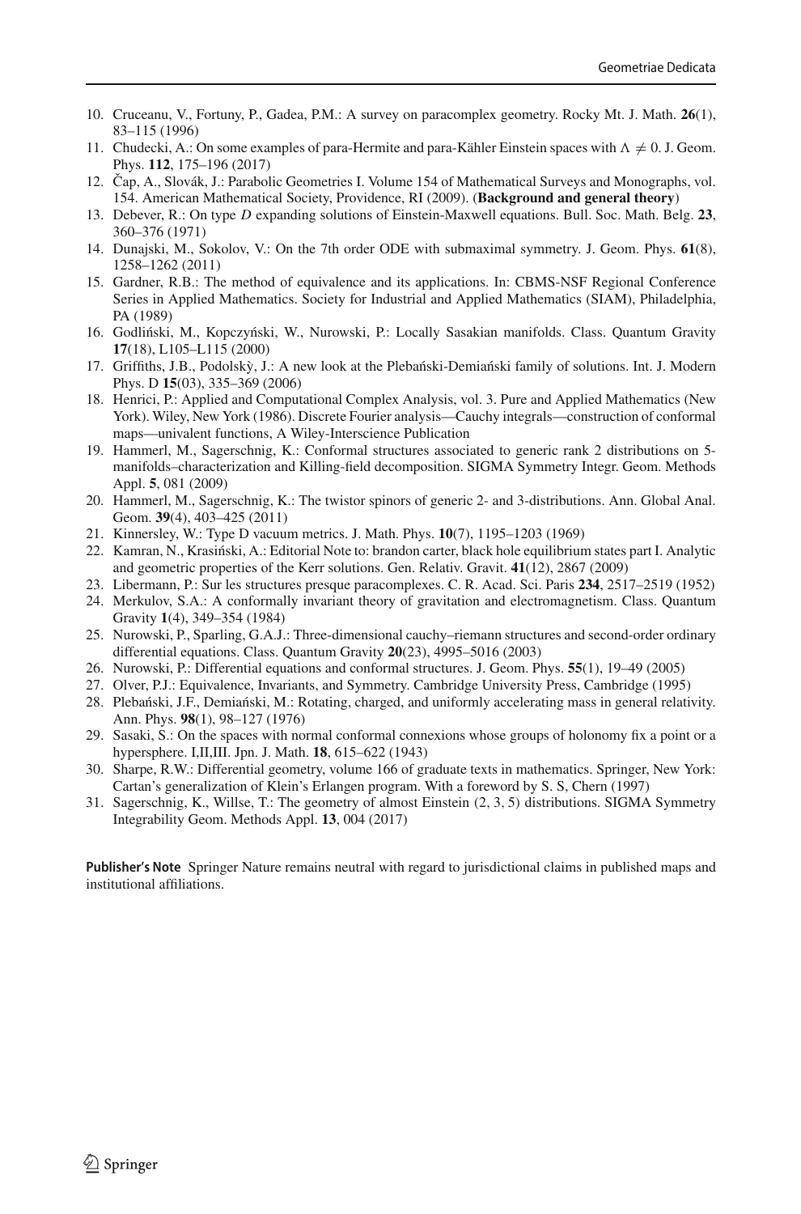10. Cruceanu, V., Fortuny, P., Gadea, P.M.: A survey on paracomplex geometry. Rocky Mt. J. Math. **26**(1), 83–115 (1996)
11. Chudecki, A.: On some examples of para-Hermite and para-Kähler Einstein spaces with $\Lambda \neq 0$. J. Geom. Phys. **112**, 175–196 (2017)
12. Čap, A., Slovák, J.: Parabolic Geometries I. Volume 154 of Mathematical Surveys and Monographs, vol. 154. American Mathematical Society, Providence, RI (2009). (**Background and general theory**)
13. Debever, R.: On type *D* expanding solutions of Einstein-Maxwell equations. Bull. Soc. Math. Belg. **23**, 360–376 (1971)
14. Dunajski, M., Sokolov, V.: On the 7th order ODE with submaximal symmetry. J. Geom. Phys. **61**(8), 1258–1262 (2011)
15. Gardner, R.B.: The method of equivalence and its applications. In: CBMS-NSF Regional Conference Series in Applied Mathematics. Society for Industrial and Applied Mathematics (SIAM), Philadelphia, PA (1989)
16. Godliński, M., Kopczyński, W., Nurowski, P.: Locally Sasakian manifolds. Class. Quantum Gravity **17**(18), L105–L115 (2000)
17. Griffiths, J.B., Podolský, J.: A new look at the Plebański-Demiański family of solutions. Int. J. Modern Phys. D **15**(03), 335–369 (2006)
18. Henrici, P.: Applied and Computational Complex Analysis, vol. 3. Pure and Applied Mathematics (New York). Wiley, New York (1986). Discrete Fourier analysis—Cauchy integrals—construction of conformal maps—univalent functions, A Wiley-Interscience Publication
19. Hammerl, M., Sagerschnig, K.: Conformal structures associated to generic rank 2 distributions on 5-manifolds–characterization and Killing-field decomposition. SIGMA Symmetry Integr. Geom. Methods Appl. **5**, 081 (2009)
20. Hammerl, M., Sagerschnig, K.: The twistor spinors of generic 2- and 3-distributions. Ann. Global Anal. Geom. **39**(4), 403–425 (2011)
21. Kinnersley, W.: Type D vacuum metrics. J. Math. Phys. **10**(7), 1195–1203 (1969)
22. Kamran, N., Krasiński, A.: Editorial Note to: brandon carter, black hole equilibrium states part I. Analytic and geometric properties of the Kerr solutions. Gen. Relativ. Gravit. **41**(12), 2867 (2009)
23. Libermann, P.: Sur les structures presque paracomplexes. C. R. Acad. Sci. Paris **234**, 2517–2519 (1952)
24. Merkulov, S.A.: A conformally invariant theory of gravitation and electromagnetism. Class. Quantum Gravity **1**(4), 349–354 (1984)
25. Nurowski, P., Sparling, G.A.J.: Three-dimensional cauchy–riemann structures and second-order ordinary differential equations. Class. Quantum Gravity **20**(23), 4995–5016 (2003)
26. Nurowski, P.: Differential equations and conformal structures. J. Geom. Phys. **55**(1), 19–49 (2005)
27. Olver, P.J.: Equivalence, Invariants, and Symmetry. Cambridge University Press, Cambridge (1995)
28. Plebański, J.F., Demiański, M.: Rotating, charged, and uniformly accelerating mass in general relativity. Ann. Phys. **98**(1), 98–127 (1976)
29. Sasaki, S.: On the spaces with normal conformal connexions whose groups of holonomy fix a point or a hypersphere. I,II,III. Jpn. J. Math. **18**, 615–622 (1943)
30. Sharpe, R.W.: Differential geometry, volume 166 of graduate texts in mathematics. Springer, New York: Cartan's generalization of Klein's Erlangen program. With a foreword by S. S, Chern (1997)
31. Sagerschnig, K., Willse, T.: The geometry of almost Einstein (2, 3, 5) distributions. SIGMA Symmetry Integrability Geom. Methods Appl. **13**, 004 (2017)

**Publisher's Note** Springer Nature remains neutral with regard to jurisdictional claims in published maps and institutional affiliations.